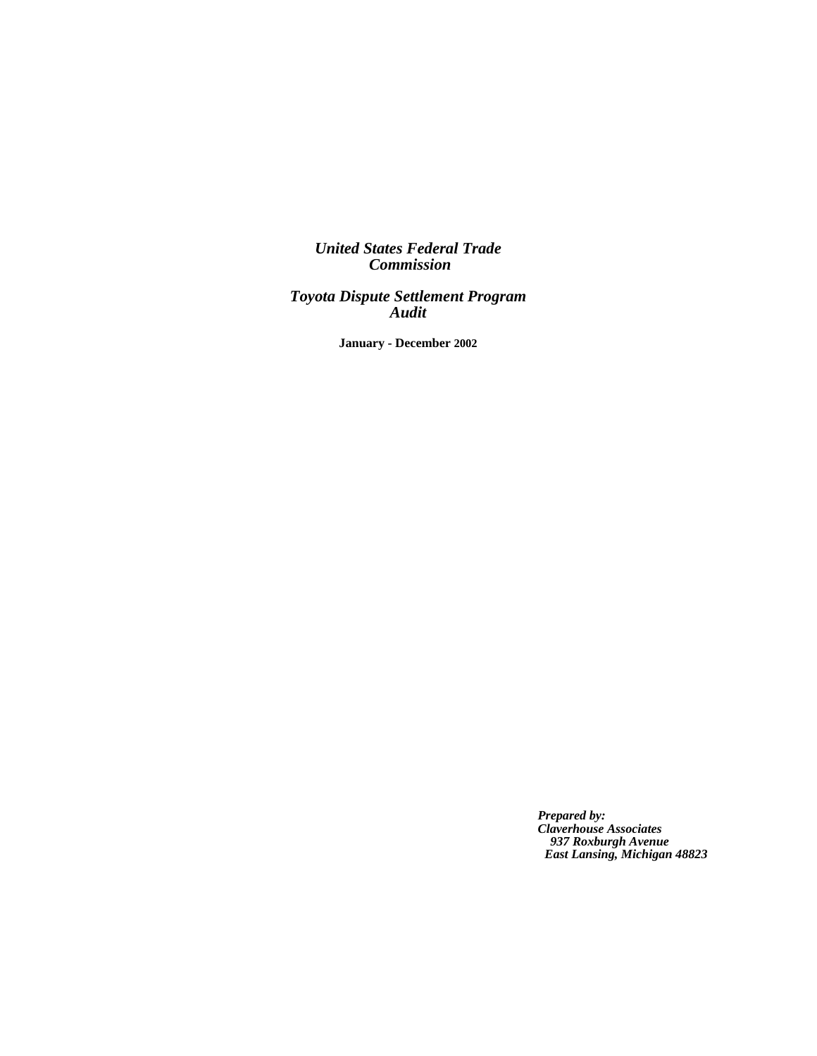# *United States Federal Trade Commission*

## *Toyota Dispute Settlement Program Audit*

**January - December 2002**

***Prepared by:***
***Claverhouse Associates***
***937 Roxburgh Avenue***
***East Lansing, Michigan 48823***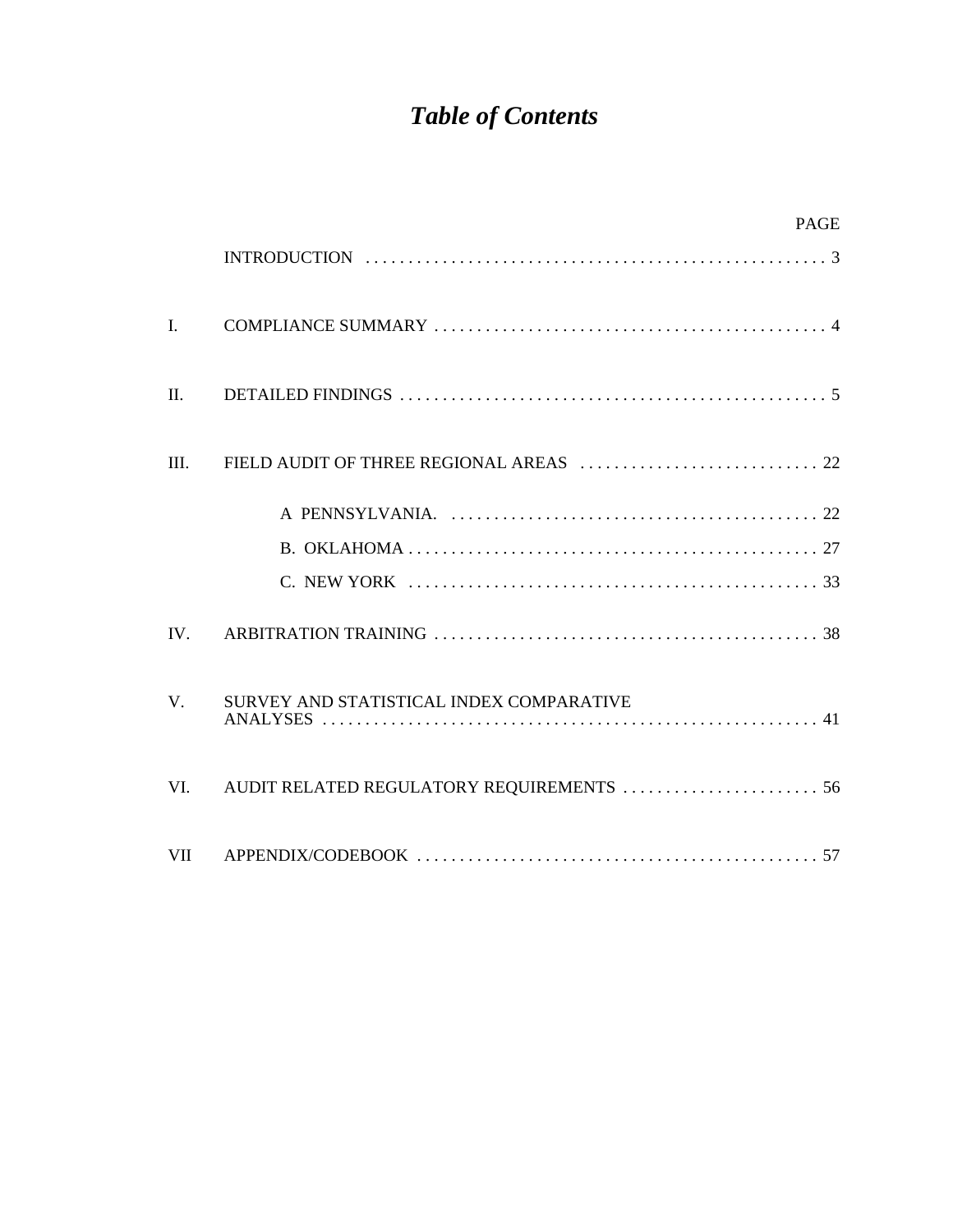# *Table of Contents*

| | | PAGE |
|---|---|---|
| | INTRODUCTION | 3 |
| I. | COMPLIANCE SUMMARY | 4 |
| II. | DETAILED FINDINGS | 5 |
| III. | FIELD AUDIT OF THREE REGIONAL AREAS | 22 |
| | A PENNSYLVANIA. | 22 |
| | B. OKLAHOMA | 27 |
| | C. NEW YORK | 33 |
| IV. | ARBITRATION TRAINING | 38 |
| V. | SURVEY AND STATISTICAL INDEX COMPARATIVE ANALYSES | 41 |
| VI. | AUDIT RELATED REGULATORY REQUIREMENTS | 56 |
| VII | APPENDIX/CODEBOOK | 57 |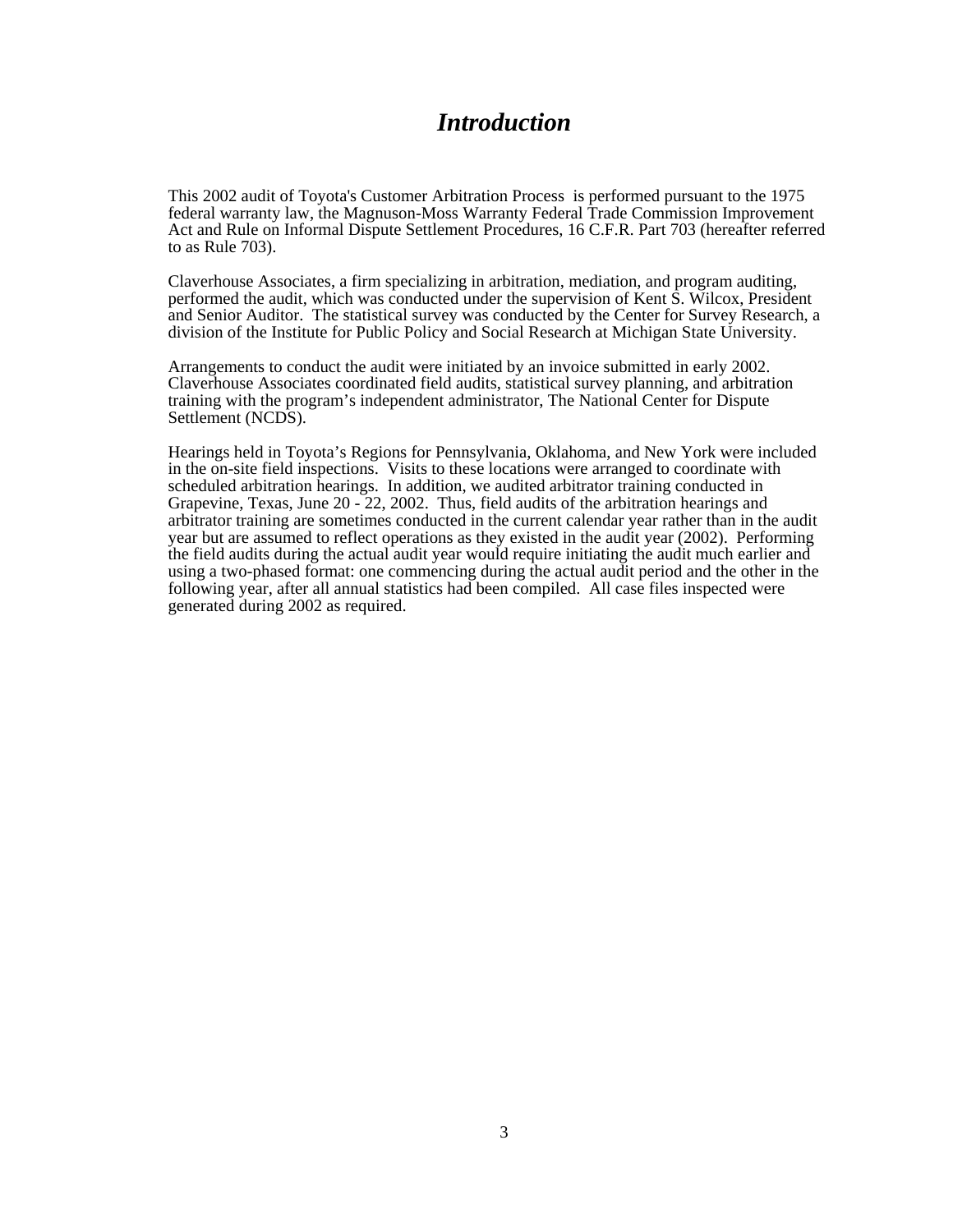# *Introduction*

This 2002 audit of Toyota's Customer Arbitration Process is performed pursuant to the 1975 federal warranty law, the Magnuson-Moss Warranty Federal Trade Commission Improvement Act and Rule on Informal Dispute Settlement Procedures, 16 C.F.R. Part 703 (hereafter referred to as Rule 703).

Claverhouse Associates, a firm specializing in arbitration, mediation, and program auditing, performed the audit, which was conducted under the supervision of Kent S. Wilcox, President and Senior Auditor. The statistical survey was conducted by the Center for Survey Research, a division of the Institute for Public Policy and Social Research at Michigan State University.

Arrangements to conduct the audit were initiated by an invoice submitted in early 2002. Claverhouse Associates coordinated field audits, statistical survey planning, and arbitration training with the program's independent administrator, The National Center for Dispute Settlement (NCDS).

Hearings held in Toyota's Regions for Pennsylvania, Oklahoma, and New York were included in the on-site field inspections. Visits to these locations were arranged to coordinate with scheduled arbitration hearings. In addition, we audited arbitrator training conducted in Grapevine, Texas, June 20 - 22, 2002. Thus, field audits of the arbitration hearings and arbitrator training are sometimes conducted in the current calendar year rather than in the audit year but are assumed to reflect operations as they existed in the audit year (2002). Performing the field audits during the actual audit year would require initiating the audit much earlier and using a two-phased format: one commencing during the actual audit period and the other in the following year, after all annual statistics had been compiled. All case files inspected were generated during 2002 as required.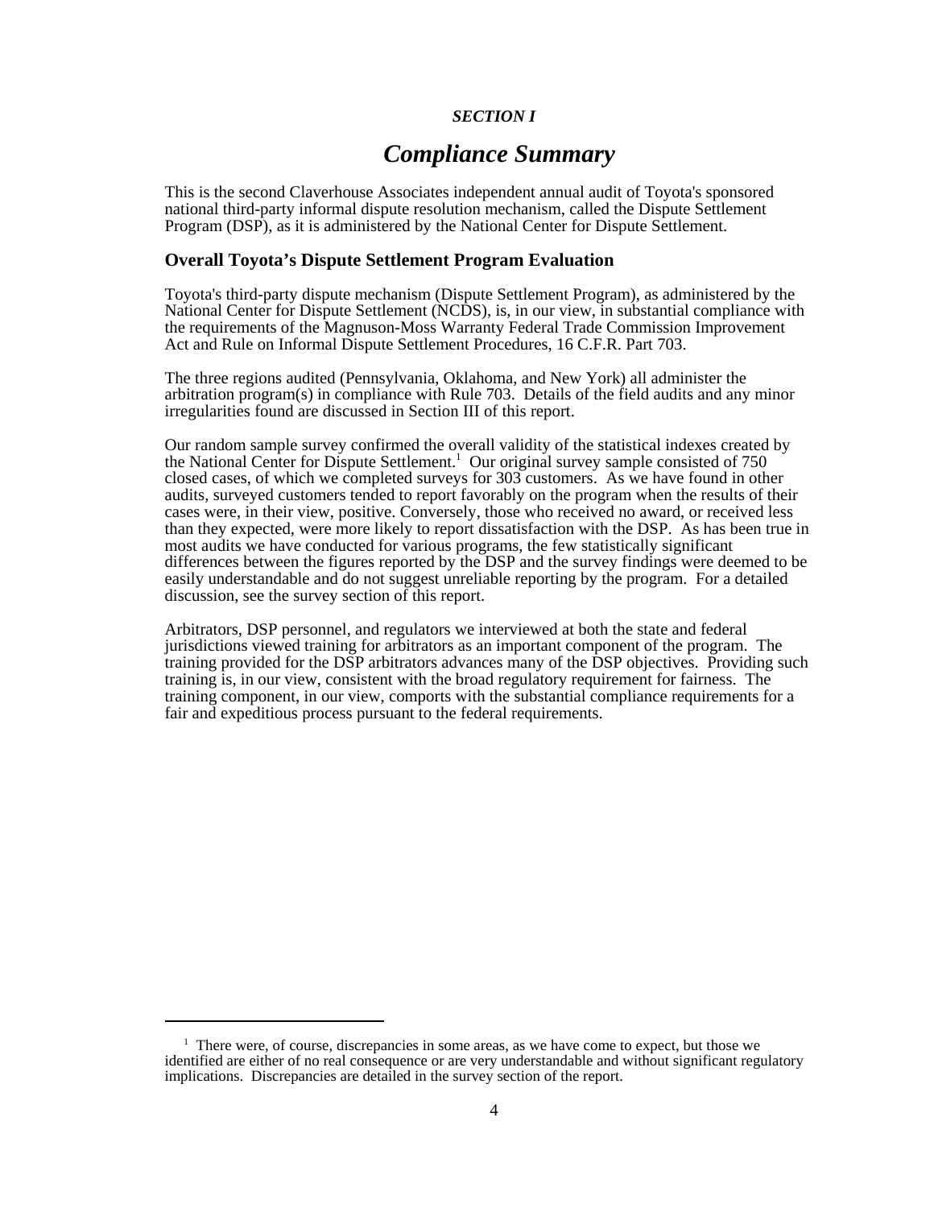*SECTION I*

# *Compliance Summary*

This is the second Claverhouse Associates independent annual audit of Toyota's sponsored national third-party informal dispute resolution mechanism, called the Dispute Settlement Program (DSP), as it is administered by the National Center for Dispute Settlement.

## Overall Toyota's Dispute Settlement Program Evaluation

Toyota's third-party dispute mechanism (Dispute Settlement Program), as administered by the National Center for Dispute Settlement (NCDS), is, in our view, in substantial compliance with the requirements of the Magnuson-Moss Warranty Federal Trade Commission Improvement Act and Rule on Informal Dispute Settlement Procedures, 16 C.F.R. Part 703.

The three regions audited (Pennsylvania, Oklahoma, and New York) all administer the arbitration program(s) in compliance with Rule 703. Details of the field audits and any minor irregularities found are discussed in Section III of this report.

Our random sample survey confirmed the overall validity of the statistical indexes created by the National Center for Dispute Settlement.[1] Our original survey sample consisted of 750 closed cases, of which we completed surveys for 303 customers. As we have found in other audits, surveyed customers tended to report favorably on the program when the results of their cases were, in their view, positive. Conversely, those who received no award, or received less than they expected, were more likely to report dissatisfaction with the DSP. As has been true in most audits we have conducted for various programs, the few statistically significant differences between the figures reported by the DSP and the survey findings were deemed to be easily understandable and do not suggest unreliable reporting by the program. For a detailed discussion, see the survey section of this report.

Arbitrators, DSP personnel, and regulators we interviewed at both the state and federal jurisdictions viewed training for arbitrators as an important component of the program. The training provided for the DSP arbitrators advances many of the DSP objectives. Providing such training is, in our view, consistent with the broad regulatory requirement for fairness. The training component, in our view, comports with the substantial compliance requirements for a fair and expeditious process pursuant to the federal requirements.

---

[1] There were, of course, discrepancies in some areas, as we have come to expect, but those we identified are either of no real consequence or are very understandable and without significant regulatory implications. Discrepancies are detailed in the survey section of the report.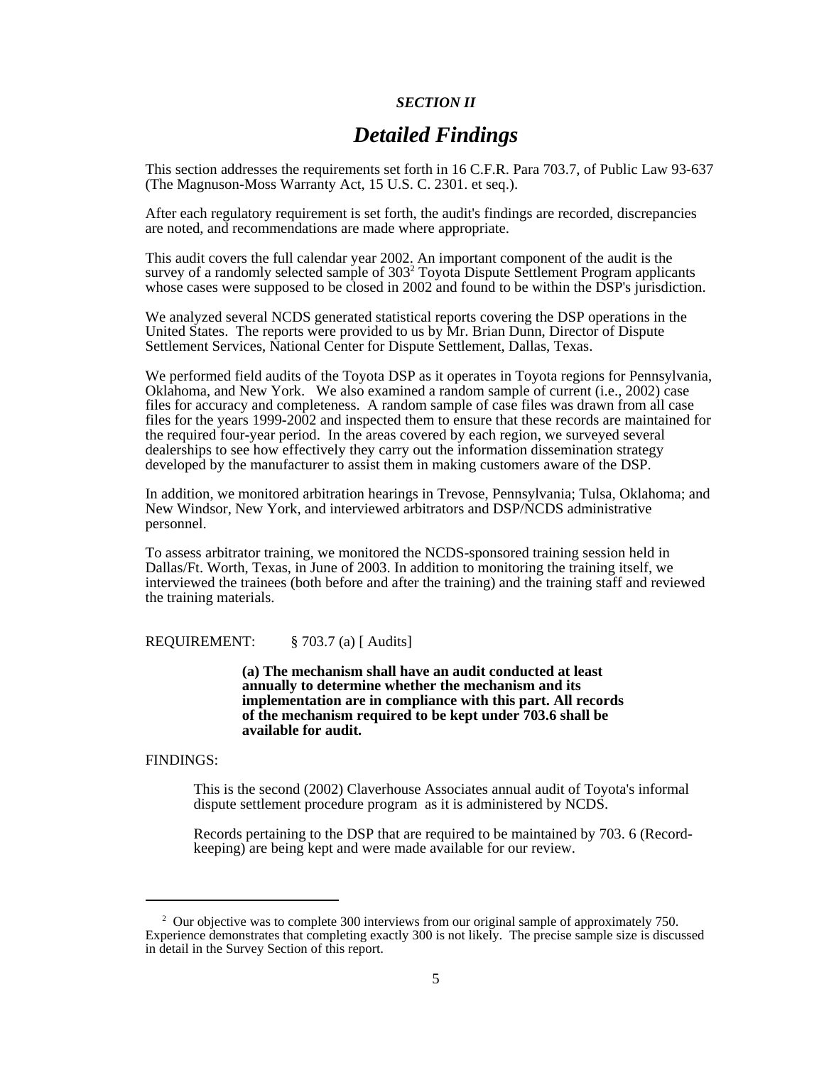*SECTION II*

# *Detailed Findings*

This section addresses the requirements set forth in 16 C.F.R. Para 703.7, of Public Law 93-637 (The Magnuson-Moss Warranty Act, 15 U.S. C. 2301. et seq.).

After each regulatory requirement is set forth, the audit's findings are recorded, discrepancies are noted, and recommendations are made where appropriate.

This audit covers the full calendar year 2002. An important component of the audit is the survey of a randomly selected sample of 303[2] Toyota Dispute Settlement Program applicants whose cases were supposed to be closed in 2002 and found to be within the DSP's jurisdiction.

We analyzed several NCDS generated statistical reports covering the DSP operations in the United States. The reports were provided to us by Mr. Brian Dunn, Director of Dispute Settlement Services, National Center for Dispute Settlement, Dallas, Texas.

We performed field audits of the Toyota DSP as it operates in Toyota regions for Pennsylvania, Oklahoma, and New York. We also examined a random sample of current (i.e., 2002) case files for accuracy and completeness. A random sample of case files was drawn from all case files for the years 1999-2002 and inspected them to ensure that these records are maintained for the required four-year period. In the areas covered by each region, we surveyed several dealerships to see how effectively they carry out the information dissemination strategy developed by the manufacturer to assist them in making customers aware of the DSP.

In addition, we monitored arbitration hearings in Trevose, Pennsylvania; Tulsa, Oklahoma; and New Windsor, New York, and interviewed arbitrators and DSP/NCDS administrative personnel.

To assess arbitrator training, we monitored the NCDS-sponsored training session held in Dallas/Ft. Worth, Texas, in June of 2003. In addition to monitoring the training itself, we interviewed the trainees (both before and after the training) and the training staff and reviewed the training materials.

REQUIREMENT: § 703.7 (a) [ Audits]

> **(a) The mechanism shall have an audit conducted at least annually to determine whether the mechanism and its implementation are in compliance with this part. All records of the mechanism required to be kept under 703.6 shall be available for audit.**

FINDINGS:

This is the second (2002) Claverhouse Associates annual audit of Toyota's informal dispute settlement procedure program as it is administered by NCDS.

Records pertaining to the DSP that are required to be maintained by 703. 6 (Record-keeping) are being kept and were made available for our review.

---

[2] Our objective was to complete 300 interviews from our original sample of approximately 750. Experience demonstrates that completing exactly 300 is not likely. The precise sample size is discussed in detail in the Survey Section of this report.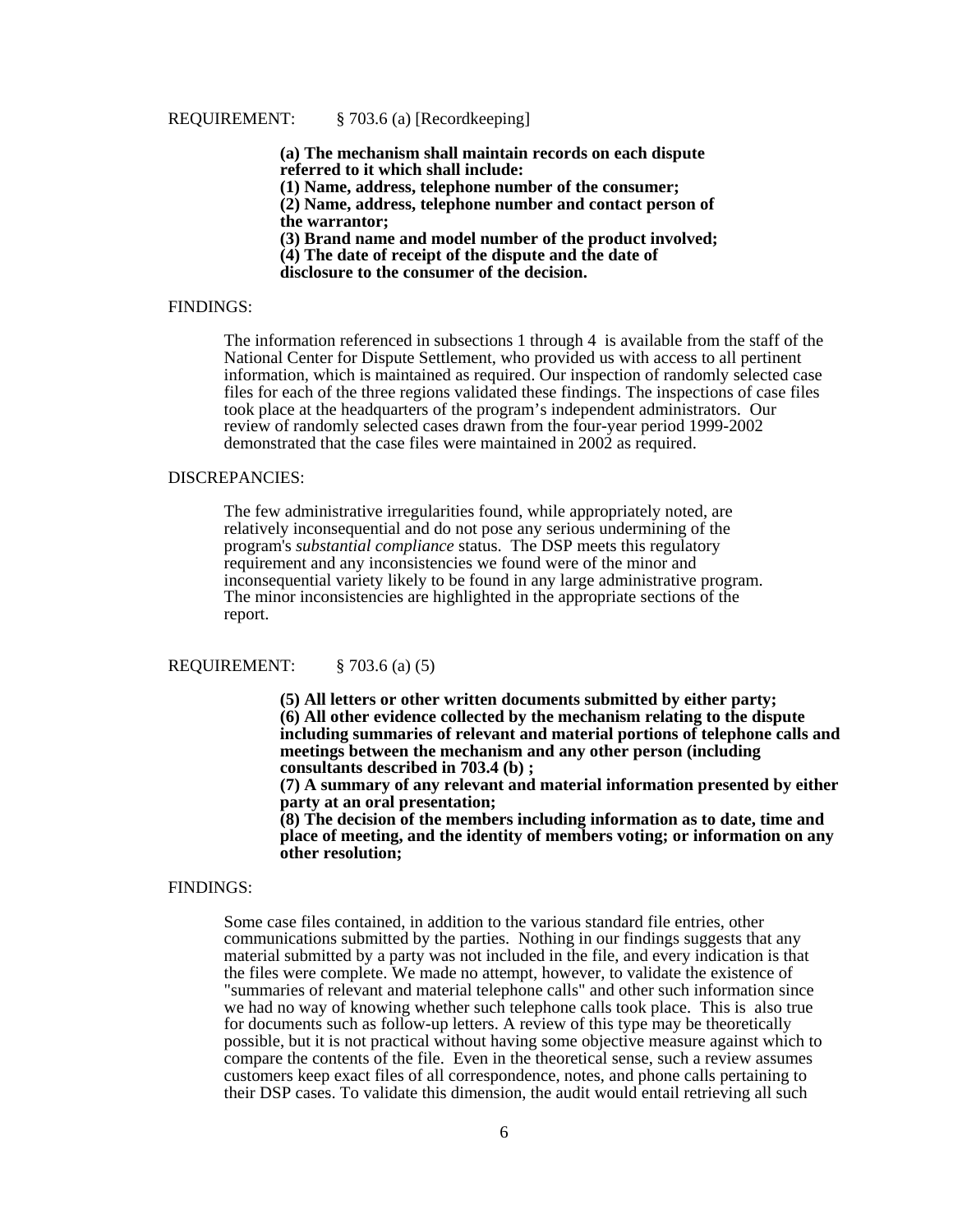REQUIREMENT: § 703.6 (a) [Recordkeeping]

> **(a) The mechanism shall maintain records on each dispute referred to it which shall include:**
> **(1) Name, address, telephone number of the consumer;**
> **(2) Name, address, telephone number and contact person of the warrantor;**
> **(3) Brand name and model number of the product involved;**
> **(4) The date of receipt of the dispute and the date of disclosure to the consumer of the decision.**

FINDINGS:

The information referenced in subsections 1 through 4 is available from the staff of the National Center for Dispute Settlement, who provided us with access to all pertinent information, which is maintained as required. Our inspection of randomly selected case files for each of the three regions validated these findings. The inspections of case files took place at the headquarters of the program's independent administrators. Our review of randomly selected cases drawn from the four-year period 1999-2002 demonstrated that the case files were maintained in 2002 as required.

DISCREPANCIES:

The few administrative irregularities found, while appropriately noted, are relatively inconsequential and do not pose any serious undermining of the program's *substantial compliance* status. The DSP meets this regulatory requirement and any inconsistencies we found were of the minor and inconsequential variety likely to be found in any large administrative program. The minor inconsistencies are highlighted in the appropriate sections of the report.

REQUIREMENT: § 703.6 (a) (5)

> **(5) All letters or other written documents submitted by either party;**
> **(6) All other evidence collected by the mechanism relating to the dispute including summaries of relevant and material portions of telephone calls and meetings between the mechanism and any other person (including consultants described in 703.4 (b) ;**
> **(7) A summary of any relevant and material information presented by either party at an oral presentation;**
> **(8) The decision of the members including information as to date, time and place of meeting, and the identity of members voting; or information on any other resolution;**

FINDINGS:

Some case files contained, in addition to the various standard file entries, other communications submitted by the parties. Nothing in our findings suggests that any material submitted by a party was not included in the file, and every indication is that the files were complete. We made no attempt, however, to validate the existence of "summaries of relevant and material telephone calls" and other such information since we had no way of knowing whether such telephone calls took place. This is also true for documents such as follow-up letters. A review of this type may be theoretically possible, but it is not practical without having some objective measure against which to compare the contents of the file. Even in the theoretical sense, such a review assumes customers keep exact files of all correspondence, notes, and phone calls pertaining to their DSP cases. To validate this dimension, the audit would entail retrieving all such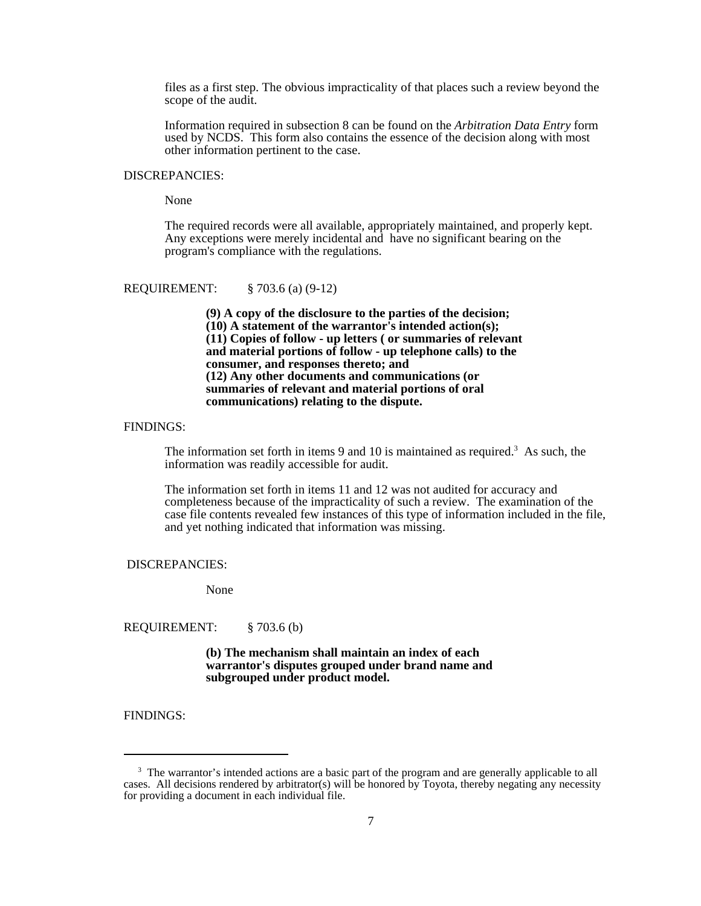files as a first step. The obvious impracticality of that places such a review beyond the scope of the audit.

Information required in subsection 8 can be found on the *Arbitration Data Entry* form used by NCDS. This form also contains the essence of the decision along with most other information pertinent to the case.

DISCREPANCIES:

None

The required records were all available, appropriately maintained, and properly kept. Any exceptions were merely incidental and have no significant bearing on the program's compliance with the regulations.

REQUIREMENT: § 703.6 (a) (9-12)

**(9) A copy of the disclosure to the parties of the decision;**
**(10) A statement of the warrantor's intended action(s);**
**(11) Copies of follow - up letters ( or summaries of relevant and material portions of follow - up telephone calls) to the consumer, and responses thereto; and**
**(12) Any other documents and communications (or summaries of relevant and material portions of oral communications) relating to the dispute.**

FINDINGS:

The information set forth in items 9 and 10 is maintained as required.[3] As such, the information was readily accessible for audit.

The information set forth in items 11 and 12 was not audited for accuracy and completeness because of the impracticality of such a review. The examination of the case file contents revealed few instances of this type of information included in the file, and yet nothing indicated that information was missing.

DISCREPANCIES:

None

REQUIREMENT: § 703.6 (b)

**(b) The mechanism shall maintain an index of each warrantor's disputes grouped under brand name and subgrouped under product model.**

FINDINGS:

---

[3] The warrantor's intended actions are a basic part of the program and are generally applicable to all cases. All decisions rendered by arbitrator(s) will be honored by Toyota, thereby negating any necessity for providing a document in each individual file.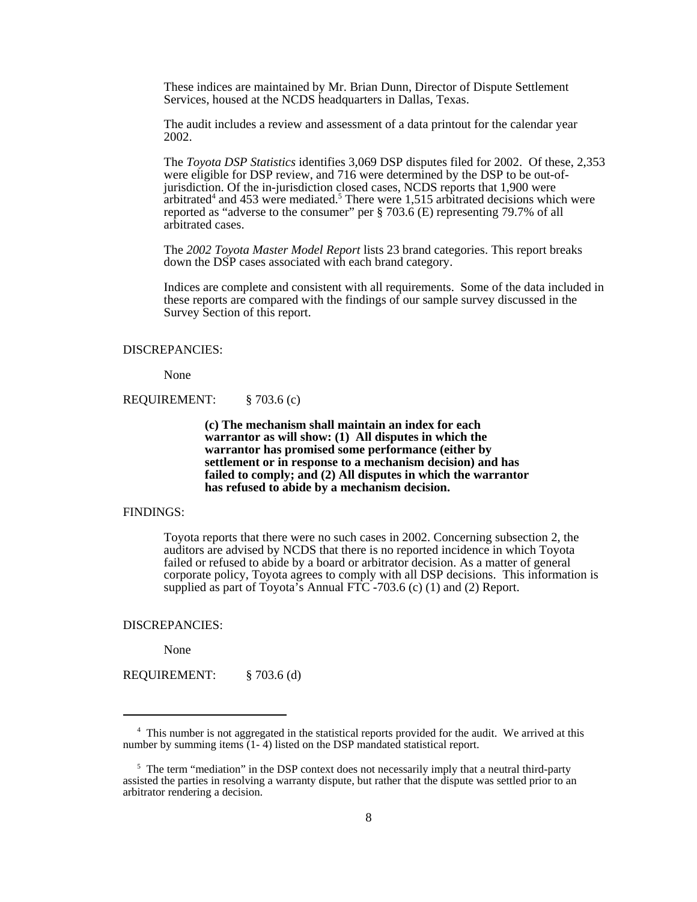These indices are maintained by Mr. Brian Dunn, Director of Dispute Settlement Services, housed at the NCDS headquarters in Dallas, Texas.

The audit includes a review and assessment of a data printout for the calendar year 2002.

The *Toyota DSP Statistics* identifies 3,069 DSP disputes filed for 2002. Of these, 2,353 were eligible for DSP review, and 716 were determined by the DSP to be out-of-jurisdiction. Of the in-jurisdiction closed cases, NCDS reports that 1,900 were arbitrated[4] and 453 were mediated.[5] There were 1,515 arbitrated decisions which were reported as "adverse to the consumer" per § 703.6 (E) representing 79.7% of all arbitrated cases.

The *2002 Toyota Master Model Report* lists 23 brand categories. This report breaks down the DSP cases associated with each brand category.

Indices are complete and consistent with all requirements. Some of the data included in these reports are compared with the findings of our sample survey discussed in the Survey Section of this report.

DISCREPANCIES:

None

REQUIREMENT: § 703.6 (c)

**(c) The mechanism shall maintain an index for each warrantor as will show: (1) All disputes in which the warrantor has promised some performance (either by settlement or in response to a mechanism decision) and has failed to comply; and (2) All disputes in which the warrantor has refused to abide by a mechanism decision.**

FINDINGS:

Toyota reports that there were no such cases in 2002. Concerning subsection 2, the auditors are advised by NCDS that there is no reported incidence in which Toyota failed or refused to abide by a board or arbitrator decision. As a matter of general corporate policy, Toyota agrees to comply with all DSP decisions. This information is supplied as part of Toyota's Annual FTC -703.6 (c) (1) and (2) Report.

DISCREPANCIES:

None

REQUIREMENT: § 703.6 (d)

---

[4] This number is not aggregated in the statistical reports provided for the audit. We arrived at this number by summing items (1- 4) listed on the DSP mandated statistical report.

[5] The term "mediation" in the DSP context does not necessarily imply that a neutral third-party assisted the parties in resolving a warranty dispute, but rather that the dispute was settled prior to an arbitrator rendering a decision.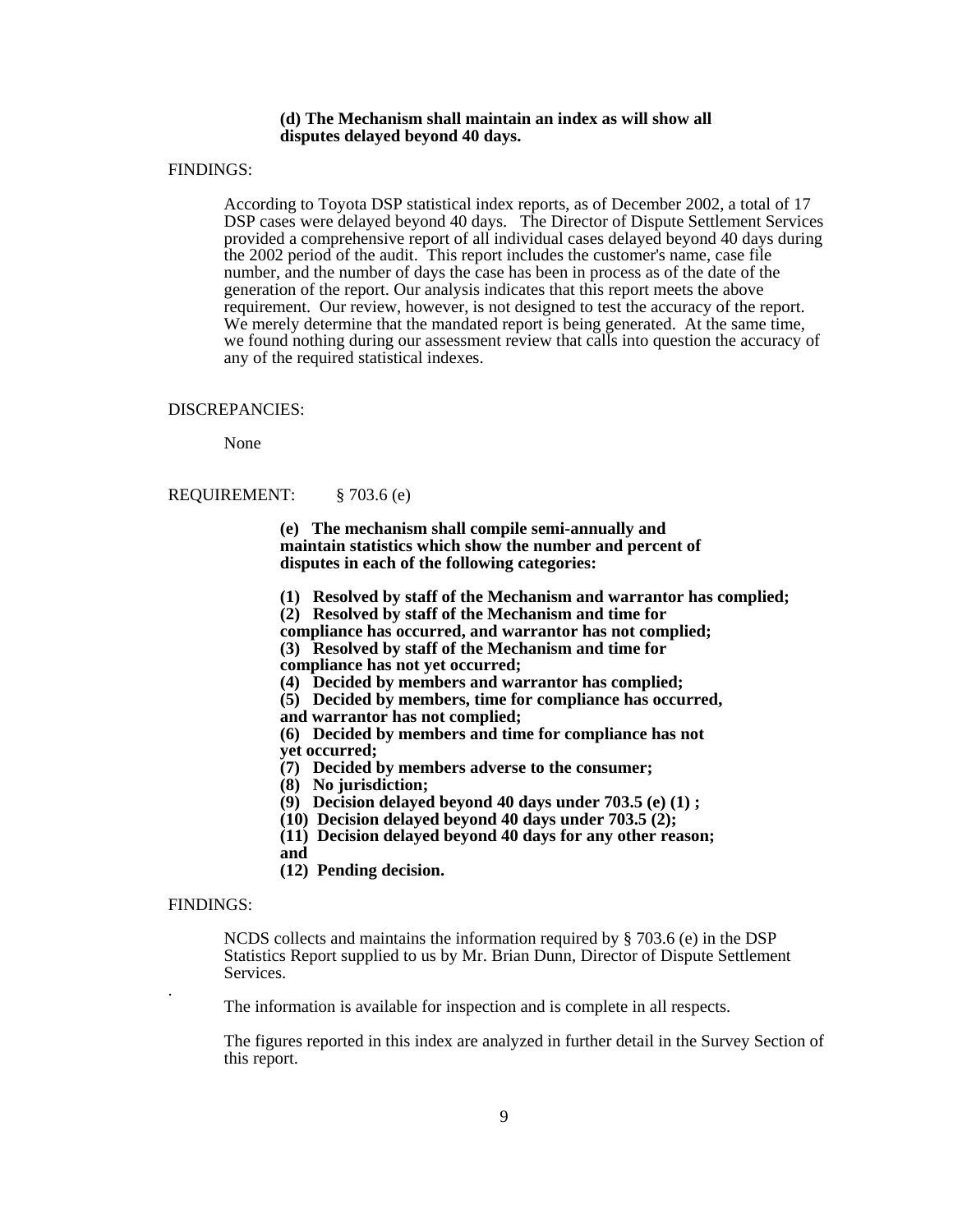**(d) The Mechanism shall maintain an index as will show all disputes delayed beyond 40 days.**

FINDINGS:

According to Toyota DSP statistical index reports, as of December 2002, a total of 17 DSP cases were delayed beyond 40 days. The Director of Dispute Settlement Services provided a comprehensive report of all individual cases delayed beyond 40 days during the 2002 period of the audit. This report includes the customer's name, case file number, and the number of days the case has been in process as of the date of the generation of the report. Our analysis indicates that this report meets the above requirement. Our review, however, is not designed to test the accuracy of the report. We merely determine that the mandated report is being generated. At the same time, we found nothing during our assessment review that calls into question the accuracy of any of the required statistical indexes.

DISCREPANCIES:

None

REQUIREMENT: § 703.6 (e)

**(e) The mechanism shall compile semi-annually and maintain statistics which show the number and percent of disputes in each of the following categories:**

**(1) Resolved by staff of the Mechanism and warrantor has complied;**
**(2) Resolved by staff of the Mechanism and time for compliance has occurred, and warrantor has not complied;**
**(3) Resolved by staff of the Mechanism and time for compliance has not yet occurred;**
**(4) Decided by members and warrantor has complied;**
**(5) Decided by members, time for compliance has occurred, and warrantor has not complied;**
**(6) Decided by members and time for compliance has not yet occurred;**
**(7) Decided by members adverse to the consumer;**
**(8) No jurisdiction;**
**(9) Decision delayed beyond 40 days under 703.5 (e) (1) ;**
**(10) Decision delayed beyond 40 days under 703.5 (2);**
**(11) Decision delayed beyond 40 days for any other reason; and**
**(12) Pending decision.**

FINDINGS:

NCDS collects and maintains the information required by § 703.6 (e) in the DSP Statistics Report supplied to us by Mr. Brian Dunn, Director of Dispute Settlement Services.

The information is available for inspection and is complete in all respects.

The figures reported in this index are analyzed in further detail in the Survey Section of this report.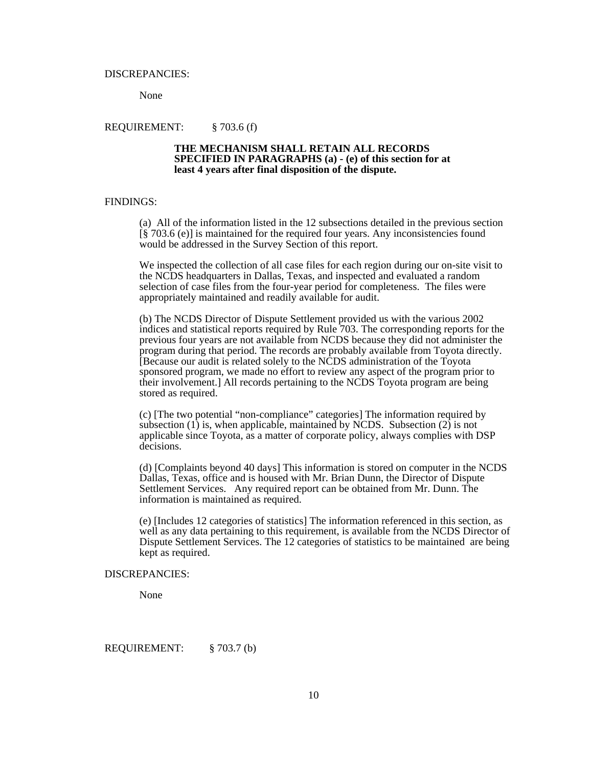DISCREPANCIES:

None

REQUIREMENT: § 703.6 (f)

**THE MECHANISM SHALL RETAIN ALL RECORDS SPECIFIED IN PARAGRAPHS (a) - (e) of this section for at least 4 years after final disposition of the dispute.**

FINDINGS:

(a) All of the information listed in the 12 subsections detailed in the previous section [§ 703.6 (e)] is maintained for the required four years. Any inconsistencies found would be addressed in the Survey Section of this report.

We inspected the collection of all case files for each region during our on-site visit to the NCDS headquarters in Dallas, Texas, and inspected and evaluated a random selection of case files from the four-year period for completeness. The files were appropriately maintained and readily available for audit.

(b) The NCDS Director of Dispute Settlement provided us with the various 2002 indices and statistical reports required by Rule 703. The corresponding reports for the previous four years are not available from NCDS because they did not administer the program during that period. The records are probably available from Toyota directly. [Because our audit is related solely to the NCDS administration of the Toyota sponsored program, we made no effort to review any aspect of the program prior to their involvement.] All records pertaining to the NCDS Toyota program are being stored as required.

(c) [The two potential "non-compliance" categories] The information required by subsection (1) is, when applicable, maintained by NCDS. Subsection (2) is not applicable since Toyota, as a matter of corporate policy, always complies with DSP decisions.

(d) [Complaints beyond 40 days] This information is stored on computer in the NCDS Dallas, Texas, office and is housed with Mr. Brian Dunn, the Director of Dispute Settlement Services. Any required report can be obtained from Mr. Dunn. The information is maintained as required.

(e) [Includes 12 categories of statistics] The information referenced in this section, as well as any data pertaining to this requirement, is available from the NCDS Director of Dispute Settlement Services. The 12 categories of statistics to be maintained are being kept as required.

DISCREPANCIES:

None

REQUIREMENT: § 703.7 (b)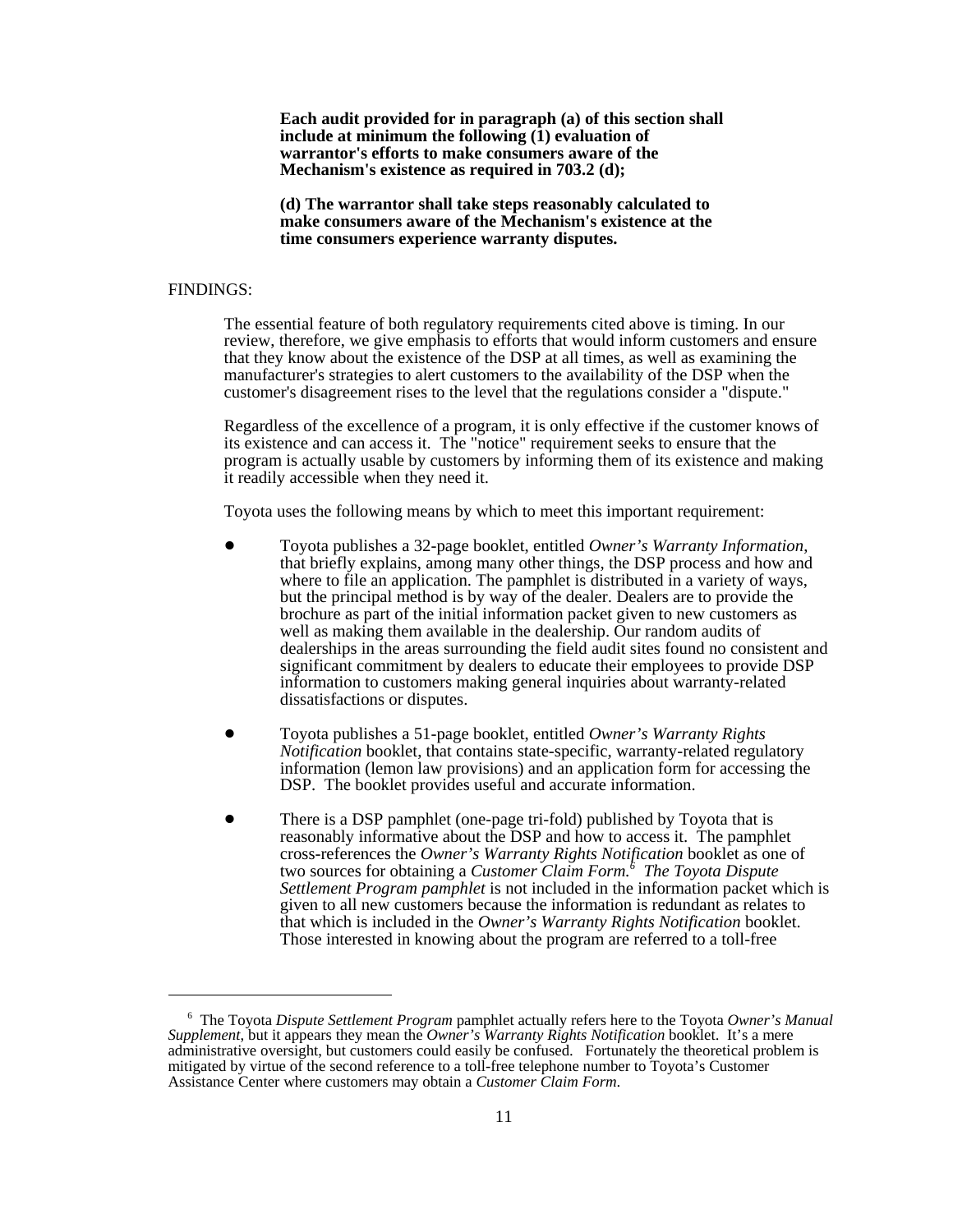**Each audit provided for in paragraph (a) of this section shall include at minimum the following (1) evaluation of warrantor's efforts to make consumers aware of the Mechanism's existence as required in 703.2 (d);**

**(d) The warrantor shall take steps reasonably calculated to make consumers aware of the Mechanism's existence at the time consumers experience warranty disputes.**

FINDINGS:

The essential feature of both regulatory requirements cited above is timing. In our review, therefore, we give emphasis to efforts that would inform customers and ensure that they know about the existence of the DSP at all times, as well as examining the manufacturer's strategies to alert customers to the availability of the DSP when the customer's disagreement rises to the level that the regulations consider a "dispute."

Regardless of the excellence of a program, it is only effective if the customer knows of its existence and can access it. The "notice" requirement seeks to ensure that the program is actually usable by customers by informing them of its existence and making it readily accessible when they need it.

Toyota uses the following means by which to meet this important requirement:

- Toyota publishes a 32-page booklet, entitled *Owner's Warranty Information*, that briefly explains, among many other things, the DSP process and how and where to file an application. The pamphlet is distributed in a variety of ways, but the principal method is by way of the dealer. Dealers are to provide the brochure as part of the initial information packet given to new customers as well as making them available in the dealership. Our random audits of dealerships in the areas surrounding the field audit sites found no consistent and significant commitment by dealers to educate their employees to provide DSP information to customers making general inquiries about warranty-related dissatisfactions or disputes.

- Toyota publishes a 51-page booklet, entitled *Owner's Warranty Rights Notification* booklet, that contains state-specific, warranty-related regulatory information (lemon law provisions) and an application form for accessing the DSP. The booklet provides useful and accurate information.

- There is a DSP pamphlet (one-page tri-fold) published by Toyota that is reasonably informative about the DSP and how to access it. The pamphlet cross-references the *Owner's Warranty Rights Notification* booklet as one of two sources for obtaining a *Customer Claim Form.*[6] *The Toyota Dispute Settlement Program pamphlet* is not included in the information packet which is given to all new customers because the information is redundant as relates to that which is included in the *Owner's Warranty Rights Notification* booklet. Those interested in knowing about the program are referred to a toll-free

---

[6] The Toyota *Dispute Settlement Program* pamphlet actually refers here to the Toyota *Owner's Manual Supplement,* but it appears they mean the *Owner's Warranty Rights Notification* booklet. It's a mere administrative oversight, but customers could easily be confused. Fortunately the theoretical problem is mitigated by virtue of the second reference to a toll-free telephone number to Toyota's Customer Assistance Center where customers may obtain a *Customer Claim Form*.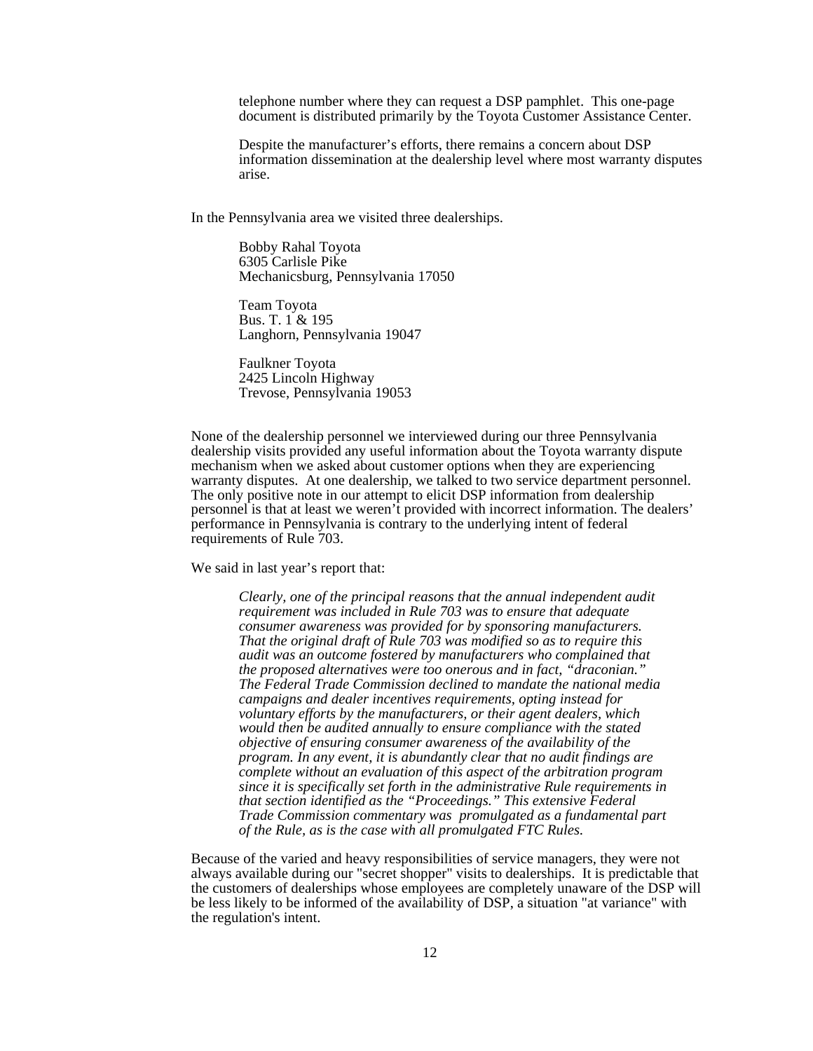telephone number where they can request a DSP pamphlet. This one-page document is distributed primarily by the Toyota Customer Assistance Center.

Despite the manufacturer's efforts, there remains a concern about DSP information dissemination at the dealership level where most warranty disputes arise.

In the Pennsylvania area we visited three dealerships.

Bobby Rahal Toyota
6305 Carlisle Pike
Mechanicsburg, Pennsylvania 17050

Team Toyota
Bus. T. 1 & 195
Langhorn, Pennsylvania 19047

Faulkner Toyota
2425 Lincoln Highway
Trevose, Pennsylvania 19053

None of the dealership personnel we interviewed during our three Pennsylvania dealership visits provided any useful information about the Toyota warranty dispute mechanism when we asked about customer options when they are experiencing warranty disputes. At one dealership, we talked to two service department personnel. The only positive note in our attempt to elicit DSP information from dealership personnel is that at least we weren't provided with incorrect information. The dealers' performance in Pennsylvania is contrary to the underlying intent of federal requirements of Rule 703.

We said in last year's report that:

> *Clearly, one of the principal reasons that the annual independent audit requirement was included in Rule 703 was to ensure that adequate consumer awareness was provided for by sponsoring manufacturers. That the original draft of Rule 703 was modified so as to require this audit was an outcome fostered by manufacturers who complained that the proposed alternatives were too onerous and in fact, "draconian." The Federal Trade Commission declined to mandate the national media campaigns and dealer incentives requirements, opting instead for voluntary efforts by the manufacturers, or their agent dealers, which would then be audited annually to ensure compliance with the stated objective of ensuring consumer awareness of the availability of the program. In any event, it is abundantly clear that no audit findings are complete without an evaluation of this aspect of the arbitration program since it is specifically set forth in the administrative Rule requirements in that section identified as the "Proceedings." This extensive Federal Trade Commission commentary was promulgated as a fundamental part of the Rule, as is the case with all promulgated FTC Rules.*

Because of the varied and heavy responsibilities of service managers, they were not always available during our "secret shopper" visits to dealerships. It is predictable that the customers of dealerships whose employees are completely unaware of the DSP will be less likely to be informed of the availability of DSP, a situation "at variance" with the regulation's intent.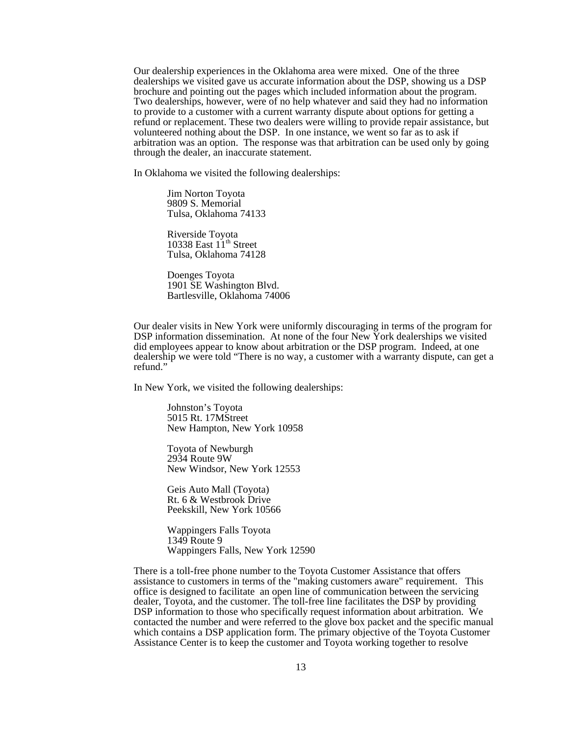Our dealership experiences in the Oklahoma area were mixed. One of the three dealerships we visited gave us accurate information about the DSP, showing us a DSP brochure and pointing out the pages which included information about the program. Two dealerships, however, were of no help whatever and said they had no information to provide to a customer with a current warranty dispute about options for getting a refund or replacement. These two dealers were willing to provide repair assistance, but volunteered nothing about the DSP. In one instance, we went so far as to ask if arbitration was an option. The response was that arbitration can be used only by going through the dealer, an inaccurate statement.

In Oklahoma we visited the following dealerships:

> Jim Norton Toyota
> 9809 S. Memorial
> Tulsa, Oklahoma 74133
>
> Riverside Toyota
> 10338 East 11th Street
> Tulsa, Oklahoma 74128
>
> Doenges Toyota
> 1901 SE Washington Blvd.
> Bartlesville, Oklahoma 74006

Our dealer visits in New York were uniformly discouraging in terms of the program for DSP information dissemination. At none of the four New York dealerships we visited did employees appear to know about arbitration or the DSP program. Indeed, at one dealership we were told "There is no way, a customer with a warranty dispute, can get a refund."

In New York, we visited the following dealerships:

> Johnston's Toyota
> 5015 Rt. 17MStreet
> New Hampton, New York 10958
>
> Toyota of Newburgh
> 2934 Route 9W
> New Windsor, New York 12553
>
> Geis Auto Mall (Toyota)
> Rt. 6 & Westbrook Drive
> Peekskill, New York 10566
>
> Wappingers Falls Toyota
> 1349 Route 9
> Wappingers Falls, New York 12590

There is a toll-free phone number to the Toyota Customer Assistance that offers assistance to customers in terms of the "making customers aware" requirement. This office is designed to facilitate an open line of communication between the servicing dealer, Toyota, and the customer. The toll-free line facilitates the DSP by providing DSP information to those who specifically request information about arbitration. We contacted the number and were referred to the glove box packet and the specific manual which contains a DSP application form. The primary objective of the Toyota Customer Assistance Center is to keep the customer and Toyota working together to resolve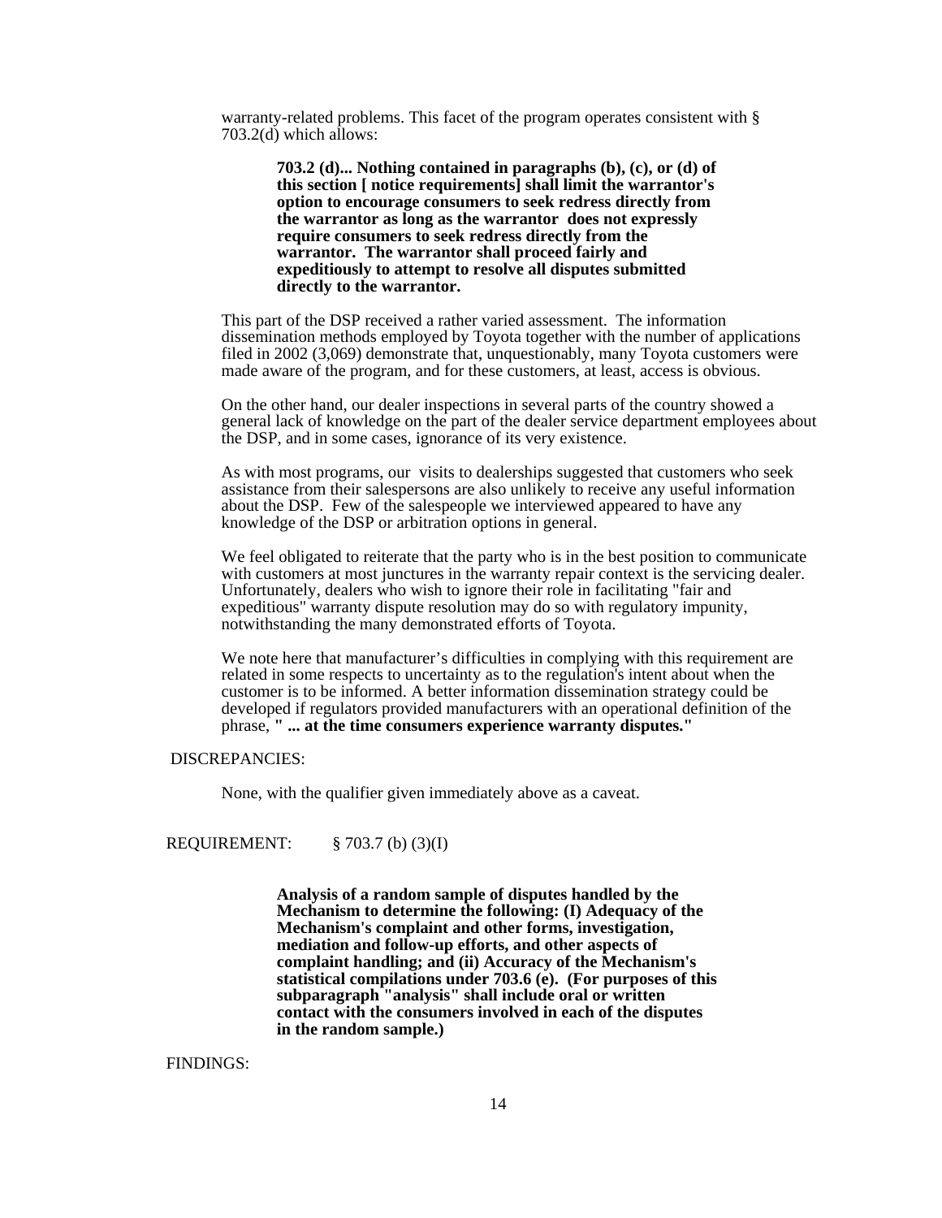warranty-related problems. This facet of the program operates consistent with § 703.2(d) which allows:

> **703.2 (d)... Nothing contained in paragraphs (b), (c), or (d) of this section [ notice requirements] shall limit the warrantor's option to encourage consumers to seek redress directly from the warrantor as long as the warrantor does not expressly require consumers to seek redress directly from the warrantor. The warrantor shall proceed fairly and expeditiously to attempt to resolve all disputes submitted directly to the warrantor.**

This part of the DSP received a rather varied assessment. The information dissemination methods employed by Toyota together with the number of applications filed in 2002 (3,069) demonstrate that, unquestionably, many Toyota customers were made aware of the program, and for these customers, at least, access is obvious.

On the other hand, our dealer inspections in several parts of the country showed a general lack of knowledge on the part of the dealer service department employees about the DSP, and in some cases, ignorance of its very existence.

As with most programs, our visits to dealerships suggested that customers who seek assistance from their salespersons are also unlikely to receive any useful information about the DSP. Few of the salespeople we interviewed appeared to have any knowledge of the DSP or arbitration options in general.

We feel obligated to reiterate that the party who is in the best position to communicate with customers at most junctures in the warranty repair context is the servicing dealer. Unfortunately, dealers who wish to ignore their role in facilitating "fair and expeditious" warranty dispute resolution may do so with regulatory impunity, notwithstanding the many demonstrated efforts of Toyota.

We note here that manufacturer's difficulties in complying with this requirement are related in some respects to uncertainty as to the regulation's intent about when the customer is to be informed. A better information dissemination strategy could be developed if regulators provided manufacturers with an operational definition of the phrase, **" ... at the time consumers experience warranty disputes."**

DISCREPANCIES:

None, with the qualifier given immediately above as a caveat.

REQUIREMENT: § 703.7 (b) (3)(I)

> **Analysis of a random sample of disputes handled by the Mechanism to determine the following: (I) Adequacy of the Mechanism's complaint and other forms, investigation, mediation and follow-up efforts, and other aspects of complaint handling; and (ii) Accuracy of the Mechanism's statistical compilations under 703.6 (e). (For purposes of this subparagraph "analysis" shall include oral or written contact with the consumers involved in each of the disputes in the random sample.)**

FINDINGS: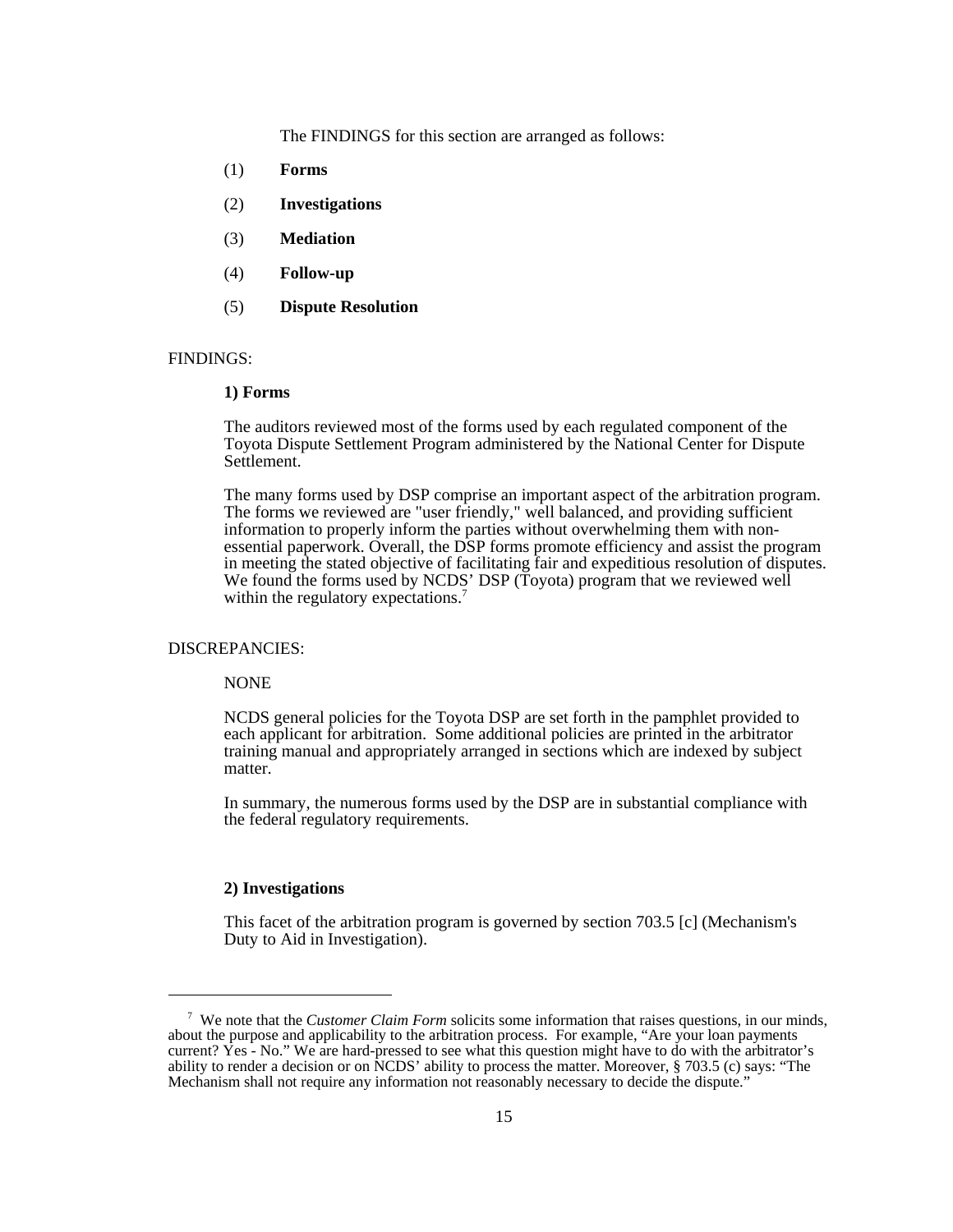The FINDINGS for this section are arranged as follows:

(1) **Forms**

(2) **Investigations**

(3) **Mediation**

(4) **Follow-up**

(5) **Dispute Resolution**

FINDINGS:

**1) Forms**

The auditors reviewed most of the forms used by each regulated component of the Toyota Dispute Settlement Program administered by the National Center for Dispute Settlement.

The many forms used by DSP comprise an important aspect of the arbitration program. The forms we reviewed are "user friendly," well balanced, and providing sufficient information to properly inform the parties without overwhelming them with non-essential paperwork. Overall, the DSP forms promote efficiency and assist the program in meeting the stated objective of facilitating fair and expeditious resolution of disputes. We found the forms used by NCDS' DSP (Toyota) program that we reviewed well within the regulatory expectations.[7]

DISCREPANCIES:

NONE

NCDS general policies for the Toyota DSP are set forth in the pamphlet provided to each applicant for arbitration. Some additional policies are printed in the arbitrator training manual and appropriately arranged in sections which are indexed by subject matter.

In summary, the numerous forms used by the DSP are in substantial compliance with the federal regulatory requirements.

**2) Investigations**

This facet of the arbitration program is governed by section 703.5 [c] (Mechanism's Duty to Aid in Investigation).

---

[7] We note that the *Customer Claim Form* solicits some information that raises questions, in our minds, about the purpose and applicability to the arbitration process. For example, "Are your loan payments current? Yes - No." We are hard-pressed to see what this question might have to do with the arbitrator's ability to render a decision or on NCDS' ability to process the matter. Moreover, § 703.5 (c) says: "The Mechanism shall not require any information not reasonably necessary to decide the dispute."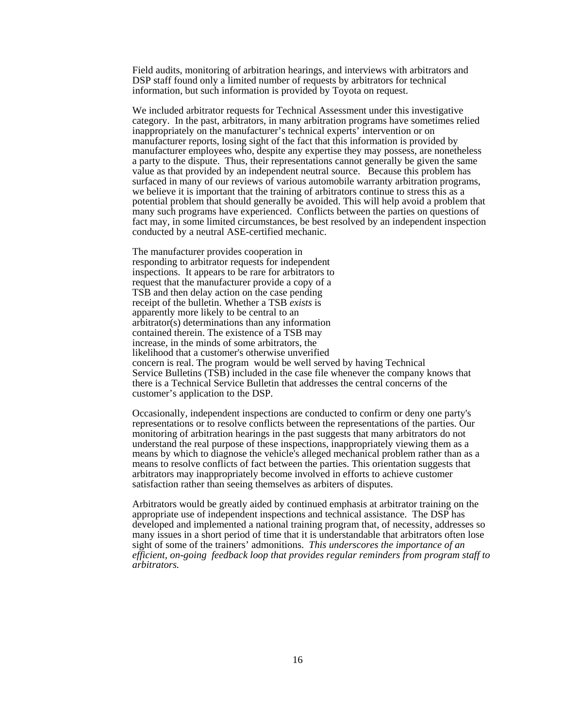Field audits, monitoring of arbitration hearings, and interviews with arbitrators and DSP staff found only a limited number of requests by arbitrators for technical information, but such information is provided by Toyota on request.

We included arbitrator requests for Technical Assessment under this investigative category. In the past, arbitrators, in many arbitration programs have sometimes relied inappropriately on the manufacturer's technical experts' intervention or on manufacturer reports, losing sight of the fact that this information is provided by manufacturer employees who, despite any expertise they may possess, are nonetheless a party to the dispute. Thus, their representations cannot generally be given the same value as that provided by an independent neutral source. Because this problem has surfaced in many of our reviews of various automobile warranty arbitration programs, we believe it is important that the training of arbitrators continue to stress this as a potential problem that should generally be avoided. This will help avoid a problem that many such programs have experienced. Conflicts between the parties on questions of fact may, in some limited circumstances, be best resolved by an independent inspection conducted by a neutral ASE-certified mechanic.

The manufacturer provides cooperation in responding to arbitrator requests for independent inspections. It appears to be rare for arbitrators to request that the manufacturer provide a copy of a TSB and then delay action on the case pending receipt of the bulletin. Whether a TSB *exists* is apparently more likely to be central to an arbitrator(s) determinations than any information contained therein. The existence of a TSB may increase, in the minds of some arbitrators, the likelihood that a customer's otherwise unverified concern is real. The program would be well served by having Technical Service Bulletins (TSB) included in the case file whenever the company knows that there is a Technical Service Bulletin that addresses the central concerns of the customer's application to the DSP.

Occasionally, independent inspections are conducted to confirm or deny one party's representations or to resolve conflicts between the representations of the parties. Our monitoring of arbitration hearings in the past suggests that many arbitrators do not understand the real purpose of these inspections, inappropriately viewing them as a means by which to diagnose the vehicle's alleged mechanical problem rather than as a means to resolve conflicts of fact between the parties. This orientation suggests that arbitrators may inappropriately become involved in efforts to achieve customer satisfaction rather than seeing themselves as arbiters of disputes.

Arbitrators would be greatly aided by continued emphasis at arbitrator training on the appropriate use of independent inspections and technical assistance. The DSP has developed and implemented a national training program that, of necessity, addresses so many issues in a short period of time that it is understandable that arbitrators often lose sight of some of the trainers' admonitions. *This underscores the importance of an efficient, on-going feedback loop that provides regular reminders from program staff to arbitrators.*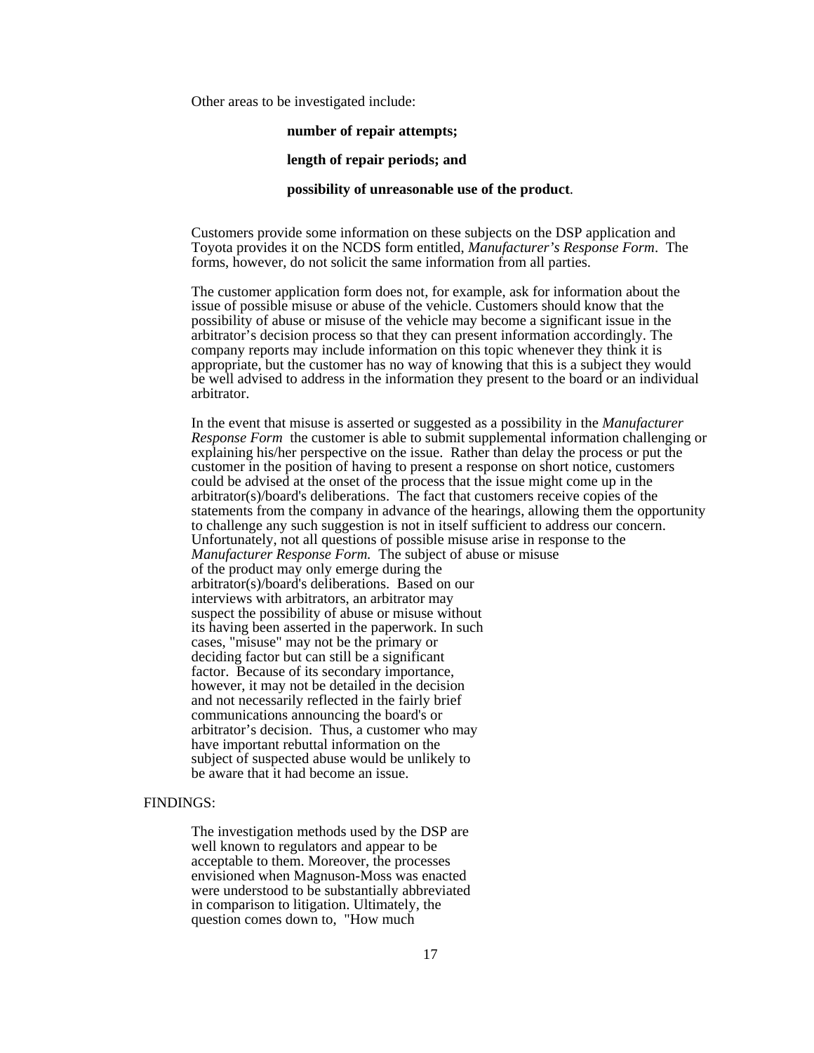Other areas to be investigated include:

**number of repair attempts;**

**length of repair periods; and**

**possibility of unreasonable use of the product**.

Customers provide some information on these subjects on the DSP application and Toyota provides it on the NCDS form entitled, *Manufacturer's Response Form*. The forms, however, do not solicit the same information from all parties.

The customer application form does not, for example, ask for information about the issue of possible misuse or abuse of the vehicle. Customers should know that the possibility of abuse or misuse of the vehicle may become a significant issue in the arbitrator's decision process so that they can present information accordingly. The company reports may include information on this topic whenever they think it is appropriate, but the customer has no way of knowing that this is a subject they would be well advised to address in the information they present to the board or an individual arbitrator.

In the event that misuse is asserted or suggested as a possibility in the *Manufacturer Response Form* the customer is able to submit supplemental information challenging or explaining his/her perspective on the issue. Rather than delay the process or put the customer in the position of having to present a response on short notice, customers could be advised at the onset of the process that the issue might come up in the arbitrator(s)/board's deliberations. The fact that customers receive copies of the statements from the company in advance of the hearings, allowing them the opportunity to challenge any such suggestion is not in itself sufficient to address our concern. Unfortunately, not all questions of possible misuse arise in response to the *Manufacturer Response Form.* The subject of abuse or misuse of the product may only emerge during the arbitrator(s)/board's deliberations. Based on our interviews with arbitrators, an arbitrator may suspect the possibility of abuse or misuse without its having been asserted in the paperwork. In such cases, "misuse" may not be the primary or deciding factor but can still be a significant factor. Because of its secondary importance, however, it may not be detailed in the decision and not necessarily reflected in the fairly brief communications announcing the board's or arbitrator's decision. Thus, a customer who may have important rebuttal information on the subject of suspected abuse would be unlikely to be aware that it had become an issue.

FINDINGS:

The investigation methods used by the DSP are well known to regulators and appear to be acceptable to them. Moreover, the processes envisioned when Magnuson-Moss was enacted were understood to be substantially abbreviated in comparison to litigation. Ultimately, the question comes down to, "How much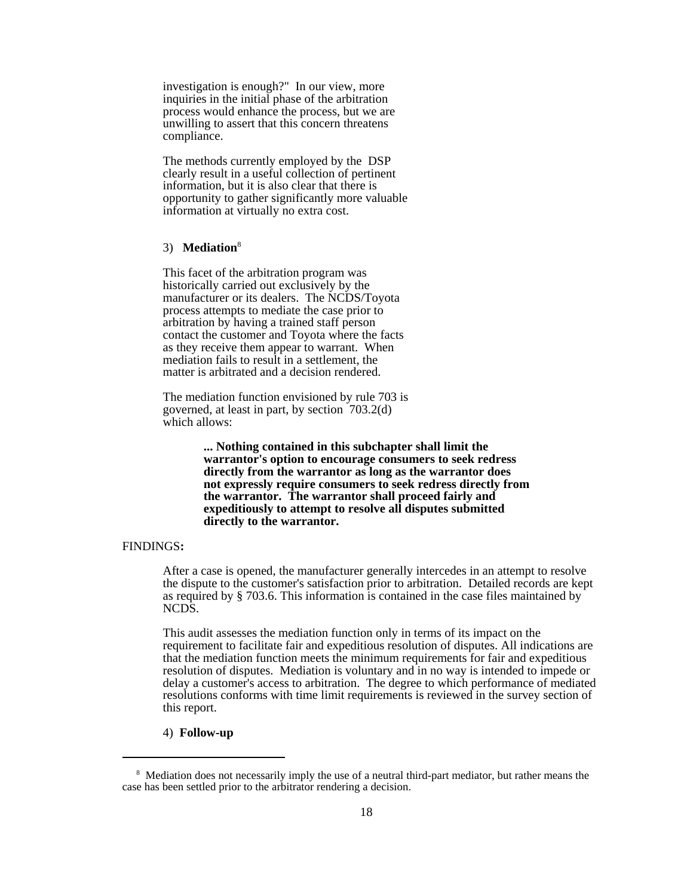investigation is enough?" In our view, more inquiries in the initial phase of the arbitration process would enhance the process, but we are unwilling to assert that this concern threatens compliance.

The methods currently employed by the DSP clearly result in a useful collection of pertinent information, but it is also clear that there is opportunity to gather significantly more valuable information at virtually no extra cost.

3) **Mediation**[8]

This facet of the arbitration program was historically carried out exclusively by the manufacturer or its dealers. The NCDS/Toyota process attempts to mediate the case prior to arbitration by having a trained staff person contact the customer and Toyota where the facts as they receive them appear to warrant. When mediation fails to result in a settlement, the matter is arbitrated and a decision rendered.

The mediation function envisioned by rule 703 is governed, at least in part, by section 703.2(d) which allows:

> **... Nothing contained in this subchapter shall limit the warrantor's option to encourage consumers to seek redress directly from the warrantor as long as the warrantor does not expressly require consumers to seek redress directly from the warrantor. The warrantor shall proceed fairly and expeditiously to attempt to resolve all disputes submitted directly to the warrantor.**

FINDINGS**:**

After a case is opened, the manufacturer generally intercedes in an attempt to resolve the dispute to the customer's satisfaction prior to arbitration. Detailed records are kept as required by § 703.6. This information is contained in the case files maintained by NCDS.

This audit assesses the mediation function only in terms of its impact on the requirement to facilitate fair and expeditious resolution of disputes. All indications are that the mediation function meets the minimum requirements for fair and expeditious resolution of disputes. Mediation is voluntary and in no way is intended to impede or delay a customer's access to arbitration. The degree to which performance of mediated resolutions conforms with time limit requirements is reviewed in the survey section of this report.

4) **Follow-up**

---

[8] Mediation does not necessarily imply the use of a neutral third-part mediator, but rather means the case has been settled prior to the arbitrator rendering a decision.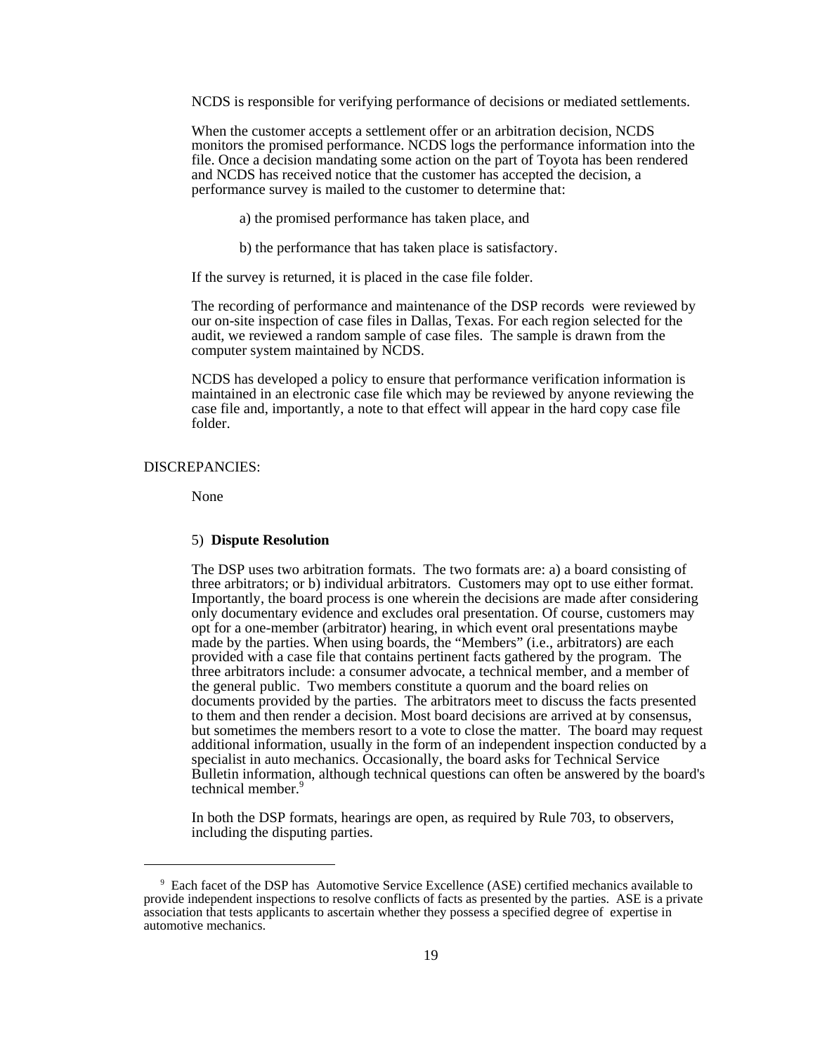NCDS is responsible for verifying performance of decisions or mediated settlements.

When the customer accepts a settlement offer or an arbitration decision, NCDS monitors the promised performance. NCDS logs the performance information into the file. Once a decision mandating some action on the part of Toyota has been rendered and NCDS has received notice that the customer has accepted the decision, a performance survey is mailed to the customer to determine that:

a) the promised performance has taken place, and

b) the performance that has taken place is satisfactory.

If the survey is returned, it is placed in the case file folder.

The recording of performance and maintenance of the DSP records were reviewed by our on-site inspection of case files in Dallas, Texas. For each region selected for the audit, we reviewed a random sample of case files. The sample is drawn from the computer system maintained by NCDS.

NCDS has developed a policy to ensure that performance verification information is maintained in an electronic case file which may be reviewed by anyone reviewing the case file and, importantly, a note to that effect will appear in the hard copy case file folder.

DISCREPANCIES:

None

5) **Dispute Resolution**

The DSP uses two arbitration formats. The two formats are: a) a board consisting of three arbitrators; or b) individual arbitrators. Customers may opt to use either format. Importantly, the board process is one wherein the decisions are made after considering only documentary evidence and excludes oral presentation. Of course, customers may opt for a one-member (arbitrator) hearing, in which event oral presentations maybe made by the parties. When using boards, the "Members" (i.e., arbitrators) are each provided with a case file that contains pertinent facts gathered by the program. The three arbitrators include: a consumer advocate, a technical member, and a member of the general public. Two members constitute a quorum and the board relies on documents provided by the parties. The arbitrators meet to discuss the facts presented to them and then render a decision. Most board decisions are arrived at by consensus, but sometimes the members resort to a vote to close the matter. The board may request additional information, usually in the form of an independent inspection conducted by a specialist in auto mechanics. Occasionally, the board asks for Technical Service Bulletin information, although technical questions can often be answered by the board's technical member.[9]

In both the DSP formats, hearings are open, as required by Rule 703, to observers, including the disputing parties.

---

[9] Each facet of the DSP has Automotive Service Excellence (ASE) certified mechanics available to provide independent inspections to resolve conflicts of facts as presented by the parties. ASE is a private association that tests applicants to ascertain whether they possess a specified degree of expertise in automotive mechanics.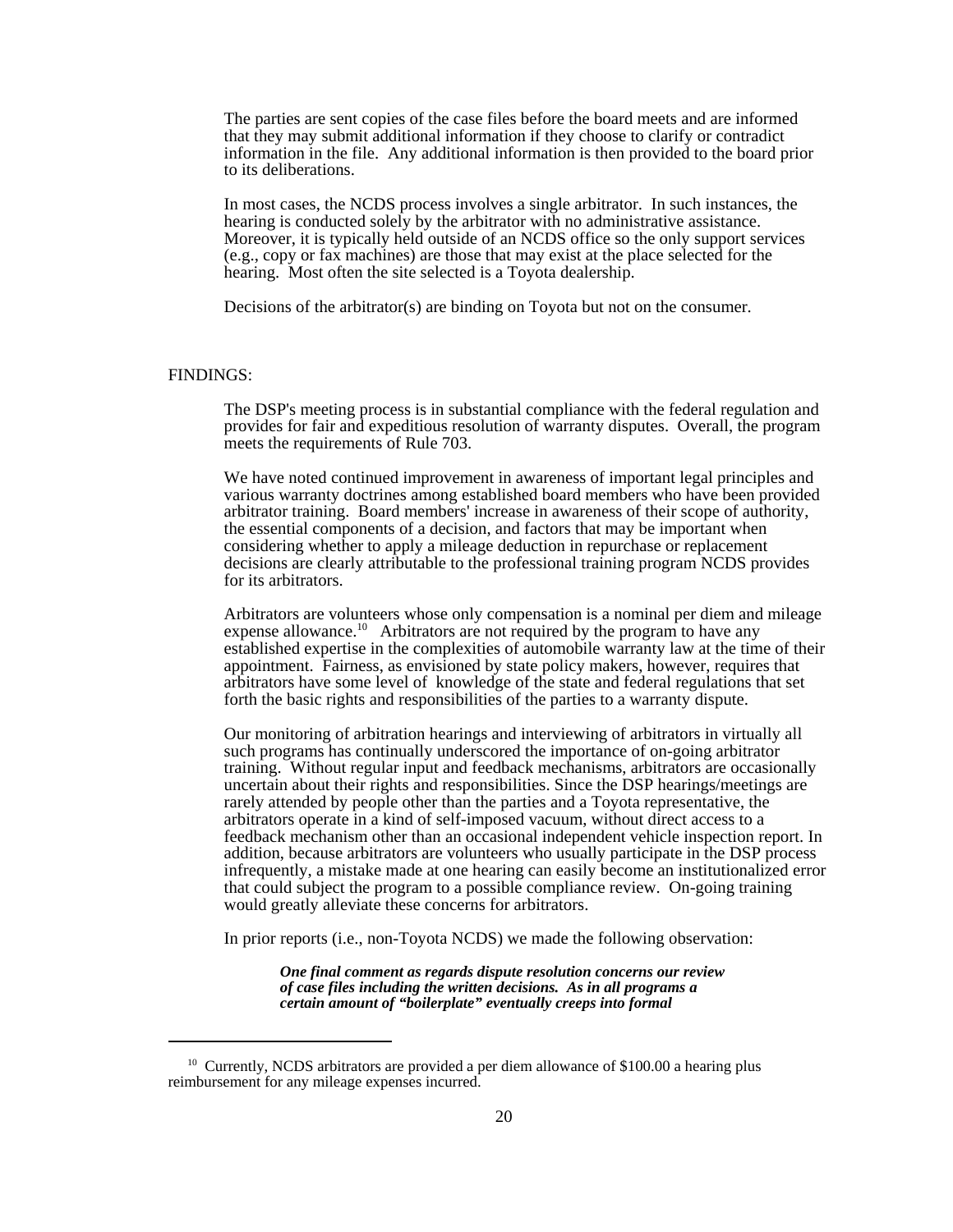The parties are sent copies of the case files before the board meets and are informed that they may submit additional information if they choose to clarify or contradict information in the file. Any additional information is then provided to the board prior to its deliberations.

In most cases, the NCDS process involves a single arbitrator. In such instances, the hearing is conducted solely by the arbitrator with no administrative assistance. Moreover, it is typically held outside of an NCDS office so the only support services (e.g., copy or fax machines) are those that may exist at the place selected for the hearing. Most often the site selected is a Toyota dealership.

Decisions of the arbitrator(s) are binding on Toyota but not on the consumer.

FINDINGS:

The DSP's meeting process is in substantial compliance with the federal regulation and provides for fair and expeditious resolution of warranty disputes. Overall, the program meets the requirements of Rule 703.

We have noted continued improvement in awareness of important legal principles and various warranty doctrines among established board members who have been provided arbitrator training. Board members' increase in awareness of their scope of authority, the essential components of a decision, and factors that may be important when considering whether to apply a mileage deduction in repurchase or replacement decisions are clearly attributable to the professional training program NCDS provides for its arbitrators.

Arbitrators are volunteers whose only compensation is a nominal per diem and mileage expense allowance.[10] Arbitrators are not required by the program to have any established expertise in the complexities of automobile warranty law at the time of their appointment. Fairness, as envisioned by state policy makers, however, requires that arbitrators have some level of knowledge of the state and federal regulations that set forth the basic rights and responsibilities of the parties to a warranty dispute.

Our monitoring of arbitration hearings and interviewing of arbitrators in virtually all such programs has continually underscored the importance of on-going arbitrator training. Without regular input and feedback mechanisms, arbitrators are occasionally uncertain about their rights and responsibilities. Since the DSP hearings/meetings are rarely attended by people other than the parties and a Toyota representative, the arbitrators operate in a kind of self-imposed vacuum, without direct access to a feedback mechanism other than an occasional independent vehicle inspection report. In addition, because arbitrators are volunteers who usually participate in the DSP process infrequently, a mistake made at one hearing can easily become an institutionalized error that could subject the program to a possible compliance review. On-going training would greatly alleviate these concerns for arbitrators.

In prior reports (i.e., non-Toyota NCDS) we made the following observation:

> ***One final comment as regards dispute resolution concerns our review of case files including the written decisions. As in all programs a certain amount of "boilerplate" eventually creeps into formal***

---

[10] Currently, NCDS arbitrators are provided a per diem allowance of $100.00 a hearing plus reimbursement for any mileage expenses incurred.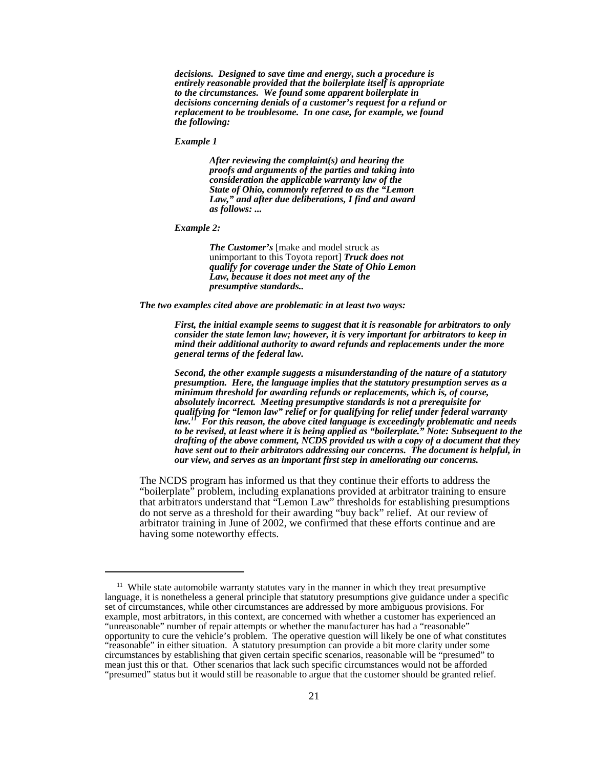***decisions. Designed to save time and energy, such a procedure is entirely reasonable provided that the boilerplate itself is appropriate to the circumstances. We found some apparent boilerplate in decisions concerning denials of a customer's request for a refund or replacement to be troublesome. In one case, for example, we found the following:***

***Example 1***

> ***After reviewing the complaint(s) and hearing the proofs and arguments of the parties and taking into consideration the applicable warranty law of the State of Ohio, commonly referred to as the "Lemon Law," and after due deliberations, I find and award as follows: ...***

***Example 2:***

> ***The Customer's*** [make and model struck as unimportant to this Toyota report] ***Truck does not qualify for coverage under the State of Ohio Lemon Law, because it does not meet any of the presumptive standards..***

***The two examples cited above are problematic in at least two ways:***

> ***First, the initial example seems to suggest that it is reasonable for arbitrators to only consider the state lemon law; however, it is very important for arbitrators to keep in mind their additional authority to award refunds and replacements under the more general terms of the federal law.***
>
> ***Second, the other example suggests a misunderstanding of the nature of a statutory presumption. Here, the language implies that the statutory presumption serves as a minimum threshold for awarding refunds or replacements, which is, of course, absolutely incorrect. Meeting presumptive standards is not a prerequisite for qualifying for "lemon law" relief or for qualifying for relief under federal warranty law.[11] For this reason, the above cited language is exceedingly problematic and needs to be revised, at least where it is being applied as "boilerplate." Note: Subsequent to the drafting of the above comment, NCDS provided us with a copy of a document that they have sent out to their arbitrators addressing our concerns. The document is helpful, in our view, and serves as an important first step in ameliorating our concerns.***

The NCDS program has informed us that they continue their efforts to address the "boilerplate" problem, including explanations provided at arbitrator training to ensure that arbitrators understand that "Lemon Law" thresholds for establishing presumptions do not serve as a threshold for their awarding "buy back" relief. At our review of arbitrator training in June of 2002, we confirmed that these efforts continue and are having some noteworthy effects.

---

[11] While state automobile warranty statutes vary in the manner in which they treat presumptive language, it is nonetheless a general principle that statutory presumptions give guidance under a specific set of circumstances, while other circumstances are addressed by more ambiguous provisions. For example, most arbitrators, in this context, are concerned with whether a customer has experienced an "unreasonable" number of repair attempts or whether the manufacturer has had a "reasonable" opportunity to cure the vehicle's problem. The operative question will likely be one of what constitutes "reasonable" in either situation. A statutory presumption can provide a bit more clarity under some circumstances by establishing that given certain specific scenarios, reasonable will be "presumed" to mean just this or that. Other scenarios that lack such specific circumstances would not be afforded "presumed" status but it would still be reasonable to argue that the customer should be granted relief.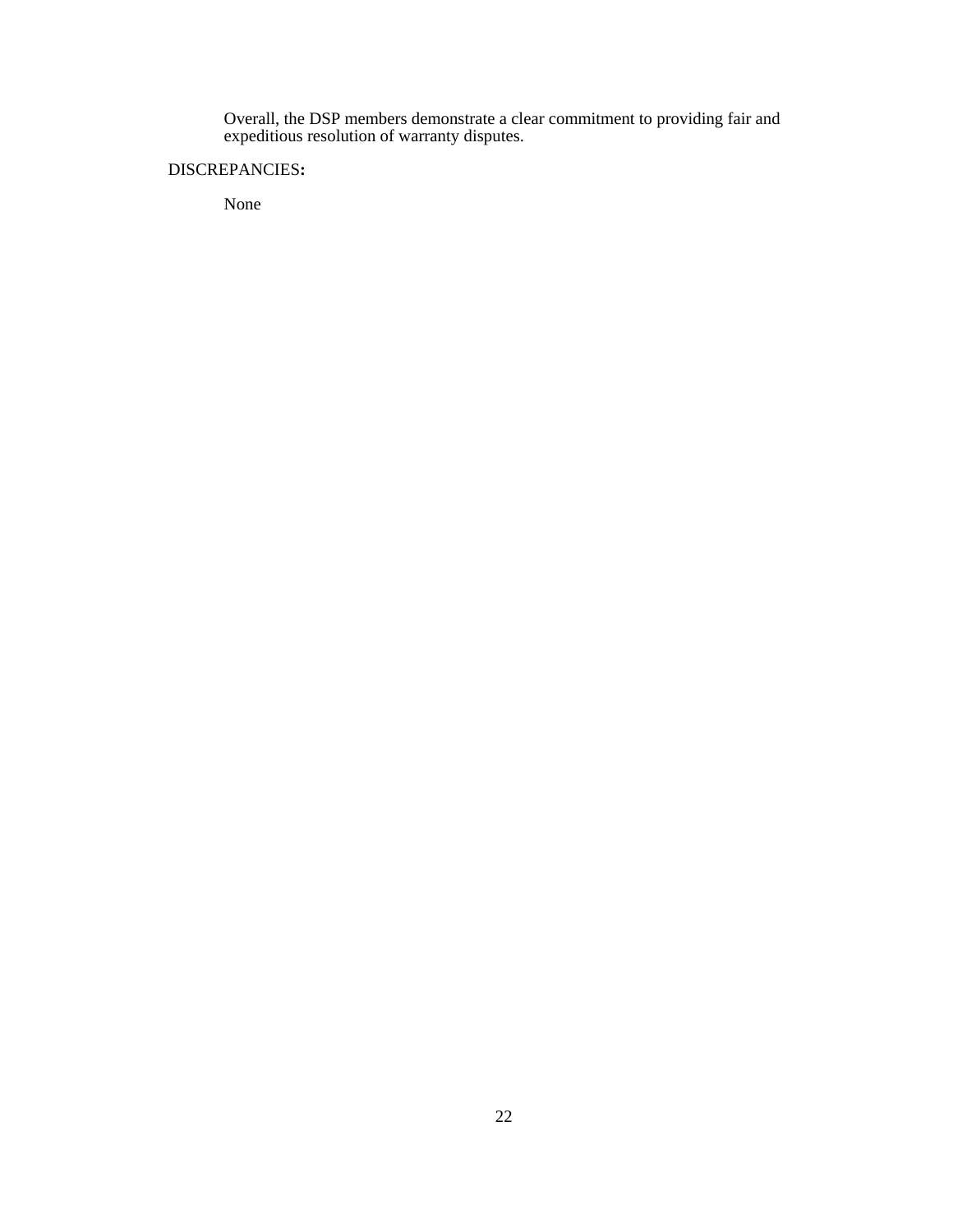Overall, the DSP members demonstrate a clear commitment to providing fair and expeditious resolution of warranty disputes.

DISCREPANCIES**:**

None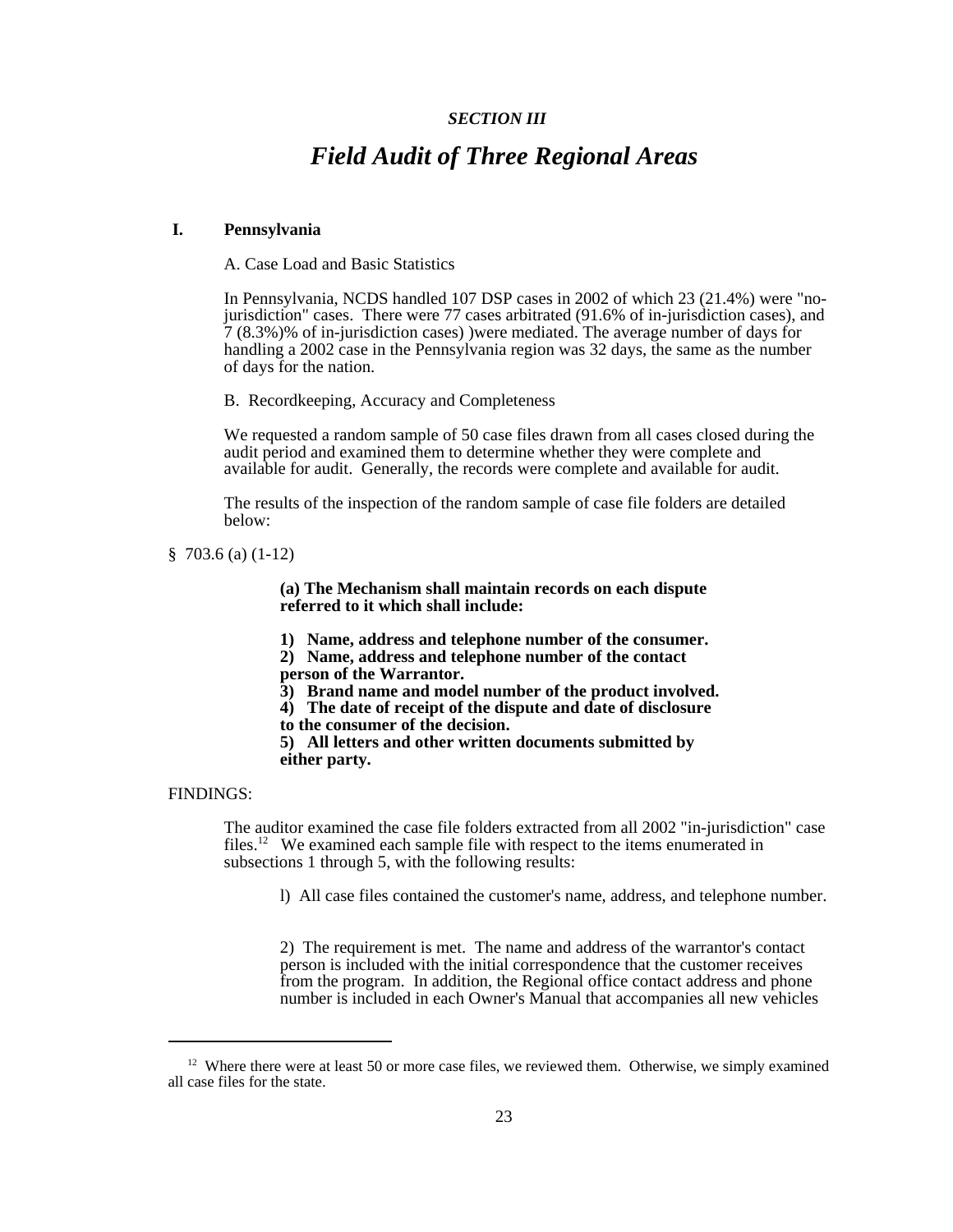*SECTION III*

# *Field Audit of Three Regional Areas*

## I. Pennsylvania

A. Case Load and Basic Statistics

In Pennsylvania, NCDS handled 107 DSP cases in 2002 of which 23 (21.4%) were "no-jurisdiction" cases. There were 77 cases arbitrated (91.6% of in-jurisdiction cases), and 7 (8.3%)% of in-jurisdiction cases) )were mediated. The average number of days for handling a 2002 case in the Pennsylvania region was 32 days, the same as the number of days for the nation.

B. Recordkeeping, Accuracy and Completeness

We requested a random sample of 50 case files drawn from all cases closed during the audit period and examined them to determine whether they were complete and available for audit. Generally, the records were complete and available for audit.

The results of the inspection of the random sample of case file folders are detailed below:

§ 703.6 (a) (1-12)

**(a) The Mechanism shall maintain records on each dispute referred to it which shall include:**

**1) Name, address and telephone number of the consumer.**
**2) Name, address and telephone number of the contact person of the Warrantor.**
**3) Brand name and model number of the product involved.**
**4) The date of receipt of the dispute and date of disclosure to the consumer of the decision.**
**5) All letters and other written documents submitted by either party.**

FINDINGS:

The auditor examined the case file folders extracted from all 2002 "in-jurisdiction" case files.[12] We examined each sample file with respect to the items enumerated in subsections 1 through 5, with the following results:

l) All case files contained the customer's name, address, and telephone number.

2) The requirement is met. The name and address of the warrantor's contact person is included with the initial correspondence that the customer receives from the program. In addition, the Regional office contact address and phone number is included in each Owner's Manual that accompanies all new vehicles

[12] Where there were at least 50 or more case files, we reviewed them. Otherwise, we simply examined all case files for the state.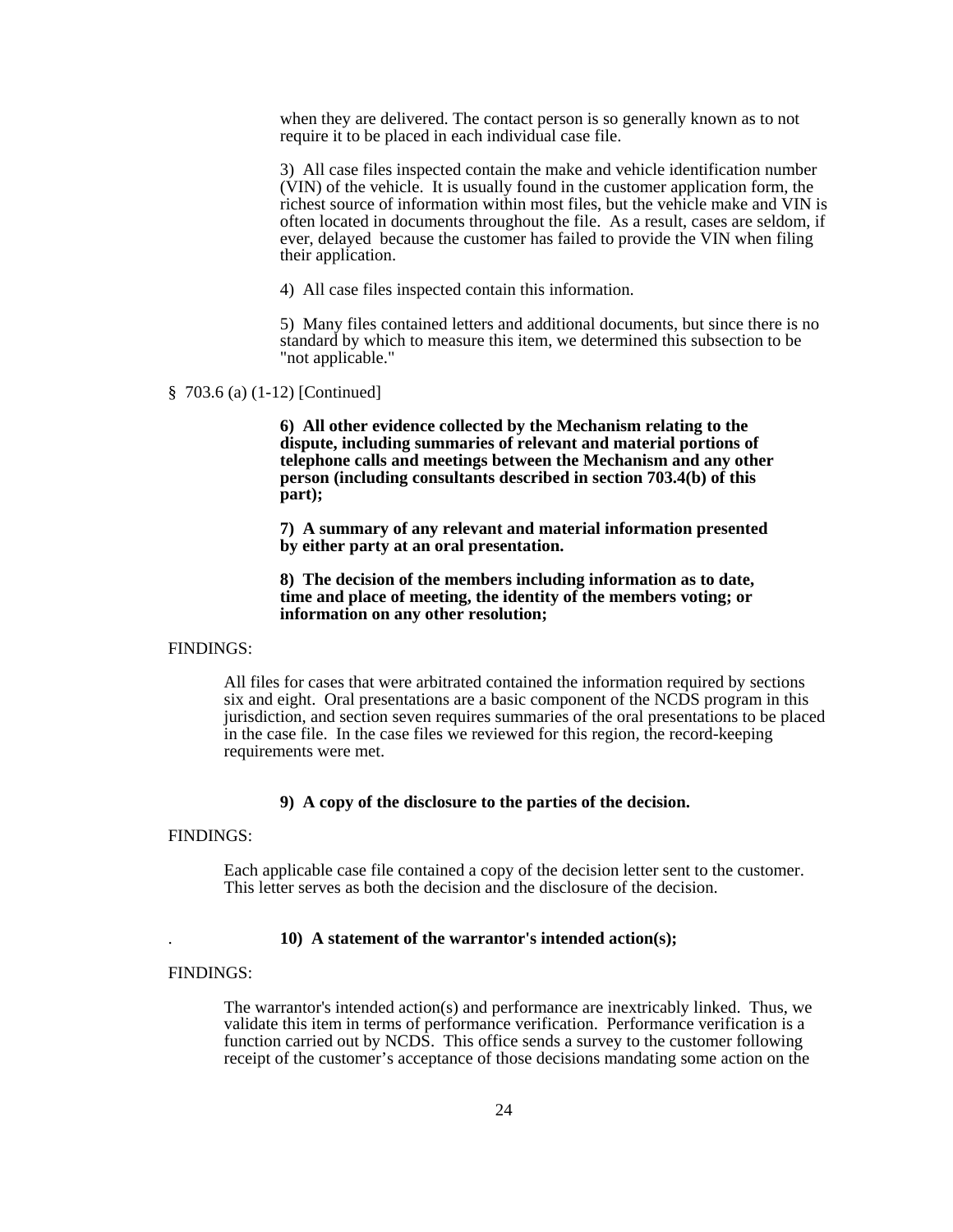when they are delivered. The contact person is so generally known as to not require it to be placed in each individual case file.

3) All case files inspected contain the make and vehicle identification number (VIN) of the vehicle. It is usually found in the customer application form, the richest source of information within most files, but the vehicle make and VIN is often located in documents throughout the file. As a result, cases are seldom, if ever, delayed because the customer has failed to provide the VIN when filing their application.

4) All case files inspected contain this information.

5) Many files contained letters and additional documents, but since there is no standard by which to measure this item, we determined this subsection to be "not applicable."

§ 703.6 (a) (1-12) [Continued]

**6) All other evidence collected by the Mechanism relating to the dispute, including summaries of relevant and material portions of telephone calls and meetings between the Mechanism and any other person (including consultants described in section 703.4(b) of this part);**

**7) A summary of any relevant and material information presented by either party at an oral presentation.**

**8) The decision of the members including information as to date, time and place of meeting, the identity of the members voting; or information on any other resolution;**

FINDINGS:

All files for cases that were arbitrated contained the information required by sections six and eight. Oral presentations are a basic component of the NCDS program in this jurisdiction, and section seven requires summaries of the oral presentations to be placed in the case file. In the case files we reviewed for this region, the record-keeping requirements were met.

**9) A copy of the disclosure to the parties of the decision.**

FINDINGS:

Each applicable case file contained a copy of the decision letter sent to the customer. This letter serves as both the decision and the disclosure of the decision.

**10) A statement of the warrantor's intended action(s);**

FINDINGS:

The warrantor's intended action(s) and performance are inextricably linked. Thus, we validate this item in terms of performance verification. Performance verification is a function carried out by NCDS. This office sends a survey to the customer following receipt of the customer's acceptance of those decisions mandating some action on the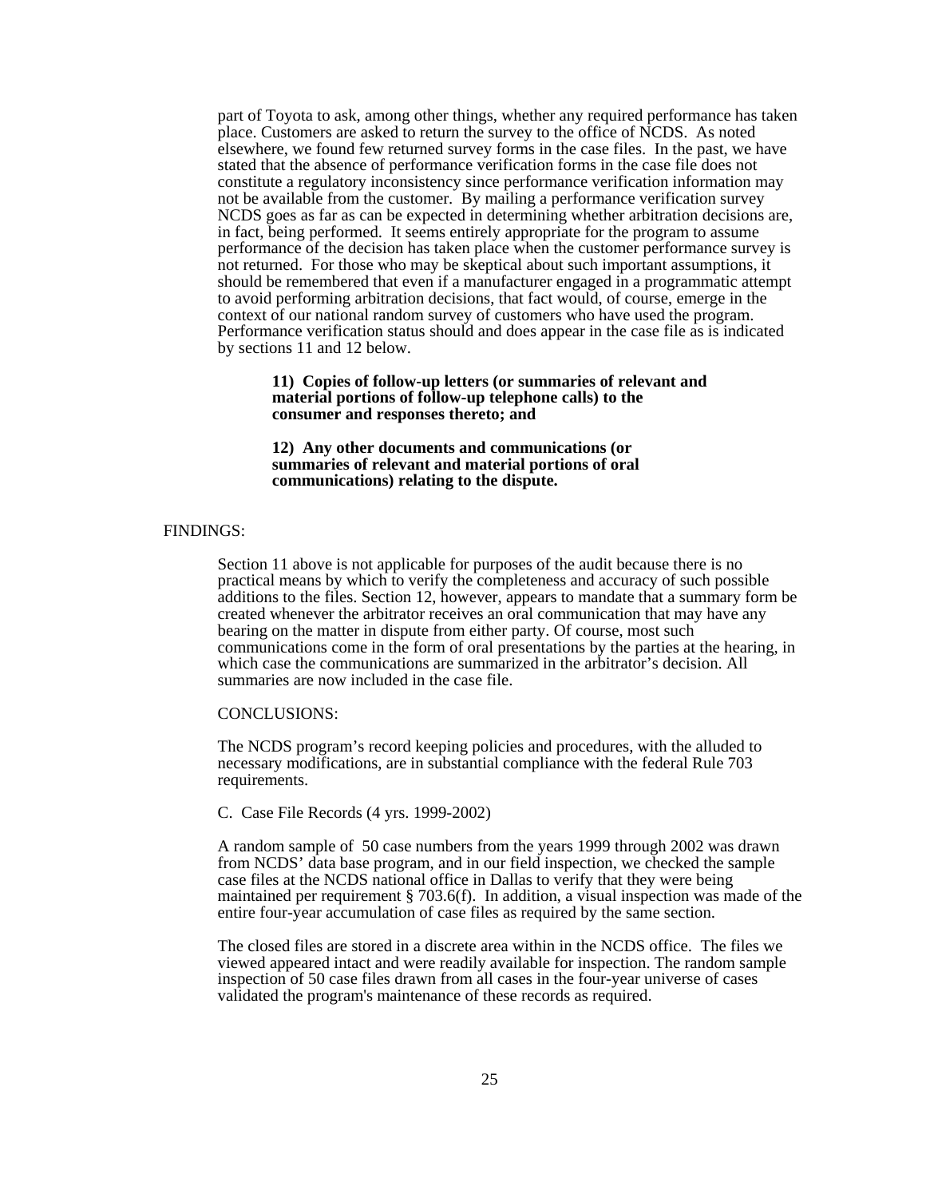part of Toyota to ask, among other things, whether any required performance has taken place. Customers are asked to return the survey to the office of NCDS. As noted elsewhere, we found few returned survey forms in the case files. In the past, we have stated that the absence of performance verification forms in the case file does not constitute a regulatory inconsistency since performance verification information may not be available from the customer. By mailing a performance verification survey NCDS goes as far as can be expected in determining whether arbitration decisions are, in fact, being performed. It seems entirely appropriate for the program to assume performance of the decision has taken place when the customer performance survey is not returned. For those who may be skeptical about such important assumptions, it should be remembered that even if a manufacturer engaged in a programmatic attempt to avoid performing arbitration decisions, that fact would, of course, emerge in the context of our national random survey of customers who have used the program. Performance verification status should and does appear in the case file as is indicated by sections 11 and 12 below.

> **11) Copies of follow-up letters (or summaries of relevant and material portions of follow-up telephone calls) to the consumer and responses thereto; and**
>
> **12) Any other documents and communications (or summaries of relevant and material portions of oral communications) relating to the dispute.**

FINDINGS:

Section 11 above is not applicable for purposes of the audit because there is no practical means by which to verify the completeness and accuracy of such possible additions to the files. Section 12, however, appears to mandate that a summary form be created whenever the arbitrator receives an oral communication that may have any bearing on the matter in dispute from either party. Of course, most such communications come in the form of oral presentations by the parties at the hearing, in which case the communications are summarized in the arbitrator's decision. All summaries are now included in the case file.

CONCLUSIONS:

The NCDS program's record keeping policies and procedures, with the alluded to necessary modifications, are in substantial compliance with the federal Rule 703 requirements.

C. Case File Records (4 yrs. 1999-2002)

A random sample of 50 case numbers from the years 1999 through 2002 was drawn from NCDS' data base program, and in our field inspection, we checked the sample case files at the NCDS national office in Dallas to verify that they were being maintained per requirement § 703.6(f). In addition, a visual inspection was made of the entire four-year accumulation of case files as required by the same section.

The closed files are stored in a discrete area within in the NCDS office. The files we viewed appeared intact and were readily available for inspection. The random sample inspection of 50 case files drawn from all cases in the four-year universe of cases validated the program's maintenance of these records as required.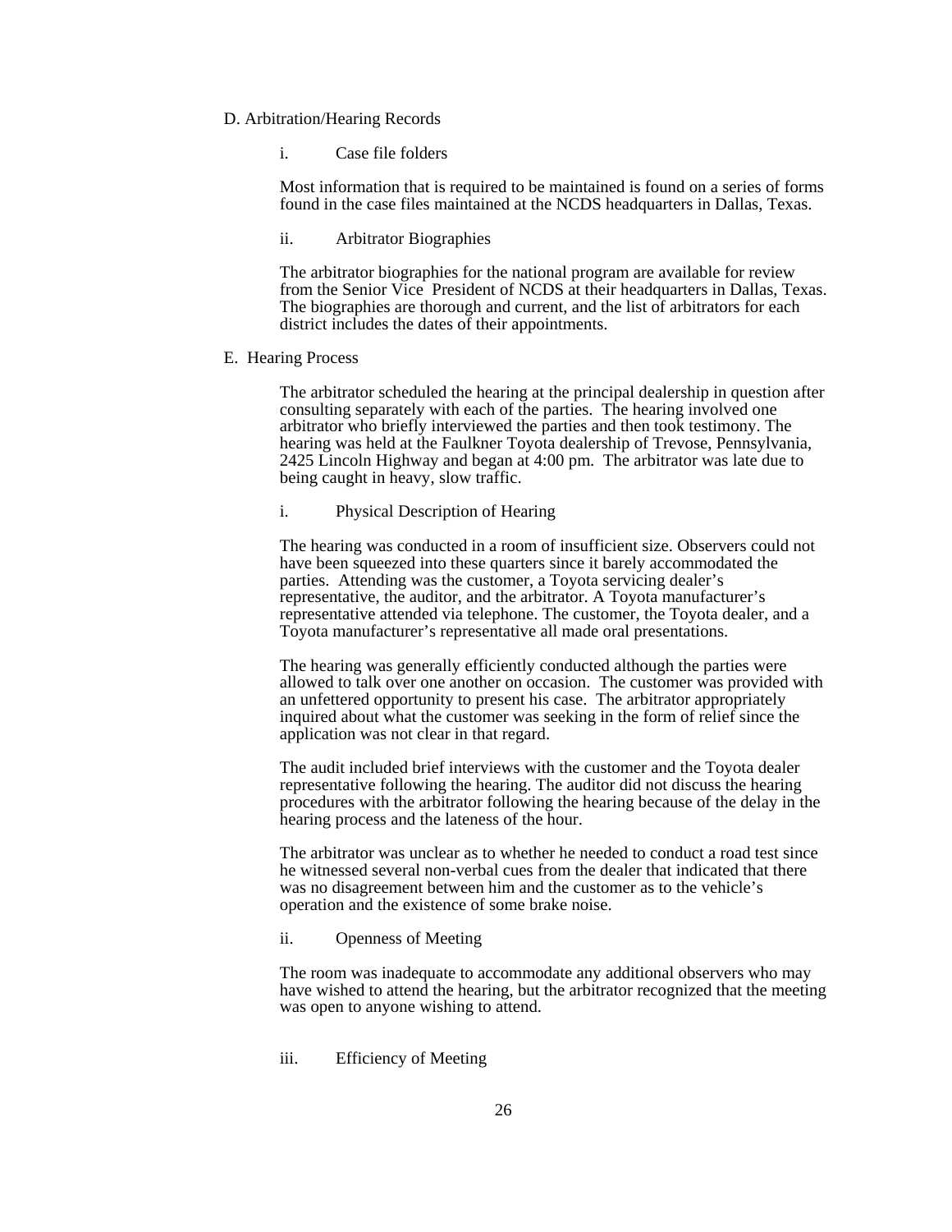D. Arbitration/Hearing Records

i. Case file folders

Most information that is required to be maintained is found on a series of forms found in the case files maintained at the NCDS headquarters in Dallas, Texas.

ii. Arbitrator Biographies

The arbitrator biographies for the national program are available for review from the Senior Vice President of NCDS at their headquarters in Dallas, Texas. The biographies are thorough and current, and the list of arbitrators for each district includes the dates of their appointments.

E. Hearing Process

The arbitrator scheduled the hearing at the principal dealership in question after consulting separately with each of the parties. The hearing involved one arbitrator who briefly interviewed the parties and then took testimony. The hearing was held at the Faulkner Toyota dealership of Trevose, Pennsylvania, 2425 Lincoln Highway and began at 4:00 pm. The arbitrator was late due to being caught in heavy, slow traffic.

i. Physical Description of Hearing

The hearing was conducted in a room of insufficient size. Observers could not have been squeezed into these quarters since it barely accommodated the parties. Attending was the customer, a Toyota servicing dealer's representative, the auditor, and the arbitrator. A Toyota manufacturer's representative attended via telephone. The customer, the Toyota dealer, and a Toyota manufacturer's representative all made oral presentations.

The hearing was generally efficiently conducted although the parties were allowed to talk over one another on occasion. The customer was provided with an unfettered opportunity to present his case. The arbitrator appropriately inquired about what the customer was seeking in the form of relief since the application was not clear in that regard.

The audit included brief interviews with the customer and the Toyota dealer representative following the hearing. The auditor did not discuss the hearing procedures with the arbitrator following the hearing because of the delay in the hearing process and the lateness of the hour.

The arbitrator was unclear as to whether he needed to conduct a road test since he witnessed several non-verbal cues from the dealer that indicated that there was no disagreement between him and the customer as to the vehicle's operation and the existence of some brake noise.

ii. Openness of Meeting

The room was inadequate to accommodate any additional observers who may have wished to attend the hearing, but the arbitrator recognized that the meeting was open to anyone wishing to attend.

iii. Efficiency of Meeting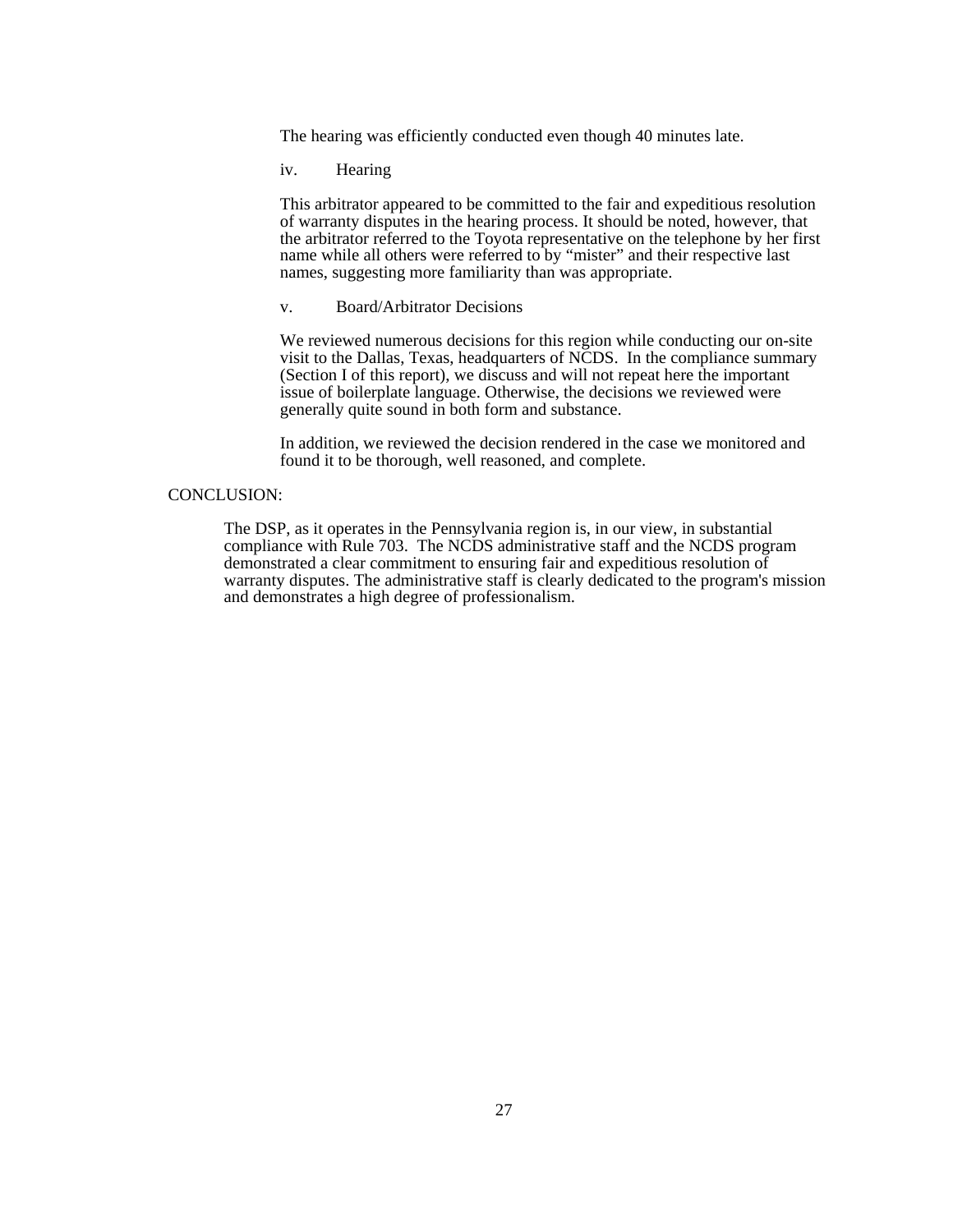The hearing was efficiently conducted even though 40 minutes late.

iv. Hearing

This arbitrator appeared to be committed to the fair and expeditious resolution of warranty disputes in the hearing process. It should be noted, however, that the arbitrator referred to the Toyota representative on the telephone by her first name while all others were referred to by "mister" and their respective last names, suggesting more familiarity than was appropriate.

v. Board/Arbitrator Decisions

We reviewed numerous decisions for this region while conducting our on-site visit to the Dallas, Texas, headquarters of NCDS. In the compliance summary (Section I of this report), we discuss and will not repeat here the important issue of boilerplate language. Otherwise, the decisions we reviewed were generally quite sound in both form and substance.

In addition, we reviewed the decision rendered in the case we monitored and found it to be thorough, well reasoned, and complete.

CONCLUSION:

The DSP, as it operates in the Pennsylvania region is, in our view, in substantial compliance with Rule 703. The NCDS administrative staff and the NCDS program demonstrated a clear commitment to ensuring fair and expeditious resolution of warranty disputes. The administrative staff is clearly dedicated to the program's mission and demonstrates a high degree of professionalism.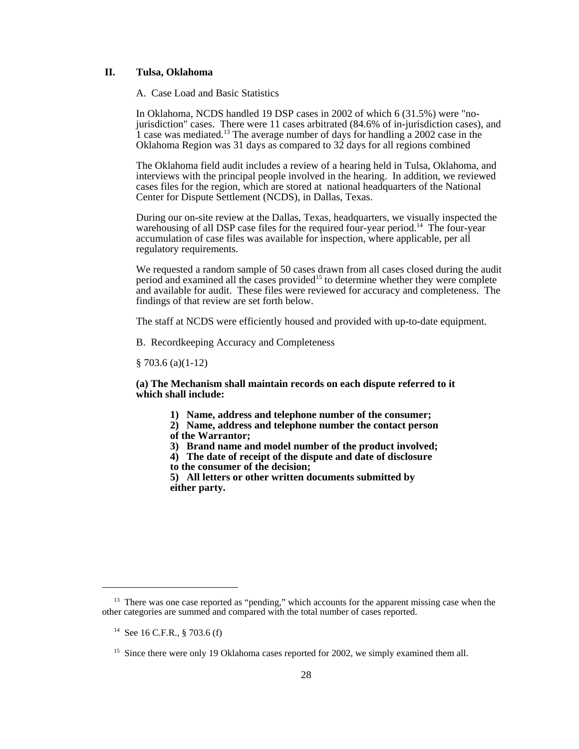## II. Tulsa, Oklahoma

A. Case Load and Basic Statistics

In Oklahoma, NCDS handled 19 DSP cases in 2002 of which 6 (31.5%) were "no-jurisdiction" cases. There were 11 cases arbitrated (84.6% of in-jurisdiction cases), and 1 case was mediated.[13] The average number of days for handling a 2002 case in the Oklahoma Region was 31 days as compared to 32 days for all regions combined

The Oklahoma field audit includes a review of a hearing held in Tulsa, Oklahoma, and interviews with the principal people involved in the hearing. In addition, we reviewed cases files for the region, which are stored at national headquarters of the National Center for Dispute Settlement (NCDS), in Dallas, Texas.

During our on-site review at the Dallas, Texas, headquarters, we visually inspected the warehousing of all DSP case files for the required four-year period.[14] The four-year accumulation of case files was available for inspection, where applicable, per all regulatory requirements.

We requested a random sample of 50 cases drawn from all cases closed during the audit period and examined all the cases provided[15] to determine whether they were complete and available for audit. These files were reviewed for accuracy and completeness. The findings of that review are set forth below.

The staff at NCDS were efficiently housed and provided with up-to-date equipment.

B. Recordkeeping Accuracy and Completeness

§ 703.6 (a)(1-12)

**(a) The Mechanism shall maintain records on each dispute referred to it which shall include:**

> **1) Name, address and telephone number of the consumer;**
> **2) Name, address and telephone number the contact person of the Warrantor;**
> **3) Brand name and model number of the product involved;**
> **4) The date of receipt of the dispute and date of disclosure to the consumer of the decision;**
> **5) All letters or other written documents submitted by either party.**

---

[13] There was one case reported as "pending," which accounts for the apparent missing case when the other categories are summed and compared with the total number of cases reported.

[14] See 16 C.F.R., § 703.6 (f)

[15] Since there were only 19 Oklahoma cases reported for 2002, we simply examined them all.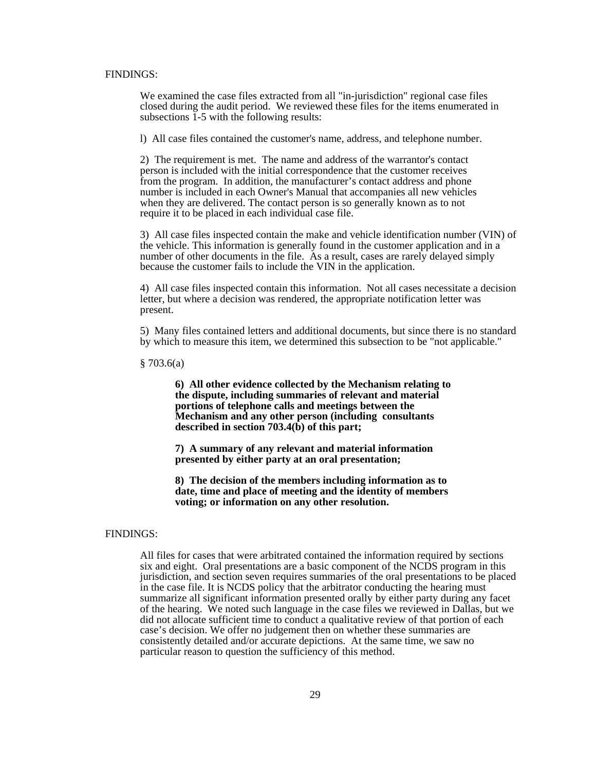FINDINGS:

We examined the case files extracted from all "in-jurisdiction" regional case files closed during the audit period. We reviewed these files for the items enumerated in subsections 1-5 with the following results:

l) All case files contained the customer's name, address, and telephone number.

2) The requirement is met. The name and address of the warrantor's contact person is included with the initial correspondence that the customer receives from the program. In addition, the manufacturer’s contact address and phone number is included in each Owner's Manual that accompanies all new vehicles when they are delivered. The contact person is so generally known as to not require it to be placed in each individual case file.

3) All case files inspected contain the make and vehicle identification number (VIN) of the vehicle. This information is generally found in the customer application and in a number of other documents in the file. As a result, cases are rarely delayed simply because the customer fails to include the VIN in the application.

4) All case files inspected contain this information. Not all cases necessitate a decision letter, but where a decision was rendered, the appropriate notification letter was present.

5) Many files contained letters and additional documents, but since there is no standard by which to measure this item, we determined this subsection to be "not applicable."

§ 703.6(a)

> **6) All other evidence collected by the Mechanism relating to the dispute, including summaries of relevant and material portions of telephone calls and meetings between the Mechanism and any other person (including consultants described in section 703.4(b) of this part;**
>
> **7) A summary of any relevant and material information presented by either party at an oral presentation;**
>
> **8) The decision of the members including information as to date, time and place of meeting and the identity of members voting; or information on any other resolution.**

FINDINGS:

All files for cases that were arbitrated contained the information required by sections six and eight. Oral presentations are a basic component of the NCDS program in this jurisdiction, and section seven requires summaries of the oral presentations to be placed in the case file. It is NCDS policy that the arbitrator conducting the hearing must summarize all significant information presented orally by either party during any facet of the hearing. We noted such language in the case files we reviewed in Dallas, but we did not allocate sufficient time to conduct a qualitative review of that portion of each case’s decision. We offer no judgement then on whether these summaries are consistently detailed and/or accurate depictions. At the same time, we saw no particular reason to question the sufficiency of this method.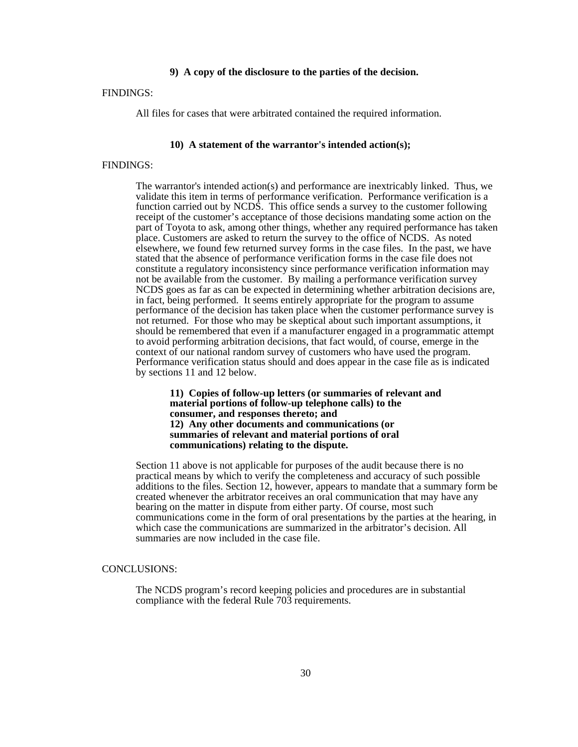**9) A copy of the disclosure to the parties of the decision.**

FINDINGS:

All files for cases that were arbitrated contained the required information.

**10) A statement of the warrantor's intended action(s);**

FINDINGS:

The warrantor's intended action(s) and performance are inextricably linked. Thus, we validate this item in terms of performance verification. Performance verification is a function carried out by NCDS. This office sends a survey to the customer following receipt of the customer's acceptance of those decisions mandating some action on the part of Toyota to ask, among other things, whether any required performance has taken place. Customers are asked to return the survey to the office of NCDS. As noted elsewhere, we found few returned survey forms in the case files. In the past, we have stated that the absence of performance verification forms in the case file does not constitute a regulatory inconsistency since performance verification information may not be available from the customer. By mailing a performance verification survey NCDS goes as far as can be expected in determining whether arbitration decisions are, in fact, being performed. It seems entirely appropriate for the program to assume performance of the decision has taken place when the customer performance survey is not returned. For those who may be skeptical about such important assumptions, it should be remembered that even if a manufacturer engaged in a programmatic attempt to avoid performing arbitration decisions, that fact would, of course, emerge in the context of our national random survey of customers who have used the program. Performance verification status should and does appear in the case file as is indicated by sections 11 and 12 below.

**11) Copies of follow-up letters (or summaries of relevant and material portions of follow-up telephone calls) to the consumer, and responses thereto; and**
**12) Any other documents and communications (or summaries of relevant and material portions of oral communications) relating to the dispute.**

Section 11 above is not applicable for purposes of the audit because there is no practical means by which to verify the completeness and accuracy of such possible additions to the files. Section 12, however, appears to mandate that a summary form be created whenever the arbitrator receives an oral communication that may have any bearing on the matter in dispute from either party. Of course, most such communications come in the form of oral presentations by the parties at the hearing, in which case the communications are summarized in the arbitrator's decision. All summaries are now included in the case file.

CONCLUSIONS:

The NCDS program's record keeping policies and procedures are in substantial compliance with the federal Rule 703 requirements.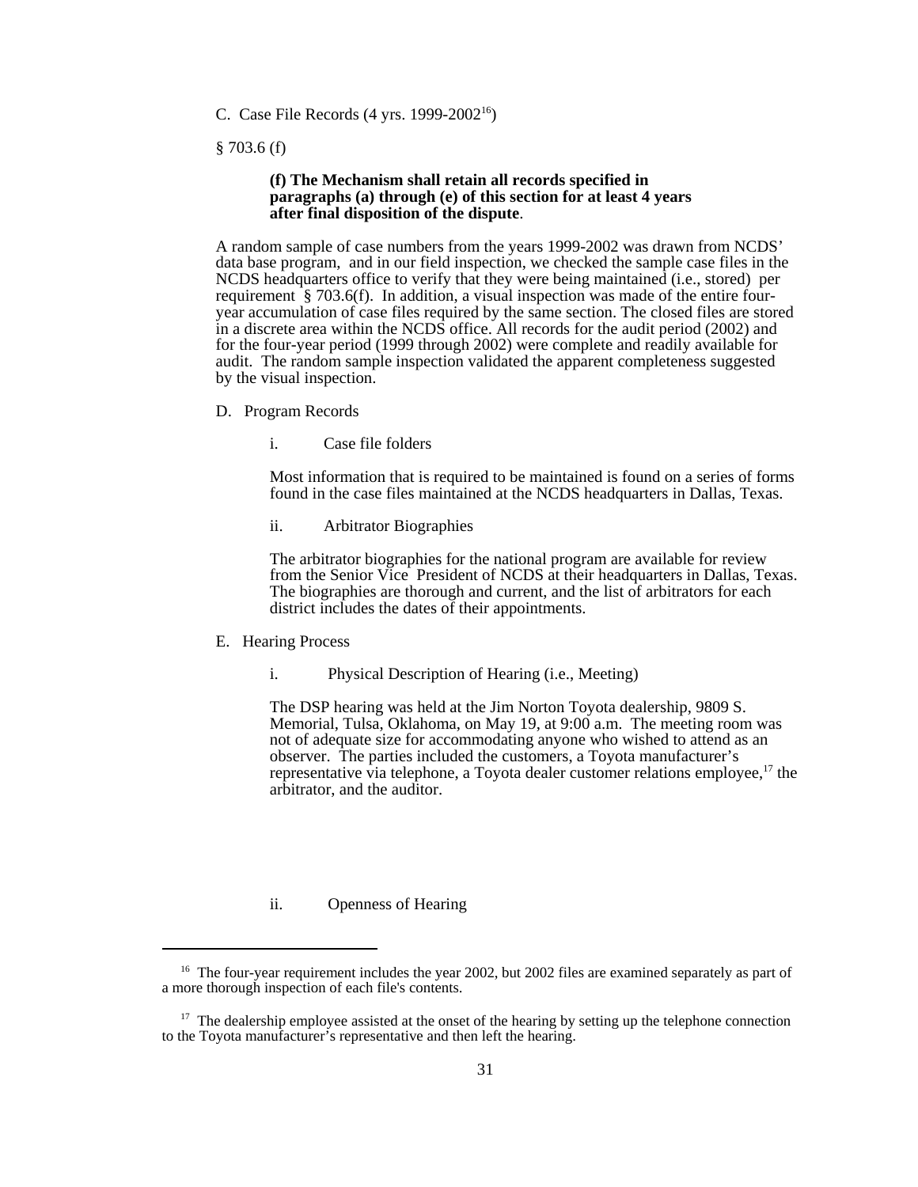C. Case File Records (4 yrs. 1999-2002[16])

§ 703.6 (f)

> **(f) The Mechanism shall retain all records specified in paragraphs (a) through (e) of this section for at least 4 years after final disposition of the dispute**.

A random sample of case numbers from the years 1999-2002 was drawn from NCDS' data base program, and in our field inspection, we checked the sample case files in the NCDS headquarters office to verify that they were being maintained (i.e., stored) per requirement § 703.6(f). In addition, a visual inspection was made of the entire four-year accumulation of case files required by the same section. The closed files are stored in a discrete area within the NCDS office. All records for the audit period (2002) and for the four-year period (1999 through 2002) were complete and readily available for audit. The random sample inspection validated the apparent completeness suggested by the visual inspection.

D. Program Records

i. Case file folders

Most information that is required to be maintained is found on a series of forms found in the case files maintained at the NCDS headquarters in Dallas, Texas.

ii. Arbitrator Biographies

The arbitrator biographies for the national program are available for review from the Senior Vice President of NCDS at their headquarters in Dallas, Texas. The biographies are thorough and current, and the list of arbitrators for each district includes the dates of their appointments.

E. Hearing Process

i. Physical Description of Hearing (i.e., Meeting)

The DSP hearing was held at the Jim Norton Toyota dealership, 9809 S. Memorial, Tulsa, Oklahoma, on May 19, at 9:00 a.m. The meeting room was not of adequate size for accommodating anyone who wished to attend as an observer. The parties included the customers, a Toyota manufacturer's representative via telephone, a Toyota dealer customer relations employee,[17] the arbitrator, and the auditor.

ii. Openness of Hearing

---

[16] The four-year requirement includes the year 2002, but 2002 files are examined separately as part of a more thorough inspection of each file's contents.

[17] The dealership employee assisted at the onset of the hearing by setting up the telephone connection to the Toyota manufacturer's representative and then left the hearing.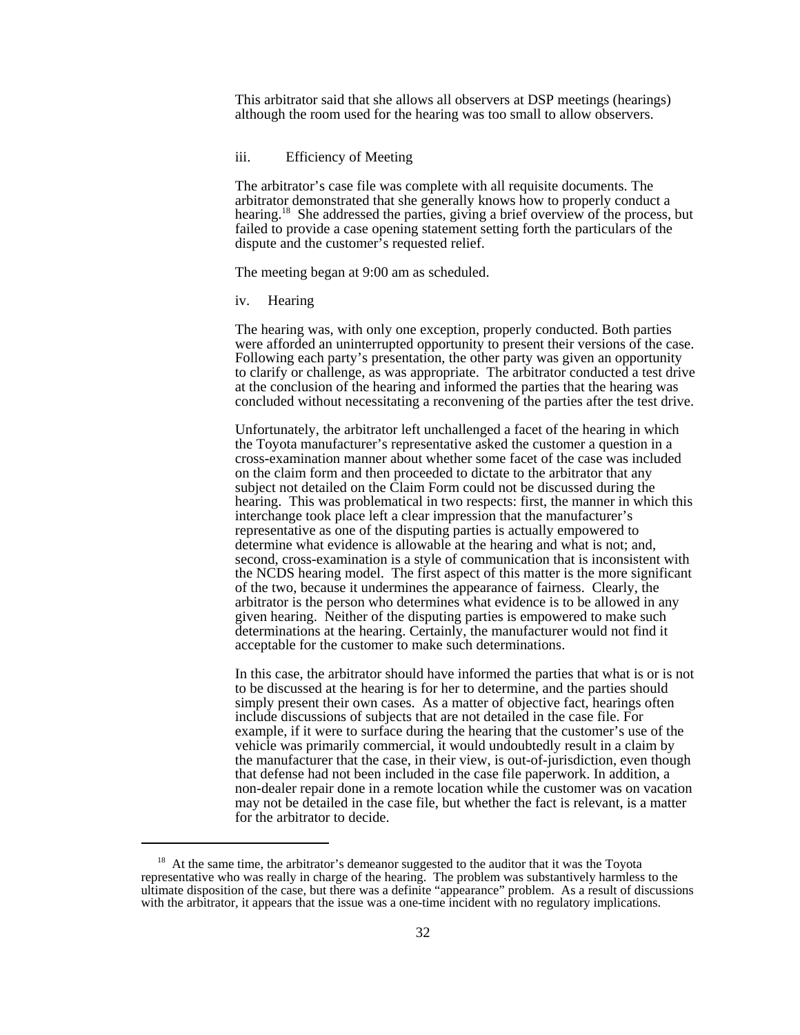This arbitrator said that she allows all observers at DSP meetings (hearings) although the room used for the hearing was too small to allow observers.

iii. Efficiency of Meeting

The arbitrator's case file was complete with all requisite documents. The arbitrator demonstrated that she generally knows how to properly conduct a hearing.[18] She addressed the parties, giving a brief overview of the process, but failed to provide a case opening statement setting forth the particulars of the dispute and the customer's requested relief.

The meeting began at 9:00 am as scheduled.

iv. Hearing

The hearing was, with only one exception, properly conducted. Both parties were afforded an uninterrupted opportunity to present their versions of the case. Following each party's presentation, the other party was given an opportunity to clarify or challenge, as was appropriate. The arbitrator conducted a test drive at the conclusion of the hearing and informed the parties that the hearing was concluded without necessitating a reconvening of the parties after the test drive.

Unfortunately, the arbitrator left unchallenged a facet of the hearing in which the Toyota manufacturer's representative asked the customer a question in a cross-examination manner about whether some facet of the case was included on the claim form and then proceeded to dictate to the arbitrator that any subject not detailed on the Claim Form could not be discussed during the hearing. This was problematical in two respects: first, the manner in which this interchange took place left a clear impression that the manufacturer's representative as one of the disputing parties is actually empowered to determine what evidence is allowable at the hearing and what is not; and, second, cross-examination is a style of communication that is inconsistent with the NCDS hearing model. The first aspect of this matter is the more significant of the two, because it undermines the appearance of fairness. Clearly, the arbitrator is the person who determines what evidence is to be allowed in any given hearing. Neither of the disputing parties is empowered to make such determinations at the hearing. Certainly, the manufacturer would not find it acceptable for the customer to make such determinations.

In this case, the arbitrator should have informed the parties that what is or is not to be discussed at the hearing is for her to determine, and the parties should simply present their own cases. As a matter of objective fact, hearings often include discussions of subjects that are not detailed in the case file. For example, if it were to surface during the hearing that the customer's use of the vehicle was primarily commercial, it would undoubtedly result in a claim by the manufacturer that the case, in their view, is out-of-jurisdiction, even though that defense had not been included in the case file paperwork. In addition, a non-dealer repair done in a remote location while the customer was on vacation may not be detailed in the case file, but whether the fact is relevant, is a matter for the arbitrator to decide.

---

[18] At the same time, the arbitrator's demeanor suggested to the auditor that it was the Toyota representative who was really in charge of the hearing. The problem was substantively harmless to the ultimate disposition of the case, but there was a definite "appearance" problem. As a result of discussions with the arbitrator, it appears that the issue was a one-time incident with no regulatory implications.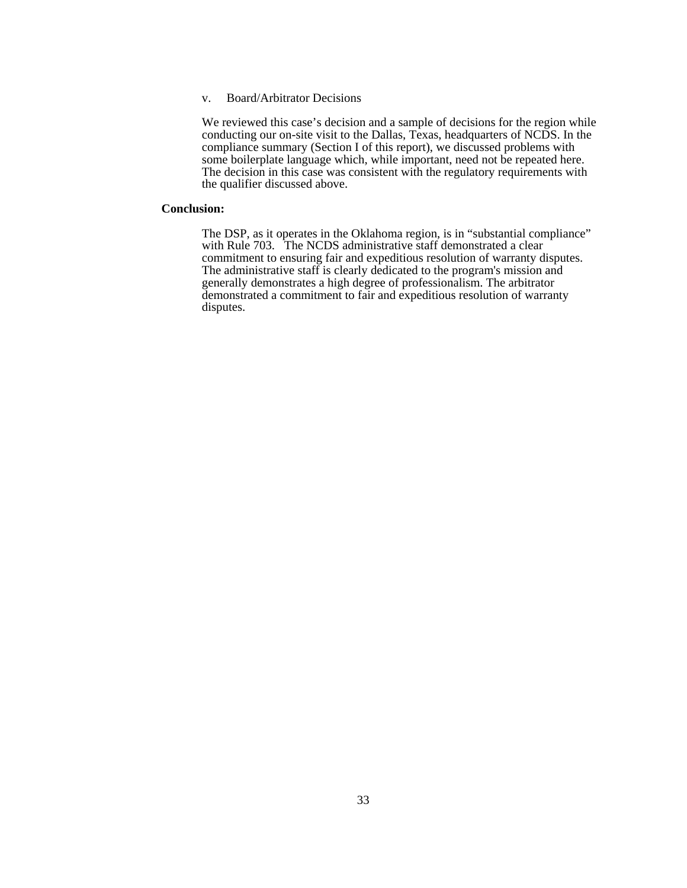v. Board/Arbitrator Decisions

We reviewed this case's decision and a sample of decisions for the region while conducting our on-site visit to the Dallas, Texas, headquarters of NCDS. In the compliance summary (Section I of this report), we discussed problems with some boilerplate language which, while important, need not be repeated here. The decision in this case was consistent with the regulatory requirements with the qualifier discussed above.

**Conclusion:**

The DSP, as it operates in the Oklahoma region, is in "substantial compliance" with Rule 703. The NCDS administrative staff demonstrated a clear commitment to ensuring fair and expeditious resolution of warranty disputes. The administrative staff is clearly dedicated to the program's mission and generally demonstrates a high degree of professionalism. The arbitrator demonstrated a commitment to fair and expeditious resolution of warranty disputes.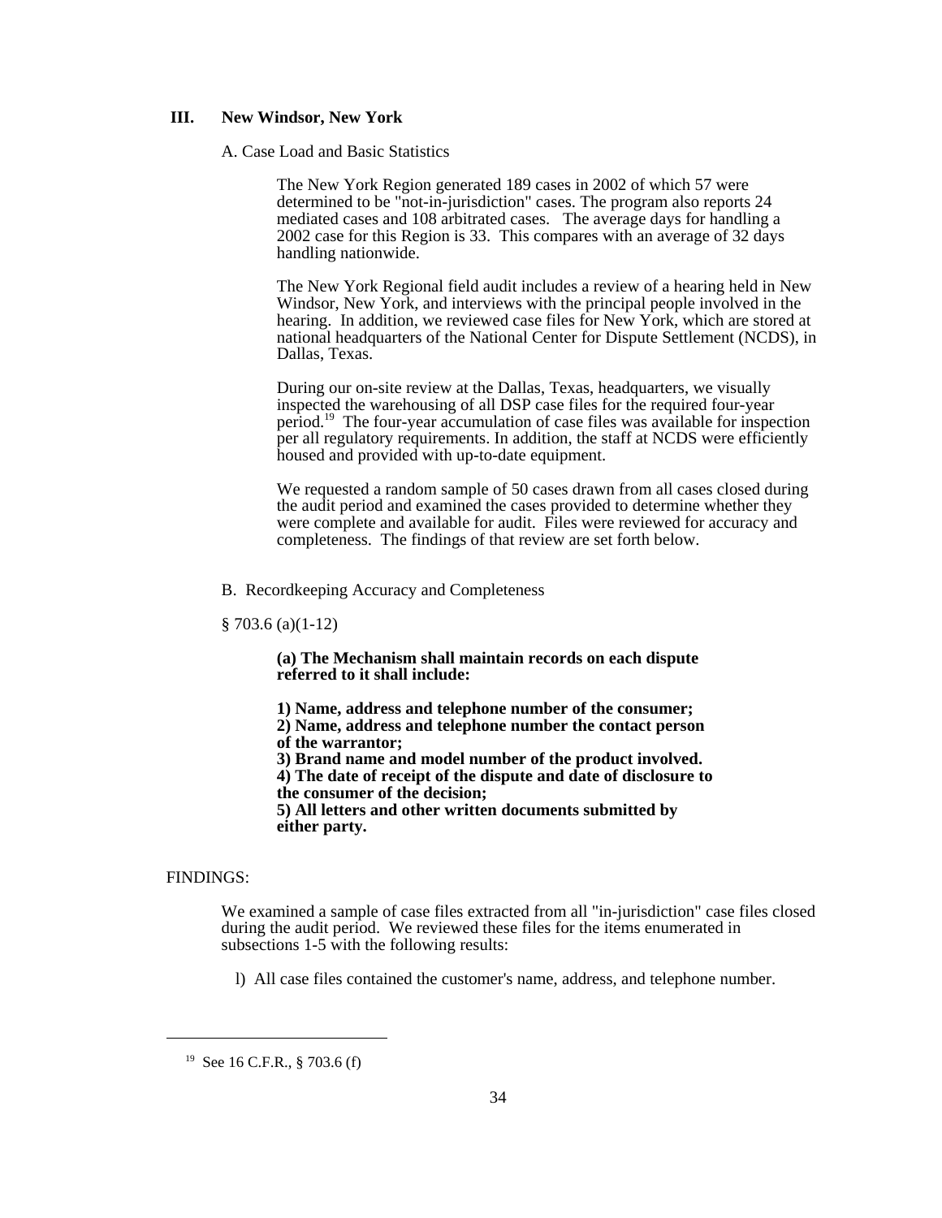## III. New Windsor, New York

A. Case Load and Basic Statistics

The New York Region generated 189 cases in 2002 of which 57 were determined to be "not-in-jurisdiction" cases. The program also reports 24 mediated cases and 108 arbitrated cases. The average days for handling a 2002 case for this Region is 33. This compares with an average of 32 days handling nationwide.

The New York Regional field audit includes a review of a hearing held in New Windsor, New York, and interviews with the principal people involved in the hearing. In addition, we reviewed case files for New York, which are stored at national headquarters of the National Center for Dispute Settlement (NCDS), in Dallas, Texas.

During our on-site review at the Dallas, Texas, headquarters, we visually inspected the warehousing of all DSP case files for the required four-year period.[19] The four-year accumulation of case files was available for inspection per all regulatory requirements. In addition, the staff at NCDS were efficiently housed and provided with up-to-date equipment.

We requested a random sample of 50 cases drawn from all cases closed during the audit period and examined the cases provided to determine whether they were complete and available for audit. Files were reviewed for accuracy and completeness. The findings of that review are set forth below.

B. Recordkeeping Accuracy and Completeness

§ 703.6 (a)(1-12)

**(a) The Mechanism shall maintain records on each dispute referred to it shall include:**

**1) Name, address and telephone number of the consumer;**
**2) Name, address and telephone number the contact person of the warrantor;**
**3) Brand name and model number of the product involved.**
**4) The date of receipt of the dispute and date of disclosure to the consumer of the decision;**
**5) All letters and other written documents submitted by either party.**

FINDINGS:

We examined a sample of case files extracted from all "in-jurisdiction" case files closed during the audit period. We reviewed these files for the items enumerated in subsections 1-5 with the following results:

l) All case files contained the customer's name, address, and telephone number.

---

[19] See 16 C.F.R., § 703.6 (f)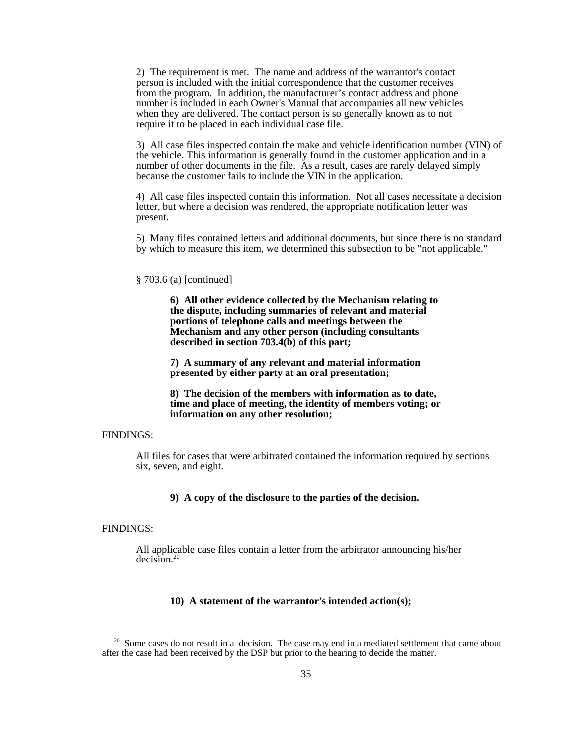2) The requirement is met. The name and address of the warrantor's contact person is included with the initial correspondence that the customer receives from the program. In addition, the manufacturer's contact address and phone number is included in each Owner's Manual that accompanies all new vehicles when they are delivered. The contact person is so generally known as to not require it to be placed in each individual case file.

3) All case files inspected contain the make and vehicle identification number (VIN) of the vehicle. This information is generally found in the customer application and in a number of other documents in the file. As a result, cases are rarely delayed simply because the customer fails to include the VIN in the application.

4) All case files inspected contain this information. Not all cases necessitate a decision letter, but where a decision was rendered, the appropriate notification letter was present.

5) Many files contained letters and additional documents, but since there is no standard by which to measure this item, we determined this subsection to be "not applicable."

§ 703.6 (a) [continued]

**6) All other evidence collected by the Mechanism relating to the dispute, including summaries of relevant and material portions of telephone calls and meetings between the Mechanism and any other person (including consultants described in section 703.4(b) of this part;**

**7) A summary of any relevant and material information presented by either party at an oral presentation;**

**8) The decision of the members with information as to date, time and place of meeting, the identity of members voting; or information on any other resolution;**

FINDINGS:

All files for cases that were arbitrated contained the information required by sections six, seven, and eight.

**9) A copy of the disclosure to the parties of the decision.**

FINDINGS:

All applicable case files contain a letter from the arbitrator announcing his/her decision.[20]

**10) A statement of the warrantor's intended action(s);**

[20] Some cases do not result in a decision. The case may end in a mediated settlement that came about after the case had been received by the DSP but prior to the hearing to decide the matter.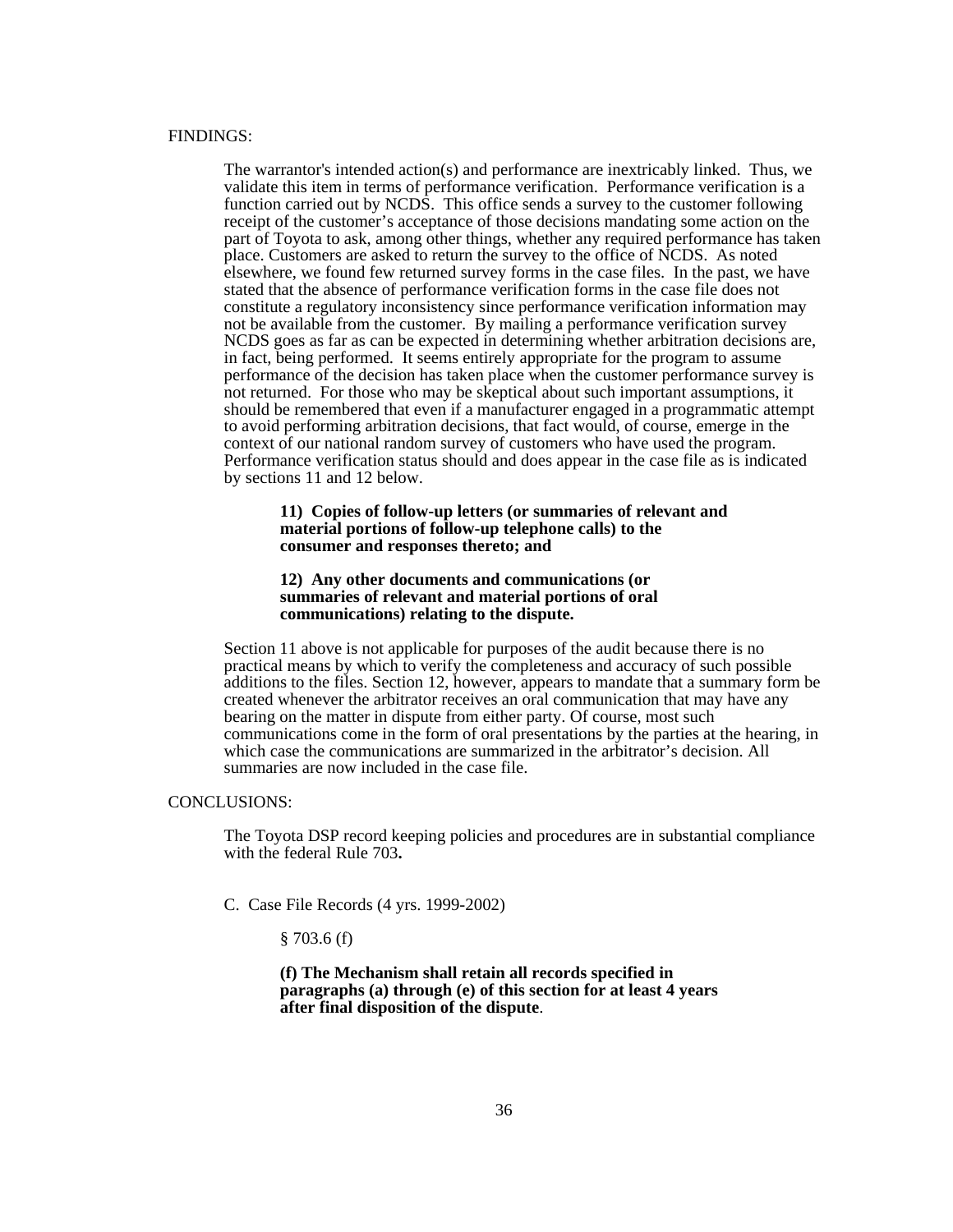FINDINGS:

The warrantor's intended action(s) and performance are inextricably linked. Thus, we validate this item in terms of performance verification. Performance verification is a function carried out by NCDS. This office sends a survey to the customer following receipt of the customer's acceptance of those decisions mandating some action on the part of Toyota to ask, among other things, whether any required performance has taken place. Customers are asked to return the survey to the office of NCDS. As noted elsewhere, we found few returned survey forms in the case files. In the past, we have stated that the absence of performance verification forms in the case file does not constitute a regulatory inconsistency since performance verification information may not be available from the customer. By mailing a performance verification survey NCDS goes as far as can be expected in determining whether arbitration decisions are, in fact, being performed. It seems entirely appropriate for the program to assume performance of the decision has taken place when the customer performance survey is not returned. For those who may be skeptical about such important assumptions, it should be remembered that even if a manufacturer engaged in a programmatic attempt to avoid performing arbitration decisions, that fact would, of course, emerge in the context of our national random survey of customers who have used the program. Performance verification status should and does appear in the case file as is indicated by sections 11 and 12 below.

> **11) Copies of follow-up letters (or summaries of relevant and material portions of follow-up telephone calls) to the consumer and responses thereto; and**
>
> **12) Any other documents and communications (or summaries of relevant and material portions of oral communications) relating to the dispute.**

Section 11 above is not applicable for purposes of the audit because there is no practical means by which to verify the completeness and accuracy of such possible additions to the files. Section 12, however, appears to mandate that a summary form be created whenever the arbitrator receives an oral communication that may have any bearing on the matter in dispute from either party. Of course, most such communications come in the form of oral presentations by the parties at the hearing, in which case the communications are summarized in the arbitrator's decision. All summaries are now included in the case file.

CONCLUSIONS:

The Toyota DSP record keeping policies and procedures are in substantial compliance with the federal Rule 703**.**

C. Case File Records (4 yrs. 1999-2002)

§ 703.6 (f)

> **(f) The Mechanism shall retain all records specified in paragraphs (a) through (e) of this section for at least 4 years after final disposition of the dispute**.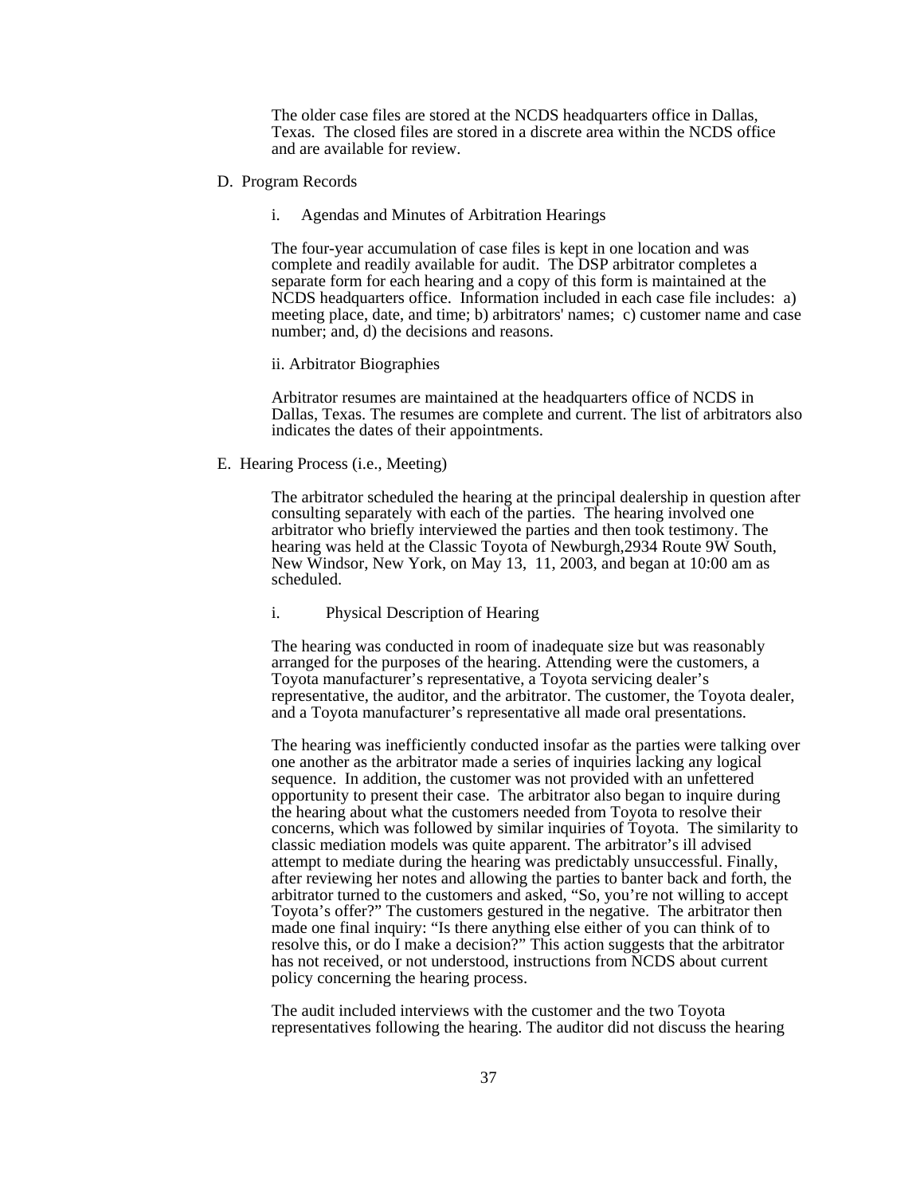The older case files are stored at the NCDS headquarters office in Dallas, Texas. The closed files are stored in a discrete area within the NCDS office and are available for review.

D. Program Records

i. Agendas and Minutes of Arbitration Hearings

The four-year accumulation of case files is kept in one location and was complete and readily available for audit. The DSP arbitrator completes a separate form for each hearing and a copy of this form is maintained at the NCDS headquarters office. Information included in each case file includes: a) meeting place, date, and time; b) arbitrators' names; c) customer name and case number; and, d) the decisions and reasons.

ii. Arbitrator Biographies

Arbitrator resumes are maintained at the headquarters office of NCDS in Dallas, Texas. The resumes are complete and current. The list of arbitrators also indicates the dates of their appointments.

E. Hearing Process (i.e., Meeting)

The arbitrator scheduled the hearing at the principal dealership in question after consulting separately with each of the parties. The hearing involved one arbitrator who briefly interviewed the parties and then took testimony. The hearing was held at the Classic Toyota of Newburgh,2934 Route 9W South, New Windsor, New York, on May 13, 11, 2003, and began at 10:00 am as scheduled.

i. Physical Description of Hearing

The hearing was conducted in room of inadequate size but was reasonably arranged for the purposes of the hearing. Attending were the customers, a Toyota manufacturer's representative, a Toyota servicing dealer's representative, the auditor, and the arbitrator. The customer, the Toyota dealer, and a Toyota manufacturer's representative all made oral presentations.

The hearing was inefficiently conducted insofar as the parties were talking over one another as the arbitrator made a series of inquiries lacking any logical sequence. In addition, the customer was not provided with an unfettered opportunity to present their case. The arbitrator also began to inquire during the hearing about what the customers needed from Toyota to resolve their concerns, which was followed by similar inquiries of Toyota. The similarity to classic mediation models was quite apparent. The arbitrator's ill advised attempt to mediate during the hearing was predictably unsuccessful. Finally, after reviewing her notes and allowing the parties to banter back and forth, the arbitrator turned to the customers and asked, "So, you're not willing to accept Toyota's offer?" The customers gestured in the negative. The arbitrator then made one final inquiry: "Is there anything else either of you can think of to resolve this, or do I make a decision?" This action suggests that the arbitrator has not received, or not understood, instructions from NCDS about current policy concerning the hearing process.

The audit included interviews with the customer and the two Toyota representatives following the hearing. The auditor did not discuss the hearing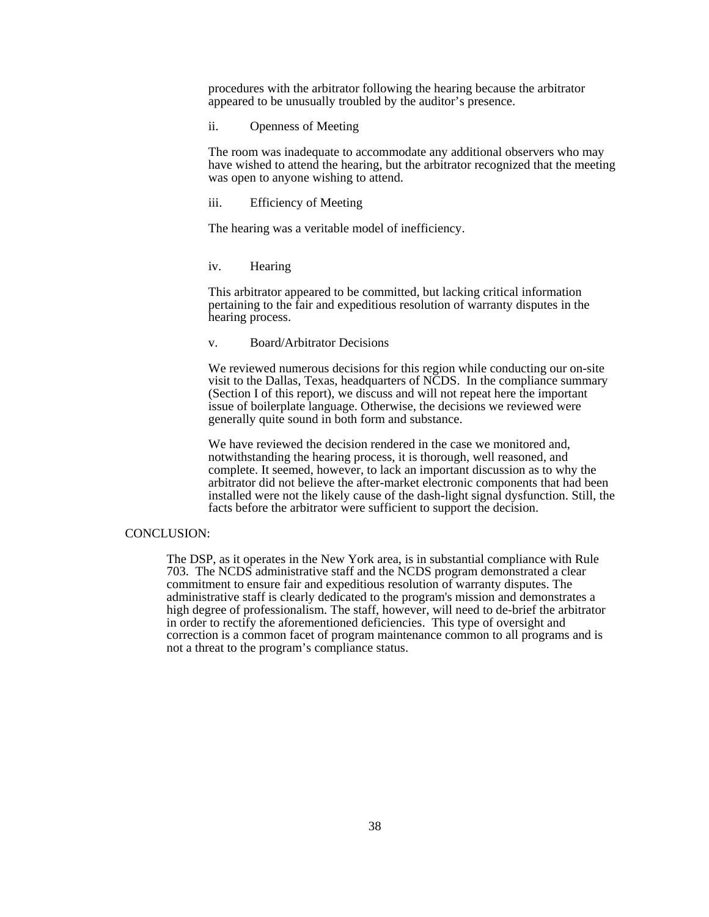procedures with the arbitrator following the hearing because the arbitrator appeared to be unusually troubled by the auditor's presence.

ii. Openness of Meeting

The room was inadequate to accommodate any additional observers who may have wished to attend the hearing, but the arbitrator recognized that the meeting was open to anyone wishing to attend.

iii. Efficiency of Meeting

The hearing was a veritable model of inefficiency.

iv. Hearing

This arbitrator appeared to be committed, but lacking critical information pertaining to the fair and expeditious resolution of warranty disputes in the hearing process.

v. Board/Arbitrator Decisions

We reviewed numerous decisions for this region while conducting our on-site visit to the Dallas, Texas, headquarters of NCDS. In the compliance summary (Section I of this report), we discuss and will not repeat here the important issue of boilerplate language. Otherwise, the decisions we reviewed were generally quite sound in both form and substance.

We have reviewed the decision rendered in the case we monitored and, notwithstanding the hearing process, it is thorough, well reasoned, and complete. It seemed, however, to lack an important discussion as to why the arbitrator did not believe the after-market electronic components that had been installed were not the likely cause of the dash-light signal dysfunction. Still, the facts before the arbitrator were sufficient to support the decision.

CONCLUSION:

The DSP, as it operates in the New York area, is in substantial compliance with Rule 703. The NCDS administrative staff and the NCDS program demonstrated a clear commitment to ensure fair and expeditious resolution of warranty disputes. The administrative staff is clearly dedicated to the program's mission and demonstrates a high degree of professionalism. The staff, however, will need to de-brief the arbitrator in order to rectify the aforementioned deficiencies. This type of oversight and correction is a common facet of program maintenance common to all programs and is not a threat to the program's compliance status.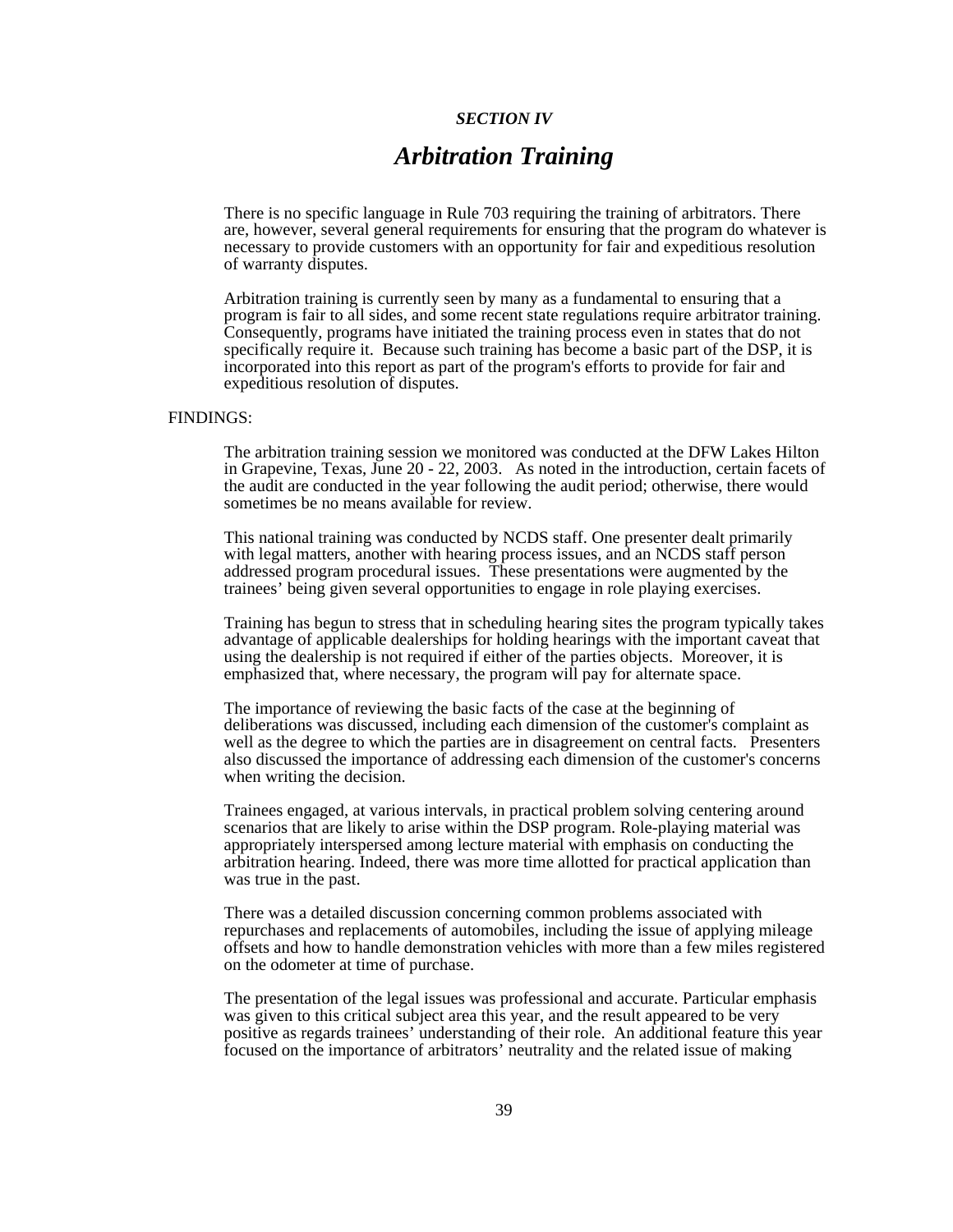*SECTION IV*

# *Arbitration Training*

There is no specific language in Rule 703 requiring the training of arbitrators. There are, however, several general requirements for ensuring that the program do whatever is necessary to provide customers with an opportunity for fair and expeditious resolution of warranty disputes.

Arbitration training is currently seen by many as a fundamental to ensuring that a program is fair to all sides, and some recent state regulations require arbitrator training. Consequently, programs have initiated the training process even in states that do not specifically require it. Because such training has become a basic part of the DSP, it is incorporated into this report as part of the program's efforts to provide for fair and expeditious resolution of disputes.

FINDINGS:

The arbitration training session we monitored was conducted at the DFW Lakes Hilton in Grapevine, Texas, June 20 - 22, 2003. As noted in the introduction, certain facets of the audit are conducted in the year following the audit period; otherwise, there would sometimes be no means available for review.

This national training was conducted by NCDS staff. One presenter dealt primarily with legal matters, another with hearing process issues, and an NCDS staff person addressed program procedural issues. These presentations were augmented by the trainees' being given several opportunities to engage in role playing exercises.

Training has begun to stress that in scheduling hearing sites the program typically takes advantage of applicable dealerships for holding hearings with the important caveat that using the dealership is not required if either of the parties objects. Moreover, it is emphasized that, where necessary, the program will pay for alternate space.

The importance of reviewing the basic facts of the case at the beginning of deliberations was discussed, including each dimension of the customer's complaint as well as the degree to which the parties are in disagreement on central facts. Presenters also discussed the importance of addressing each dimension of the customer's concerns when writing the decision.

Trainees engaged, at various intervals, in practical problem solving centering around scenarios that are likely to arise within the DSP program. Role-playing material was appropriately interspersed among lecture material with emphasis on conducting the arbitration hearing. Indeed, there was more time allotted for practical application than was true in the past.

There was a detailed discussion concerning common problems associated with repurchases and replacements of automobiles, including the issue of applying mileage offsets and how to handle demonstration vehicles with more than a few miles registered on the odometer at time of purchase.

The presentation of the legal issues was professional and accurate. Particular emphasis was given to this critical subject area this year, and the result appeared to be very positive as regards trainees' understanding of their role. An additional feature this year focused on the importance of arbitrators' neutrality and the related issue of making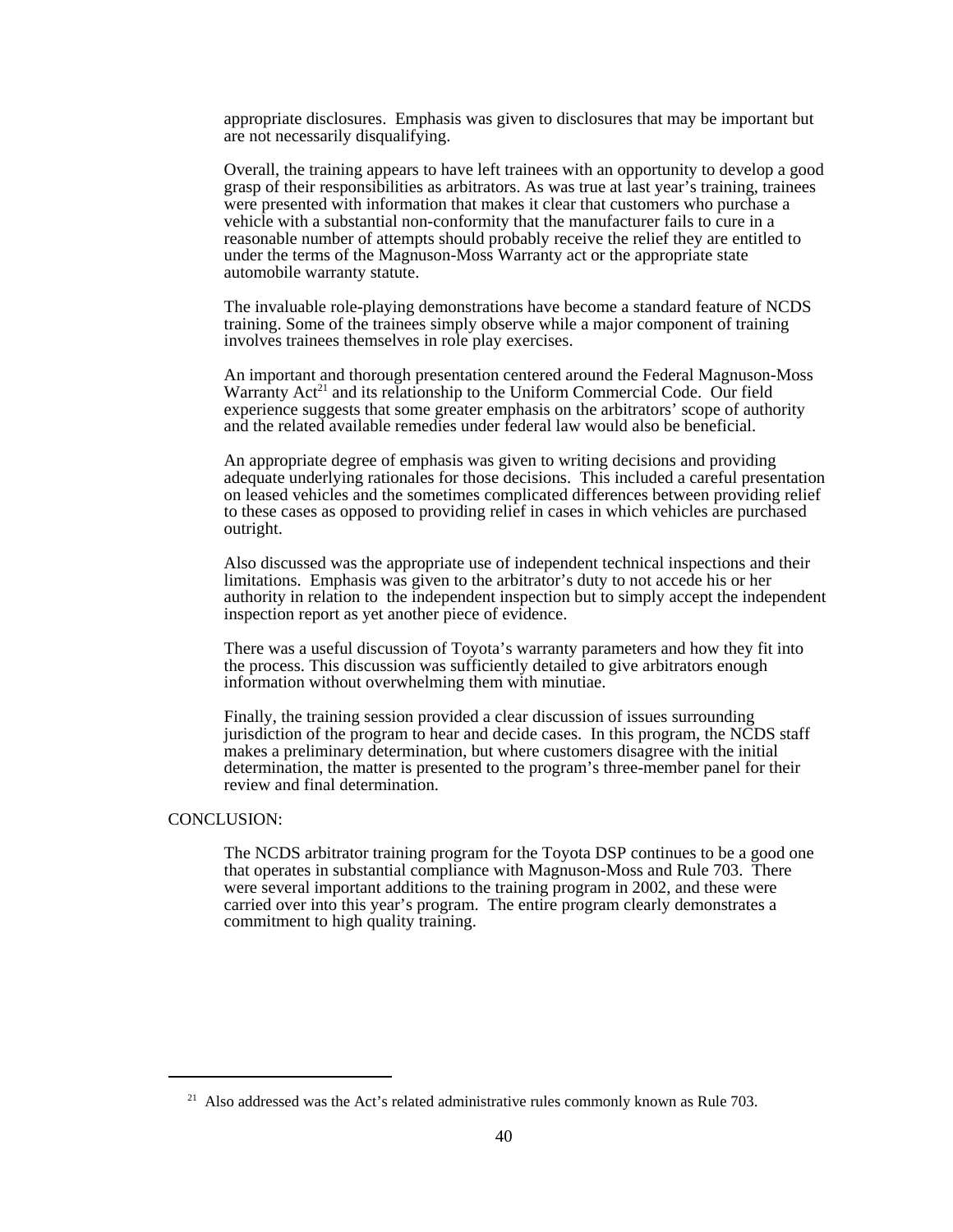appropriate disclosures. Emphasis was given to disclosures that may be important but are not necessarily disqualifying.

Overall, the training appears to have left trainees with an opportunity to develop a good grasp of their responsibilities as arbitrators. As was true at last year's training, trainees were presented with information that makes it clear that customers who purchase a vehicle with a substantial non-conformity that the manufacturer fails to cure in a reasonable number of attempts should probably receive the relief they are entitled to under the terms of the Magnuson-Moss Warranty act or the appropriate state automobile warranty statute.

The invaluable role-playing demonstrations have become a standard feature of NCDS training. Some of the trainees simply observe while a major component of training involves trainees themselves in role play exercises.

An important and thorough presentation centered around the Federal Magnuson-Moss Warranty Act[21] and its relationship to the Uniform Commercial Code. Our field experience suggests that some greater emphasis on the arbitrators' scope of authority and the related available remedies under federal law would also be beneficial.

An appropriate degree of emphasis was given to writing decisions and providing adequate underlying rationales for those decisions. This included a careful presentation on leased vehicles and the sometimes complicated differences between providing relief to these cases as opposed to providing relief in cases in which vehicles are purchased outright.

Also discussed was the appropriate use of independent technical inspections and their limitations. Emphasis was given to the arbitrator's duty to not accede his or her authority in relation to the independent inspection but to simply accept the independent inspection report as yet another piece of evidence.

There was a useful discussion of Toyota's warranty parameters and how they fit into the process. This discussion was sufficiently detailed to give arbitrators enough information without overwhelming them with minutiae.

Finally, the training session provided a clear discussion of issues surrounding jurisdiction of the program to hear and decide cases. In this program, the NCDS staff makes a preliminary determination, but where customers disagree with the initial determination, the matter is presented to the program's three-member panel for their review and final determination.

CONCLUSION:

The NCDS arbitrator training program for the Toyota DSP continues to be a good one that operates in substantial compliance with Magnuson-Moss and Rule 703. There were several important additions to the training program in 2002, and these were carried over into this year's program. The entire program clearly demonstrates a commitment to high quality training.

---

[21] Also addressed was the Act's related administrative rules commonly known as Rule 703.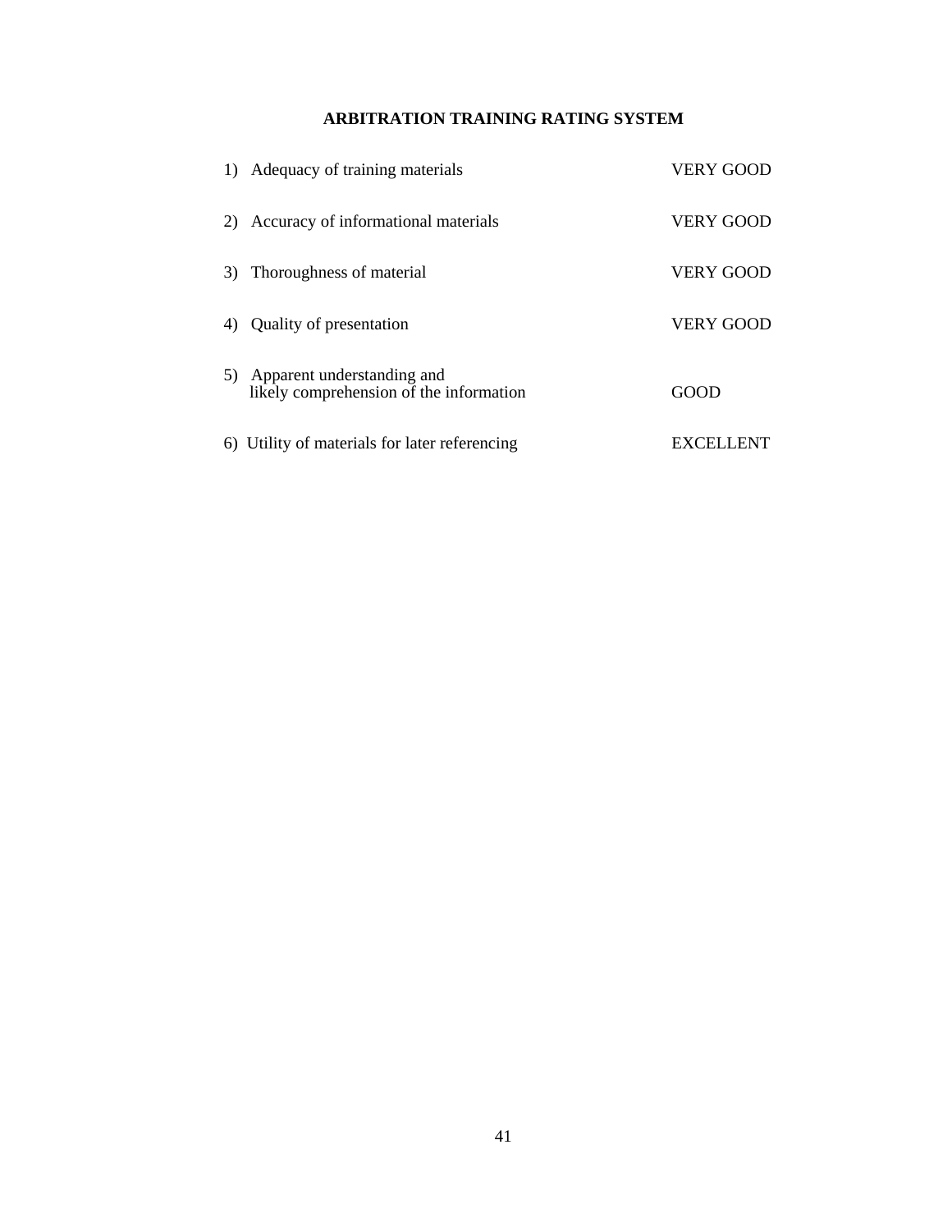# ARBITRATION TRAINING RATING SYSTEM

| | |
|---|---|
| 1) Adequacy of training materials | VERY GOOD |
| 2) Accuracy of informational materials | VERY GOOD |
| 3) Thoroughness of material | VERY GOOD |
| 4) Quality of presentation | VERY GOOD |
| 5) Apparent understanding and likely comprehension of the information | GOOD |
| 6) Utility of materials for later referencing | EXCELLENT |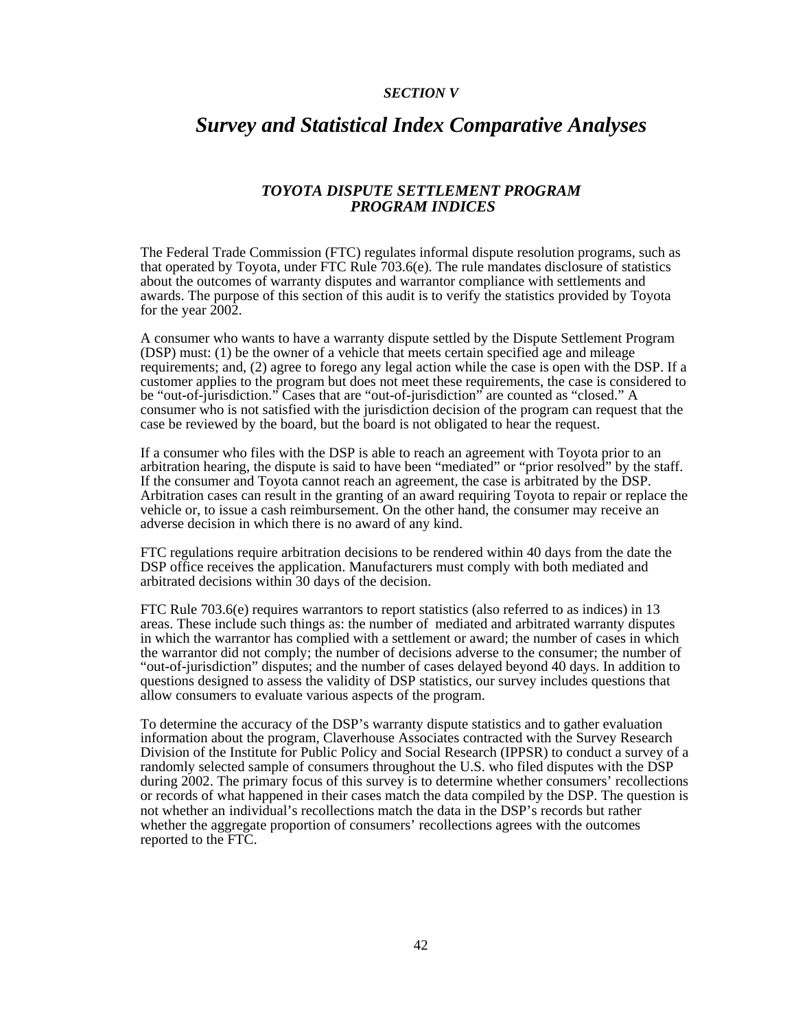*SECTION V*

# *Survey and Statistical Index Comparative Analyses*

### *TOYOTA DISPUTE SETTLEMENT PROGRAM PROGRAM INDICES*

The Federal Trade Commission (FTC) regulates informal dispute resolution programs, such as that operated by Toyota, under FTC Rule 703.6(e). The rule mandates disclosure of statistics about the outcomes of warranty disputes and warrantor compliance with settlements and awards. The purpose of this section of this audit is to verify the statistics provided by Toyota for the year 2002.

A consumer who wants to have a warranty dispute settled by the Dispute Settlement Program (DSP) must: (1) be the owner of a vehicle that meets certain specified age and mileage requirements; and, (2) agree to forego any legal action while the case is open with the DSP. If a customer applies to the program but does not meet these requirements, the case is considered to be "out-of-jurisdiction." Cases that are "out-of-jurisdiction" are counted as "closed." A consumer who is not satisfied with the jurisdiction decision of the program can request that the case be reviewed by the board, but the board is not obligated to hear the request.

If a consumer who files with the DSP is able to reach an agreement with Toyota prior to an arbitration hearing, the dispute is said to have been "mediated" or "prior resolved" by the staff. If the consumer and Toyota cannot reach an agreement, the case is arbitrated by the DSP. Arbitration cases can result in the granting of an award requiring Toyota to repair or replace the vehicle or, to issue a cash reimbursement. On the other hand, the consumer may receive an adverse decision in which there is no award of any kind.

FTC regulations require arbitration decisions to be rendered within 40 days from the date the DSP office receives the application. Manufacturers must comply with both mediated and arbitrated decisions within 30 days of the decision.

FTC Rule 703.6(e) requires warrantors to report statistics (also referred to as indices) in 13 areas. These include such things as: the number of mediated and arbitrated warranty disputes in which the warrantor has complied with a settlement or award; the number of cases in which the warrantor did not comply; the number of decisions adverse to the consumer; the number of "out-of-jurisdiction" disputes; and the number of cases delayed beyond 40 days. In addition to questions designed to assess the validity of DSP statistics, our survey includes questions that allow consumers to evaluate various aspects of the program.

To determine the accuracy of the DSP's warranty dispute statistics and to gather evaluation information about the program, Claverhouse Associates contracted with the Survey Research Division of the Institute for Public Policy and Social Research (IPPSR) to conduct a survey of a randomly selected sample of consumers throughout the U.S. who filed disputes with the DSP during 2002. The primary focus of this survey is to determine whether consumers' recollections or records of what happened in their cases match the data compiled by the DSP. The question is not whether an individual's recollections match the data in the DSP's records but rather whether the aggregate proportion of consumers' recollections agrees with the outcomes reported to the FTC.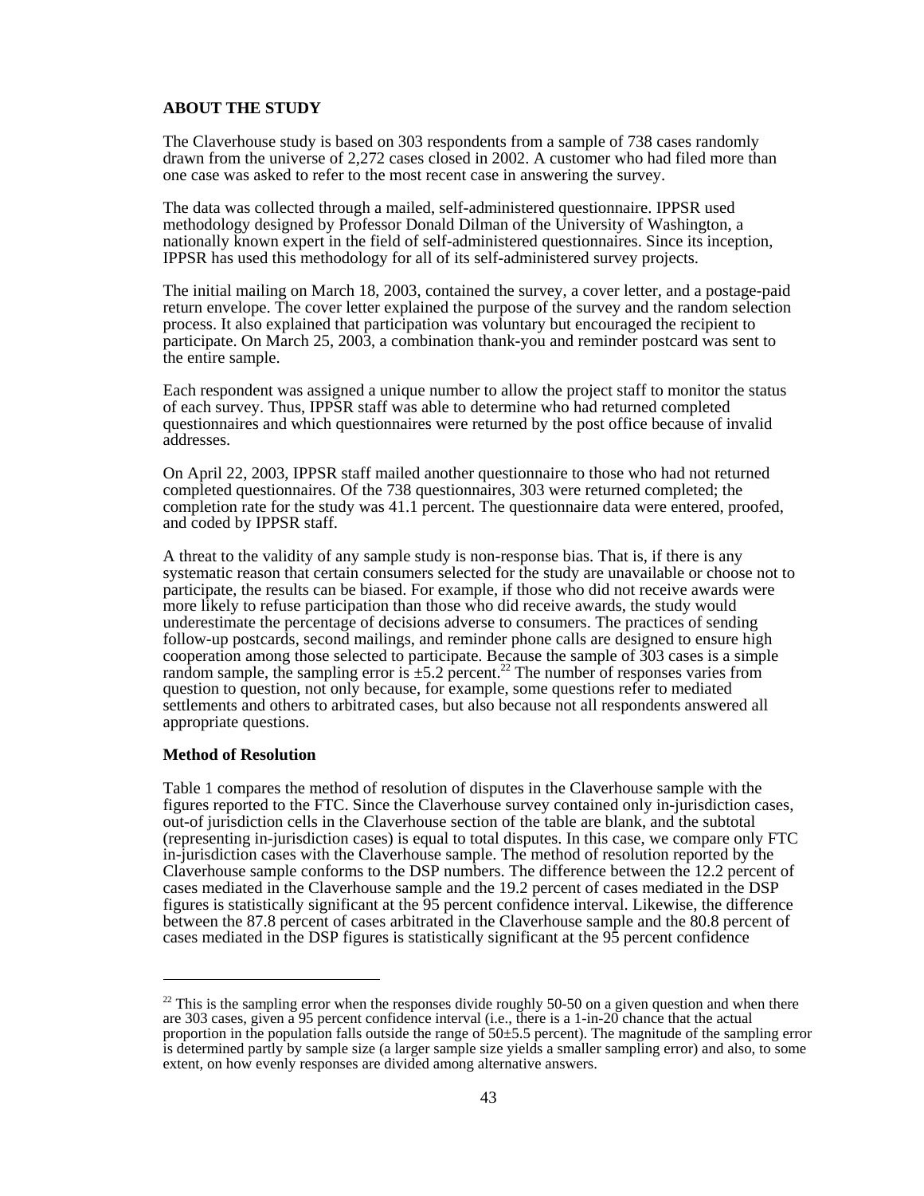**ABOUT THE STUDY**

The Claverhouse study is based on 303 respondents from a sample of 738 cases randomly drawn from the universe of 2,272 cases closed in 2002. A customer who had filed more than one case was asked to refer to the most recent case in answering the survey.

The data was collected through a mailed, self-administered questionnaire. IPPSR used methodology designed by Professor Donald Dilman of the University of Washington, a nationally known expert in the field of self-administered questionnaires. Since its inception, IPPSR has used this methodology for all of its self-administered survey projects.

The initial mailing on March 18, 2003, contained the survey, a cover letter, and a postage-paid return envelope. The cover letter explained the purpose of the survey and the random selection process. It also explained that participation was voluntary but encouraged the recipient to participate. On March 25, 2003, a combination thank-you and reminder postcard was sent to the entire sample.

Each respondent was assigned a unique number to allow the project staff to monitor the status of each survey. Thus, IPPSR staff was able to determine who had returned completed questionnaires and which questionnaires were returned by the post office because of invalid addresses.

On April 22, 2003, IPPSR staff mailed another questionnaire to those who had not returned completed questionnaires. Of the 738 questionnaires, 303 were returned completed; the completion rate for the study was 41.1 percent. The questionnaire data were entered, proofed, and coded by IPPSR staff.

A threat to the validity of any sample study is non-response bias. That is, if there is any systematic reason that certain consumers selected for the study are unavailable or choose not to participate, the results can be biased. For example, if those who did not receive awards were more likely to refuse participation than those who did receive awards, the study would underestimate the percentage of decisions adverse to consumers. The practices of sending follow-up postcards, second mailings, and reminder phone calls are designed to ensure high cooperation among those selected to participate. Because the sample of 303 cases is a simple random sample, the sampling error is ±5.2 percent.[22] The number of responses varies from question to question, not only because, for example, some questions refer to mediated settlements and others to arbitrated cases, but also because not all respondents answered all appropriate questions.

**Method of Resolution**

Table 1 compares the method of resolution of disputes in the Claverhouse sample with the figures reported to the FTC. Since the Claverhouse survey contained only in-jurisdiction cases, out-of jurisdiction cells in the Claverhouse section of the table are blank, and the subtotal (representing in-jurisdiction cases) is equal to total disputes. In this case, we compare only FTC in-jurisdiction cases with the Claverhouse sample. The method of resolution reported by the Claverhouse sample conforms to the DSP numbers. The difference between the 12.2 percent of cases mediated in the Claverhouse sample and the 19.2 percent of cases mediated in the DSP figures is statistically significant at the 95 percent confidence interval. Likewise, the difference between the 87.8 percent of cases arbitrated in the Claverhouse sample and the 80.8 percent of cases mediated in the DSP figures is statistically significant at the 95 percent confidence

---

[22] This is the sampling error when the responses divide roughly 50-50 on a given question and when there are 303 cases, given a 95 percent confidence interval (i.e., there is a 1-in-20 chance that the actual proportion in the population falls outside the range of 50±5.5 percent). The magnitude of the sampling error is determined partly by sample size (a larger sample size yields a smaller sampling error) and also, to some extent, on how evenly responses are divided among alternative answers.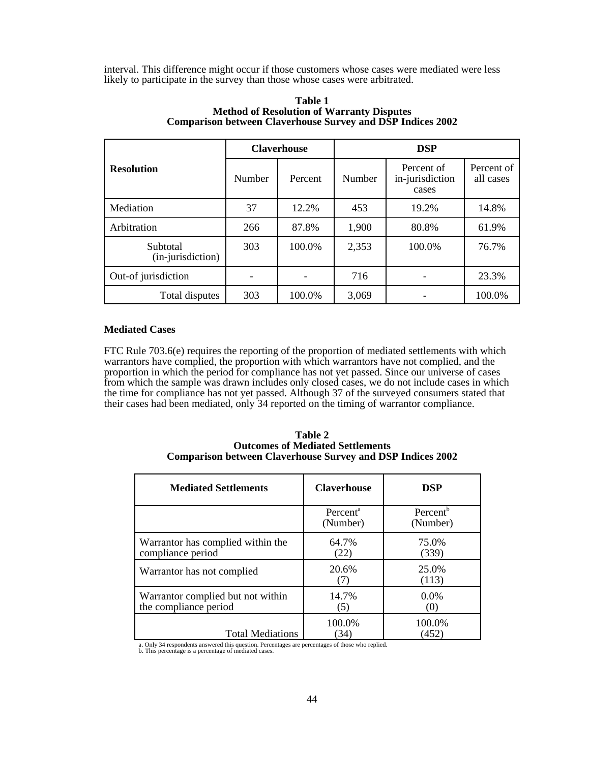interval. This difference might occur if those customers whose cases were mediated were less likely to participate in the survey than those whose cases were arbitrated.

**Table 1**
**Method of Resolution of Warranty Disputes**
**Comparison between Claverhouse Survey and DSP Indices 2002**

| Resolution | Claverhouse | | DSP | | |
|---|---|---|---|---|---|
| | Number | Percent | Number | Percent of in-jurisdiction cases | Percent of all cases |
| Mediation | 37 | 12.2% | 453 | 19.2% | 14.8% |
| Arbitration | 266 | 87.8% | 1,900 | 80.8% | 61.9% |
| Subtotal (in-jurisdiction) | 303 | 100.0% | 2,353 | 100.0% | 76.7% |
| Out-of jurisdiction | - | - | 716 | - | 23.3% |
| Total disputes | 303 | 100.0% | 3,069 | - | 100.0% |

**Mediated Cases**

FTC Rule 703.6(e) requires the reporting of the proportion of mediated settlements with which warrantors have complied, the proportion with which warrantors have not complied, and the proportion in which the period for compliance has not yet passed. Since our universe of cases from which the sample was drawn includes only closed cases, we do not include cases in which the time for compliance has not yet passed. Although 37 of the surveyed consumers stated that their cases had been mediated, only 34 reported on the timing of warrantor compliance.

**Table 2**
**Outcomes of Mediated Settlements**
**Comparison between Claverhouse Survey and DSP Indices 2002**

| Mediated Settlements | Claverhouse | DSP |
|---|---|---|
| | Percent[a] (Number) | Percent[b] (Number) |
| Warrantor has complied within the compliance period | 64.7% (22) | 75.0% (339) |
| Warrantor has not complied | 20.6% (7) | 25.0% (113) |
| Warrantor complied but not within the compliance period | 14.7% (5) | 0.0% (0) |
| Total Mediations | 100.0% (34) | 100.0% (452) |

a. Only 34 respondents answered this question. Percentages are percentages of those who replied.
b. This percentage is a percentage of mediated cases.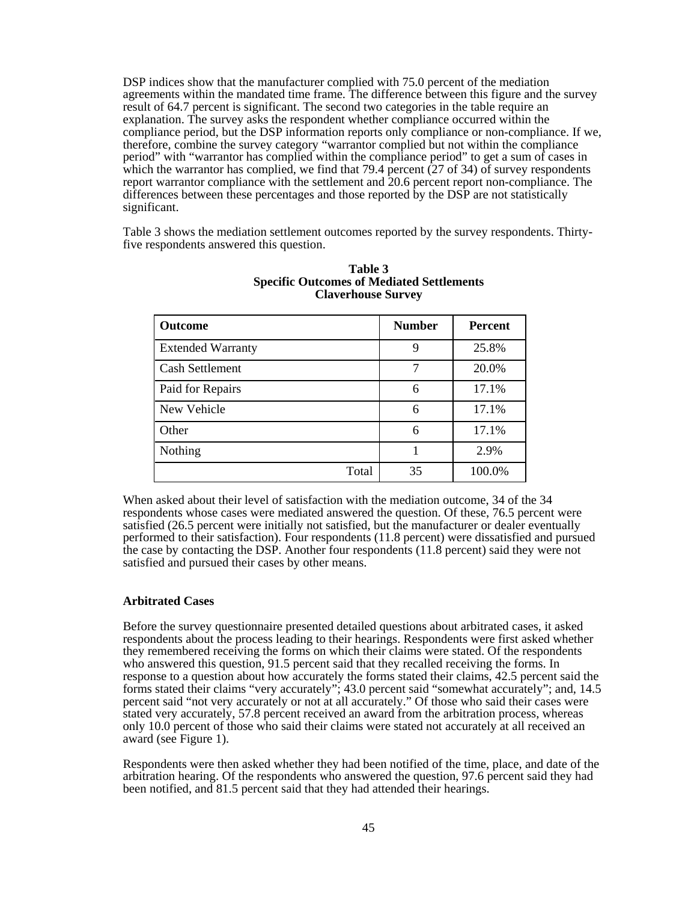DSP indices show that the manufacturer complied with 75.0 percent of the mediation agreements within the mandated time frame. The difference between this figure and the survey result of 64.7 percent is significant. The second two categories in the table require an explanation. The survey asks the respondent whether compliance occurred within the compliance period, but the DSP information reports only compliance or non-compliance. If we, therefore, combine the survey category "warrantor complied but not within the compliance period" with "warrantor has complied within the compliance period" to get a sum of cases in which the warrantor has complied, we find that 79.4 percent (27 of 34) of survey respondents report warrantor compliance with the settlement and 20.6 percent report non-compliance. The differences between these percentages and those reported by the DSP are not statistically significant.

Table 3 shows the mediation settlement outcomes reported by the survey respondents. Thirty-five respondents answered this question.

**Table 3**
**Specific Outcomes of Mediated Settlements**
**Claverhouse Survey**

| Outcome | Number | Percent |
|---|---|---|
| Extended Warranty | 9 | 25.8% |
| Cash Settlement | 7 | 20.0% |
| Paid for Repairs | 6 | 17.1% |
| New Vehicle | 6 | 17.1% |
| Other | 6 | 17.1% |
| Nothing | 1 | 2.9% |
| Total | 35 | 100.0% |

When asked about their level of satisfaction with the mediation outcome, 34 of the 34 respondents whose cases were mediated answered the question. Of these, 76.5 percent were satisfied (26.5 percent were initially not satisfied, but the manufacturer or dealer eventually performed to their satisfaction). Four respondents (11.8 percent) were dissatisfied and pursued the case by contacting the DSP. Another four respondents (11.8 percent) said they were not satisfied and pursued their cases by other means.

### Arbitrated Cases

Before the survey questionnaire presented detailed questions about arbitrated cases, it asked respondents about the process leading to their hearings. Respondents were first asked whether they remembered receiving the forms on which their claims were stated. Of the respondents who answered this question, 91.5 percent said that they recalled receiving the forms. In response to a question about how accurately the forms stated their claims, 42.5 percent said the forms stated their claims "very accurately"; 43.0 percent said "somewhat accurately"; and, 14.5 percent said "not very accurately or not at all accurately." Of those who said their cases were stated very accurately, 57.8 percent received an award from the arbitration process, whereas only 10.0 percent of those who said their claims were stated not accurately at all received an award (see Figure 1).

Respondents were then asked whether they had been notified of the time, place, and date of the arbitration hearing. Of the respondents who answered the question, 97.6 percent said they had been notified, and 81.5 percent said that they had attended their hearings.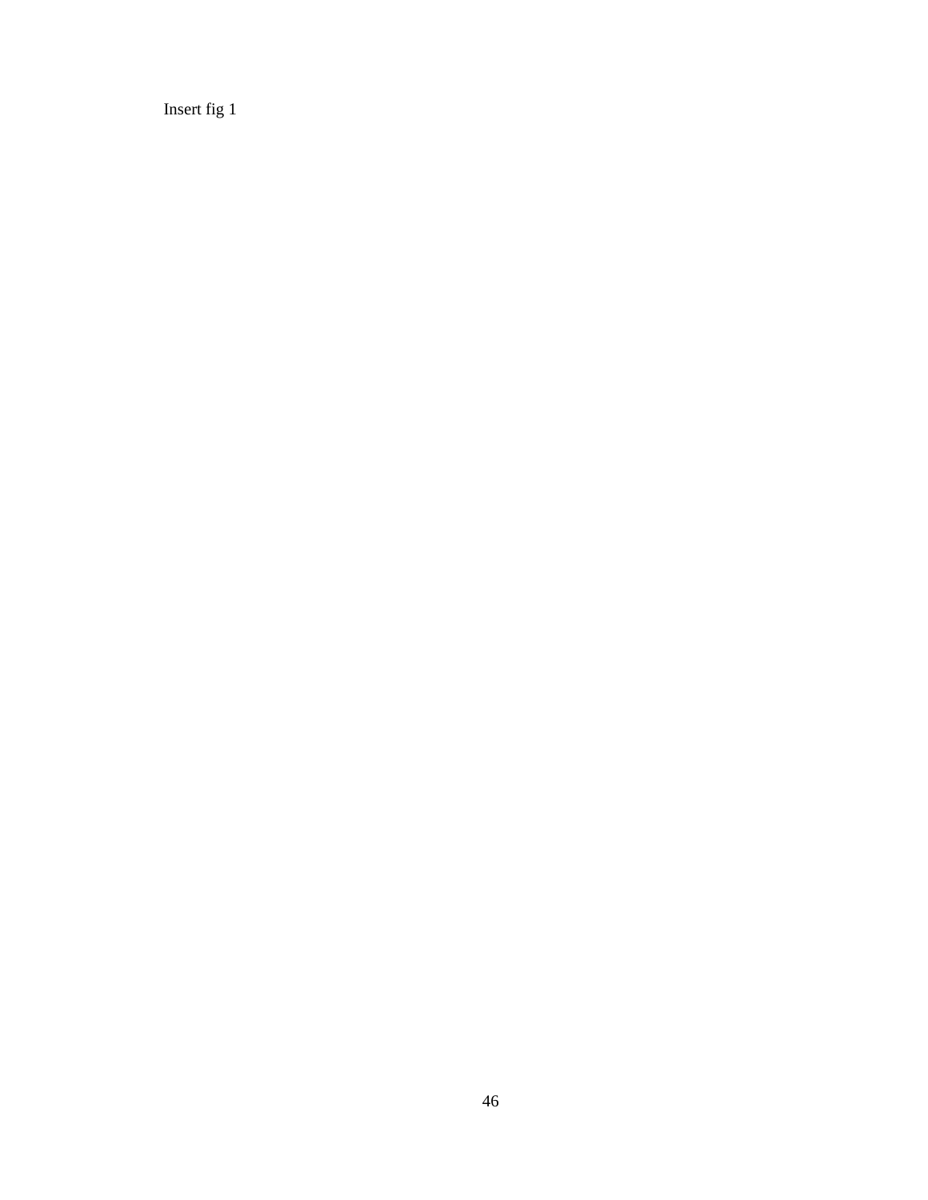Insert fig 1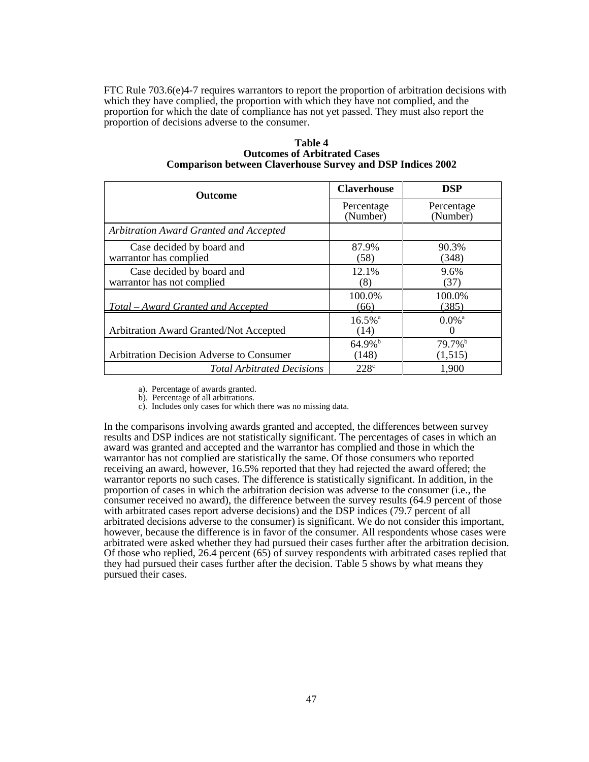FTC Rule 703.6(e)4-7 requires warrantors to report the proportion of arbitration decisions with which they have complied, the proportion with which they have not complied, and the proportion for which the date of compliance has not yet passed. They must also report the proportion of decisions adverse to the consumer.

**Table 4**
**Outcomes of Arbitrated Cases**
**Comparison between Claverhouse Survey and DSP Indices 2002**

| Outcome | Claverhouse | DSP |
|---|---|---|
| | Percentage (Number) | Percentage (Number) |
| *Arbitration Award Granted and Accepted* | | |
| Case decided by board and warrantor has complied | 87.9% (58) | 90.3% (348) |
| Case decided by board and warrantor has not complied | 12.1% (8) | 9.6% (37) |
| *Total – Award Granted and Accepted* | 100.0% (66) | 100.0% (385) |
| Arbitration Award Granted/Not Accepted | 16.5%[a] (14) | 0.0%[a] 0 |
| Arbitration Decision Adverse to Consumer | 64.9%[b] (148) | 79.7%[b] (1,515) |
| *Total Arbitrated Decisions* | 228[c] | 1,900 |

a). Percentage of awards granted.
b). Percentage of all arbitrations.
c). Includes only cases for which there was no missing data.

In the comparisons involving awards granted and accepted, the differences between survey results and DSP indices are not statistically significant. The percentages of cases in which an award was granted and accepted and the warrantor has complied and those in which the warrantor has not complied are statistically the same. Of those consumers who reported receiving an award, however, 16.5% reported that they had rejected the award offered; the warrantor reports no such cases. The difference is statistically significant. In addition, in the proportion of cases in which the arbitration decision was adverse to the consumer (i.e., the consumer received no award), the difference between the survey results (64.9 percent of those with arbitrated cases report adverse decisions) and the DSP indices (79.7 percent of all arbitrated decisions adverse to the consumer) is significant. We do not consider this important, however, because the difference is in favor of the consumer. All respondents whose cases were arbitrated were asked whether they had pursued their cases further after the arbitration decision. Of those who replied, 26.4 percent (65) of survey respondents with arbitrated cases replied that they had pursued their cases further after the decision. Table 5 shows by what means they pursued their cases.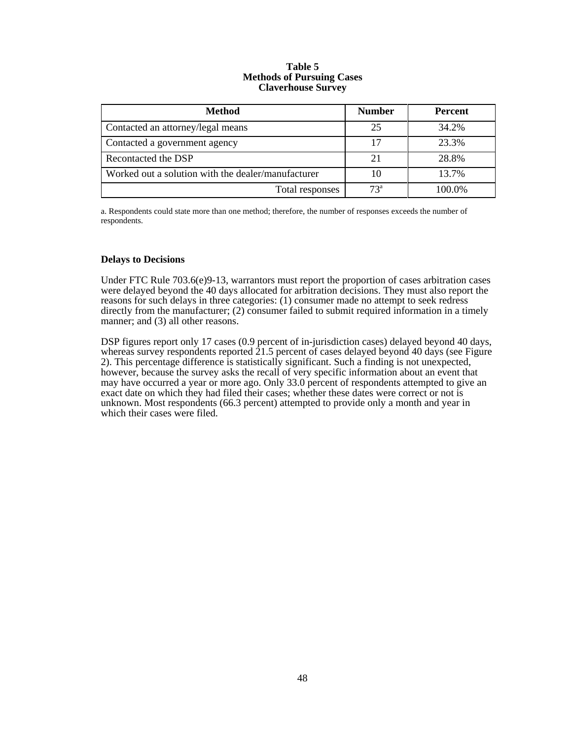**Table 5**
**Methods of Pursuing Cases**
**Claverhouse Survey**

| Method | Number | Percent |
|---|---|---|
| Contacted an attorney/legal means | 25 | 34.2% |
| Contacted a government agency | 17 | 23.3% |
| Recontacted the DSP | 21 | 28.8% |
| Worked out a solution with the dealer/manufacturer | 10 | 13.7% |
| Total responses | 73[a] | 100.0% |

a. Respondents could state more than one method; therefore, the number of responses exceeds the number of respondents.

### Delays to Decisions

Under FTC Rule 703.6(e)9-13, warrantors must report the proportion of cases arbitration cases were delayed beyond the 40 days allocated for arbitration decisions. They must also report the reasons for such delays in three categories: (1) consumer made no attempt to seek redress directly from the manufacturer; (2) consumer failed to submit required information in a timely manner; and (3) all other reasons.

DSP figures report only 17 cases (0.9 percent of in-jurisdiction cases) delayed beyond 40 days, whereas survey respondents reported 21.5 percent of cases delayed beyond 40 days (see Figure 2). This percentage difference is statistically significant. Such a finding is not unexpected, however, because the survey asks the recall of very specific information about an event that may have occurred a year or more ago. Only 33.0 percent of respondents attempted to give an exact date on which they had filed their cases; whether these dates were correct or not is unknown. Most respondents (66.3 percent) attempted to provide only a month and year in which their cases were filed.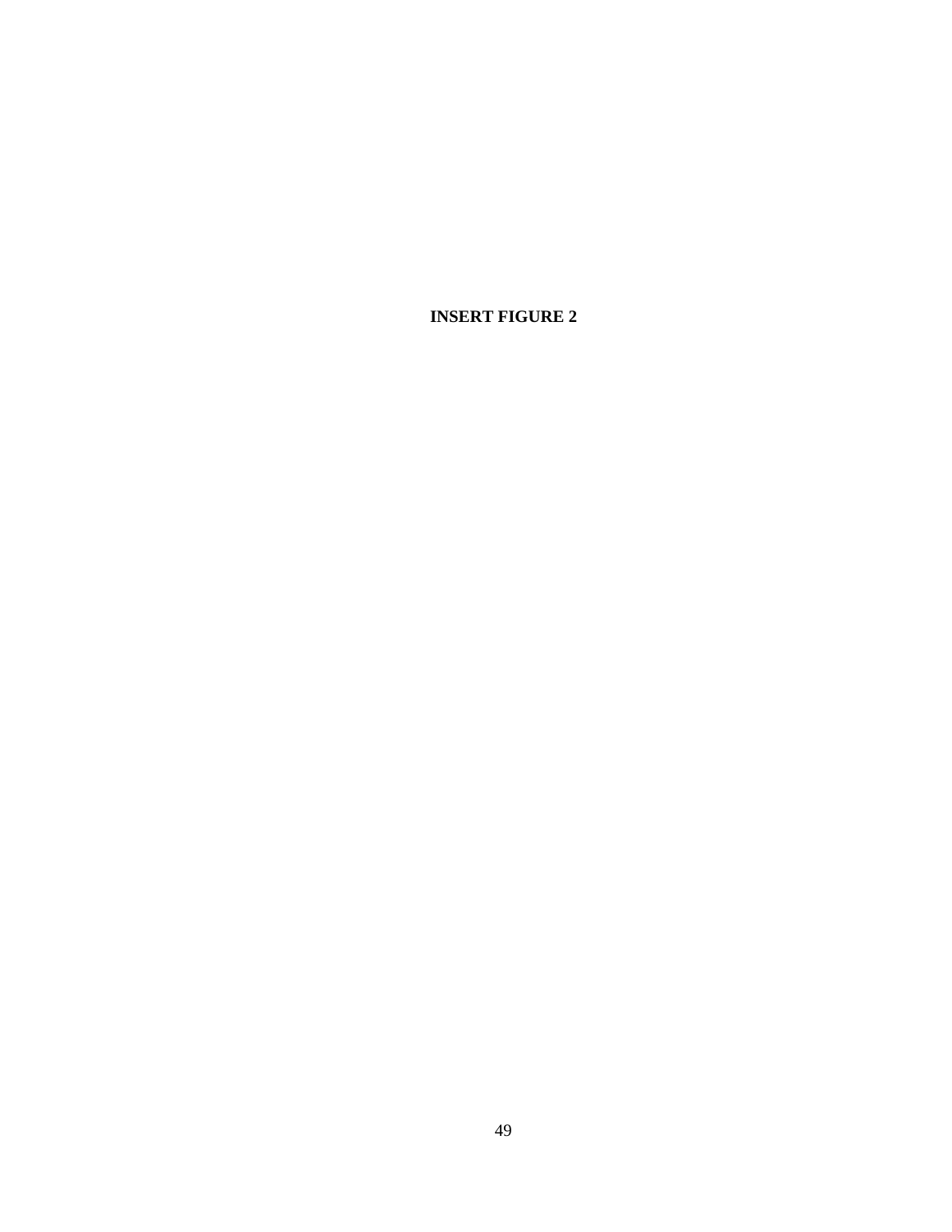**INSERT FIGURE 2**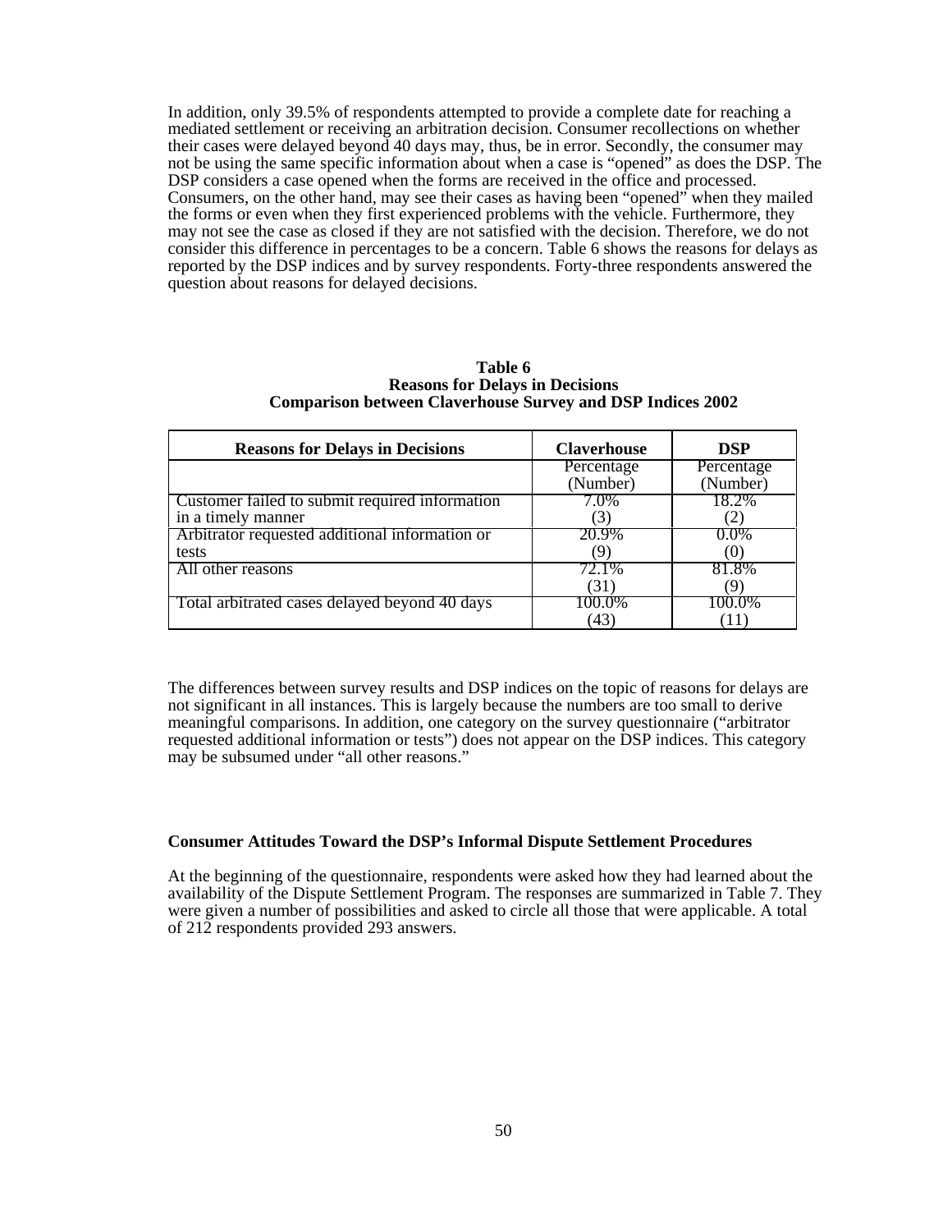In addition, only 39.5% of respondents attempted to provide a complete date for reaching a mediated settlement or receiving an arbitration decision. Consumer recollections on whether their cases were delayed beyond 40 days may, thus, be in error. Secondly, the consumer may not be using the same specific information about when a case is "opened" as does the DSP. The DSP considers a case opened when the forms are received in the office and processed. Consumers, on the other hand, may see their cases as having been "opened" when they mailed the forms or even when they first experienced problems with the vehicle. Furthermore, they may not see the case as closed if they are not satisfied with the decision. Therefore, we do not consider this difference in percentages to be a concern. Table 6 shows the reasons for delays as reported by the DSP indices and by survey respondents. Forty-three respondents answered the question about reasons for delayed decisions.

**Table 6**
**Reasons for Delays in Decisions**
**Comparison between Claverhouse Survey and DSP Indices 2002**

| Reasons for Delays in Decisions | Claverhouse | DSP |
|---|---|---|
| | Percentage (Number) | Percentage (Number) |
| Customer failed to submit required information in a timely manner | 7.0% (3) | 18.2% (2) |
| Arbitrator requested additional information or tests | 20.9% (9) | 0.0% (0) |
| All other reasons | 72.1% (31) | 81.8% (9) |
| Total arbitrated cases delayed beyond 40 days | 100.0% (43) | 100.0% (11) |

The differences between survey results and DSP indices on the topic of reasons for delays are not significant in all instances. This is largely because the numbers are too small to derive meaningful comparisons. In addition, one category on the survey questionnaire ("arbitrator requested additional information or tests") does not appear on the DSP indices. This category may be subsumed under "all other reasons."

### Consumer Attitudes Toward the DSP's Informal Dispute Settlement Procedures

At the beginning of the questionnaire, respondents were asked how they had learned about the availability of the Dispute Settlement Program. The responses are summarized in Table 7. They were given a number of possibilities and asked to circle all those that were applicable. A total of 212 respondents provided 293 answers.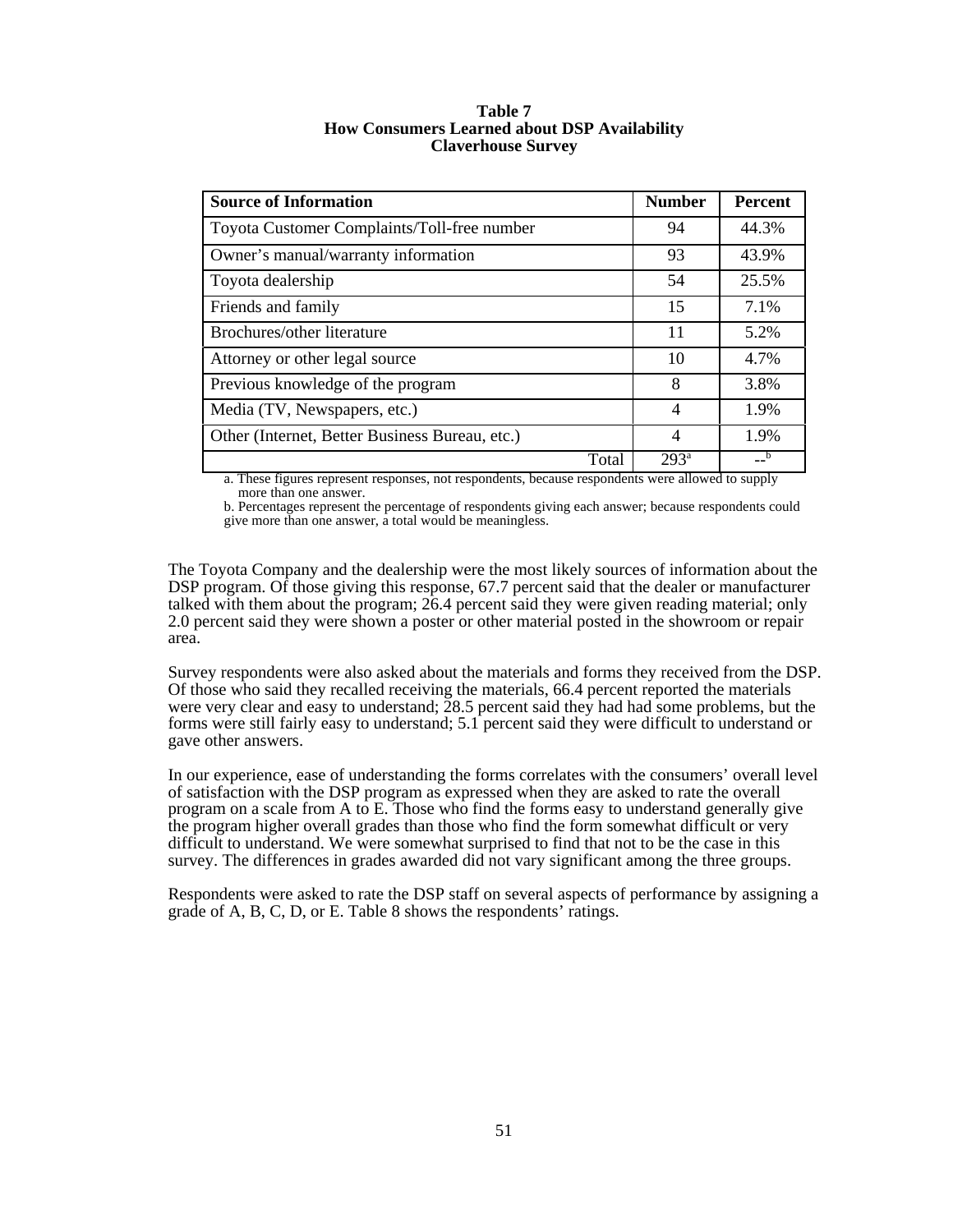**Table 7**
**How Consumers Learned about DSP Availability**
**Claverhouse Survey**

| Source of Information | Number | Percent |
|---|---|---|
| Toyota Customer Complaints/Toll-free number | 94 | 44.3% |
| Owner's manual/warranty information | 93 | 43.9% |
| Toyota dealership | 54 | 25.5% |
| Friends and family | 15 | 7.1% |
| Brochures/other literature | 11 | 5.2% |
| Attorney or other legal source | 10 | 4.7% |
| Previous knowledge of the program | 8 | 3.8% |
| Media (TV, Newspapers, etc.) | 4 | 1.9% |
| Other (Internet, Better Business Bureau, etc.) | 4 | 1.9% |
| Total | 293[a] | --[b] |

a. These figures represent responses, not respondents, because respondents were allowed to supply more than one answer.

b. Percentages represent the percentage of respondents giving each answer; because respondents could give more than one answer, a total would be meaningless.

The Toyota Company and the dealership were the most likely sources of information about the DSP program. Of those giving this response, 67.7 percent said that the dealer or manufacturer talked with them about the program; 26.4 percent said they were given reading material; only 2.0 percent said they were shown a poster or other material posted in the showroom or repair area.

Survey respondents were also asked about the materials and forms they received from the DSP. Of those who said they recalled receiving the materials, 66.4 percent reported the materials were very clear and easy to understand; 28.5 percent said they had had some problems, but the forms were still fairly easy to understand; 5.1 percent said they were difficult to understand or gave other answers.

In our experience, ease of understanding the forms correlates with the consumers' overall level of satisfaction with the DSP program as expressed when they are asked to rate the overall program on a scale from A to E. Those who find the forms easy to understand generally give the program higher overall grades than those who find the form somewhat difficult or very difficult to understand. We were somewhat surprised to find that not to be the case in this survey. The differences in grades awarded did not vary significant among the three groups.

Respondents were asked to rate the DSP staff on several aspects of performance by assigning a grade of A, B, C, D, or E. Table 8 shows the respondents' ratings.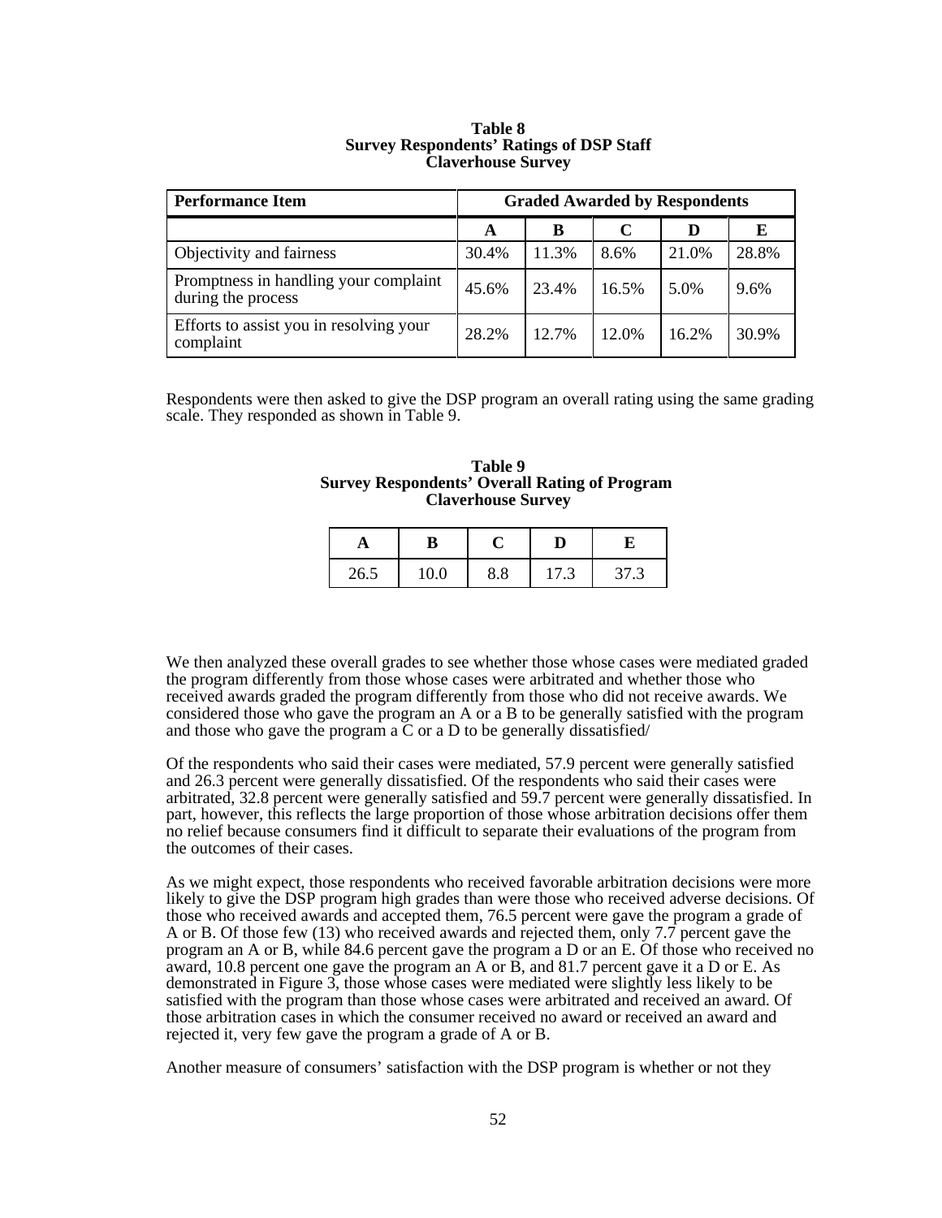**Table 8**
**Survey Respondents' Ratings of DSP Staff**
**Claverhouse Survey**

| Performance Item | Graded Awarded by Respondents | | | | |
|---|---|---|---|---|---|
| | A | B | C | D | E |
| Objectivity and fairness | 30.4% | 11.3% | 8.6% | 21.0% | 28.8% |
| Promptness in handling your complaint during the process | 45.6% | 23.4% | 16.5% | 5.0% | 9.6% |
| Efforts to assist you in resolving your complaint | 28.2% | 12.7% | 12.0% | 16.2% | 30.9% |

Respondents were then asked to give the DSP program an overall rating using the same grading scale. They responded as shown in Table 9.

**Table 9**
**Survey Respondents' Overall Rating of Program**
**Claverhouse Survey**

| A | B | C | D | E |
|---|---|---|---|---|
| 26.5 | 10.0 | 8.8 | 17.3 | 37.3 |

We then analyzed these overall grades to see whether those whose cases were mediated graded the program differently from those whose cases were arbitrated and whether those who received awards graded the program differently from those who did not receive awards. We considered those who gave the program an A or a B to be generally satisfied with the program and those who gave the program a C or a D to be generally dissatisfied/

Of the respondents who said their cases were mediated, 57.9 percent were generally satisfied and 26.3 percent were generally dissatisfied. Of the respondents who said their cases were arbitrated, 32.8 percent were generally satisfied and 59.7 percent were generally dissatisfied. In part, however, this reflects the large proportion of those whose arbitration decisions offer them no relief because consumers find it difficult to separate their evaluations of the program from the outcomes of their cases.

As we might expect, those respondents who received favorable arbitration decisions were more likely to give the DSP program high grades than were those who received adverse decisions. Of those who received awards and accepted them, 76.5 percent were gave the program a grade of A or B. Of those few (13) who received awards and rejected them, only 7.7 percent gave the program an A or B, while 84.6 percent gave the program a D or an E. Of those who received no award, 10.8 percent one gave the program an A or B, and 81.7 percent gave it a D or E. As demonstrated in Figure 3, those whose cases were mediated were slightly less likely to be satisfied with the program than those whose cases were arbitrated and received an award. Of those arbitration cases in which the consumer received no award or received an award and rejected it, very few gave the program a grade of A or B.

Another measure of consumers' satisfaction with the DSP program is whether or not they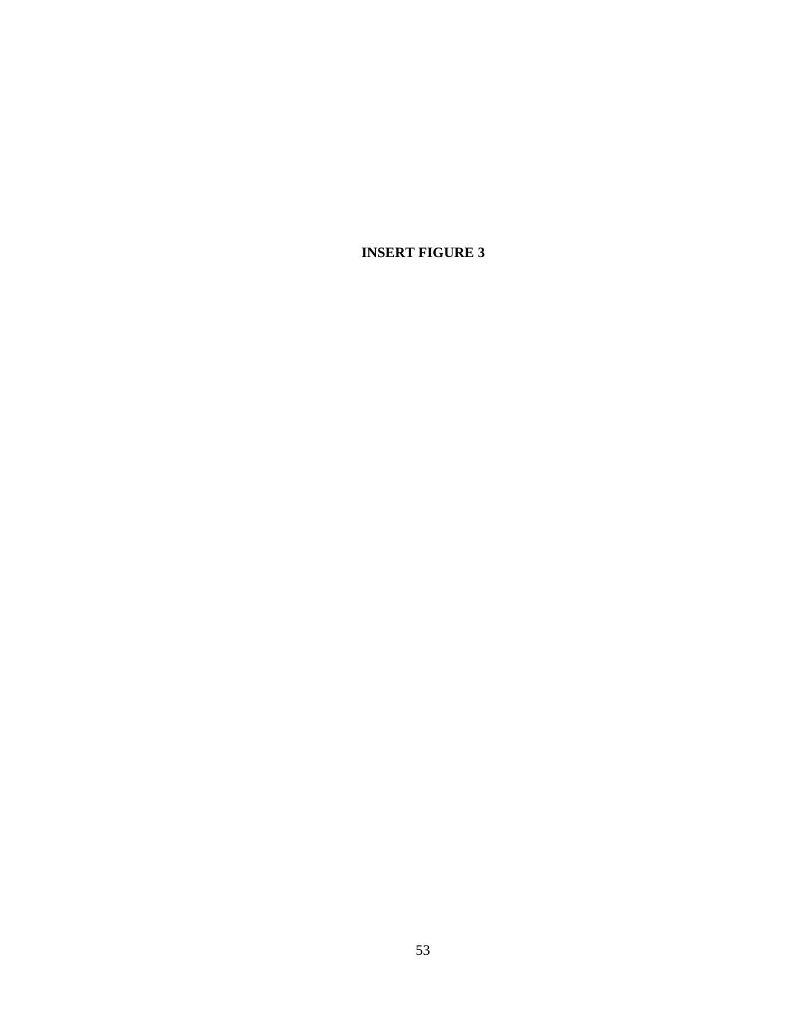**INSERT FIGURE 3**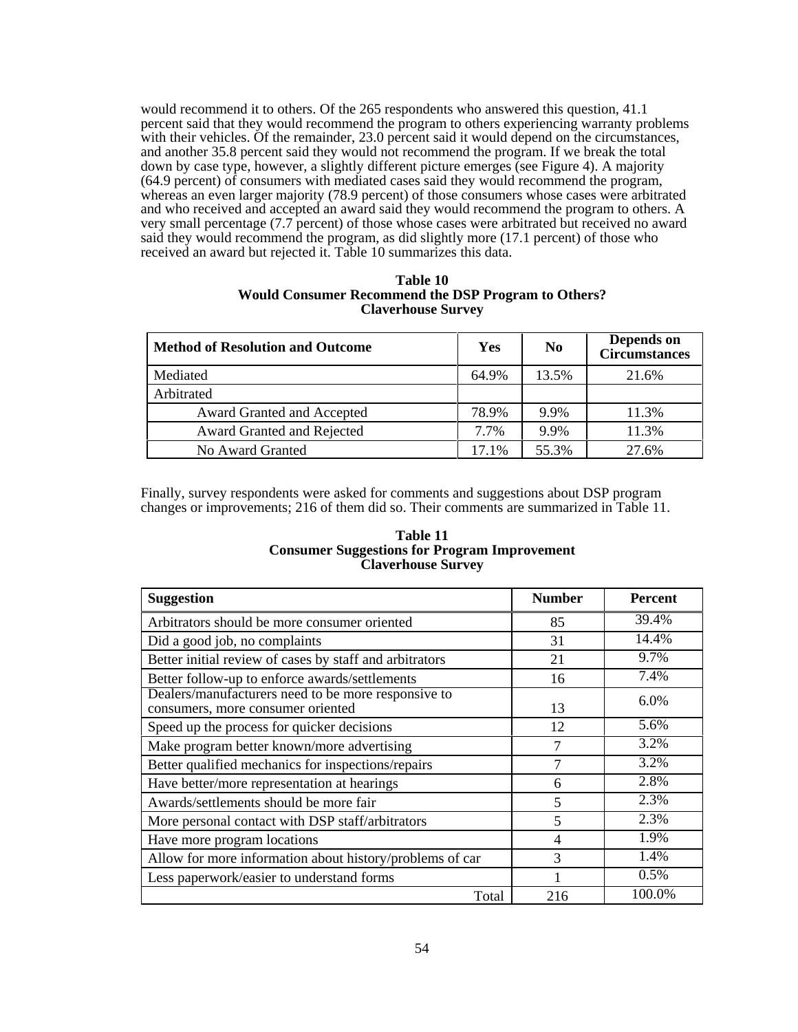would recommend it to others. Of the 265 respondents who answered this question, 41.1 percent said that they would recommend the program to others experiencing warranty problems with their vehicles. Of the remainder, 23.0 percent said it would depend on the circumstances, and another 35.8 percent said they would not recommend the program. If we break the total down by case type, however, a slightly different picture emerges (see Figure 4). A majority (64.9 percent) of consumers with mediated cases said they would recommend the program, whereas an even larger majority (78.9 percent) of those consumers whose cases were arbitrated and who received and accepted an award said they would recommend the program to others. A very small percentage (7.7 percent) of those whose cases were arbitrated but received no award said they would recommend the program, as did slightly more (17.1 percent) of those who received an award but rejected it. Table 10 summarizes this data.

**Table 10**
**Would Consumer Recommend the DSP Program to Others?**
**Claverhouse Survey**

| Method of Resolution and Outcome | Yes | No | Depends on Circumstances |
|---|---|---|---|
| Mediated | 64.9% | 13.5% | 21.6% |
| Arbitrated | | | |
| Award Granted and Accepted | 78.9% | 9.9% | 11.3% |
| Award Granted and Rejected | 7.7% | 9.9% | 11.3% |
| No Award Granted | 17.1% | 55.3% | 27.6% |

Finally, survey respondents were asked for comments and suggestions about DSP program changes or improvements; 216 of them did so. Their comments are summarized in Table 11.

**Table 11**
**Consumer Suggestions for Program Improvement**
**Claverhouse Survey**

| Suggestion | Number | Percent |
|---|---|---|
| Arbitrators should be more consumer oriented | 85 | 39.4% |
| Did a good job, no complaints | 31 | 14.4% |
| Better initial review of cases by staff and arbitrators | 21 | 9.7% |
| Better follow-up to enforce awards/settlements | 16 | 7.4% |
| Dealers/manufacturers need to be more responsive to consumers, more consumer oriented | 13 | 6.0% |
| Speed up the process for quicker decisions | 12 | 5.6% |
| Make program better known/more advertising | 7 | 3.2% |
| Better qualified mechanics for inspections/repairs | 7 | 3.2% |
| Have better/more representation at hearings | 6 | 2.8% |
| Awards/settlements should be more fair | 5 | 2.3% |
| More personal contact with DSP staff/arbitrators | 5 | 2.3% |
| Have more program locations | 4 | 1.9% |
| Allow for more information about history/problems of car | 3 | 1.4% |
| Less paperwork/easier to understand forms | 1 | 0.5% |
| Total | 216 | 100.0% |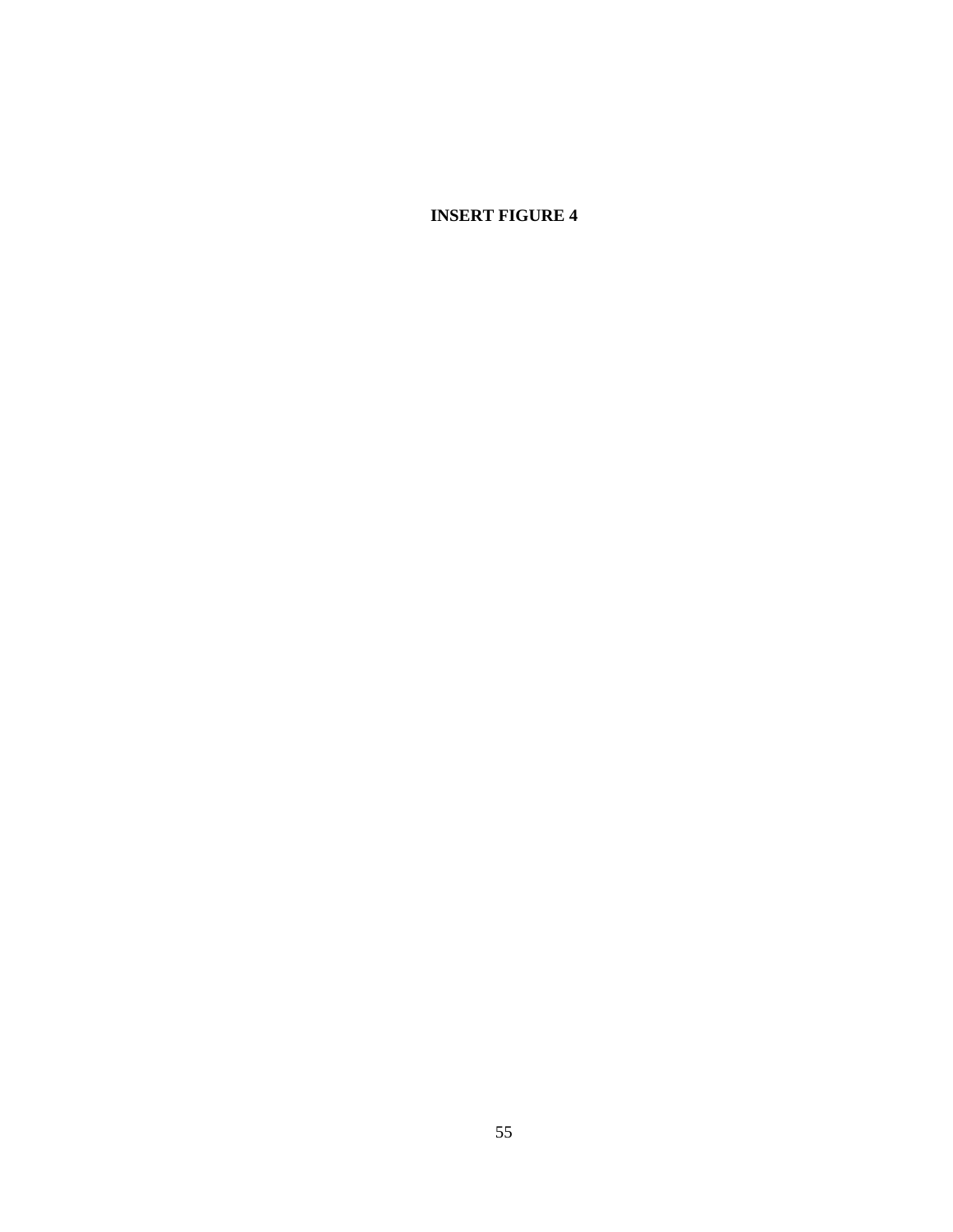**INSERT FIGURE 4**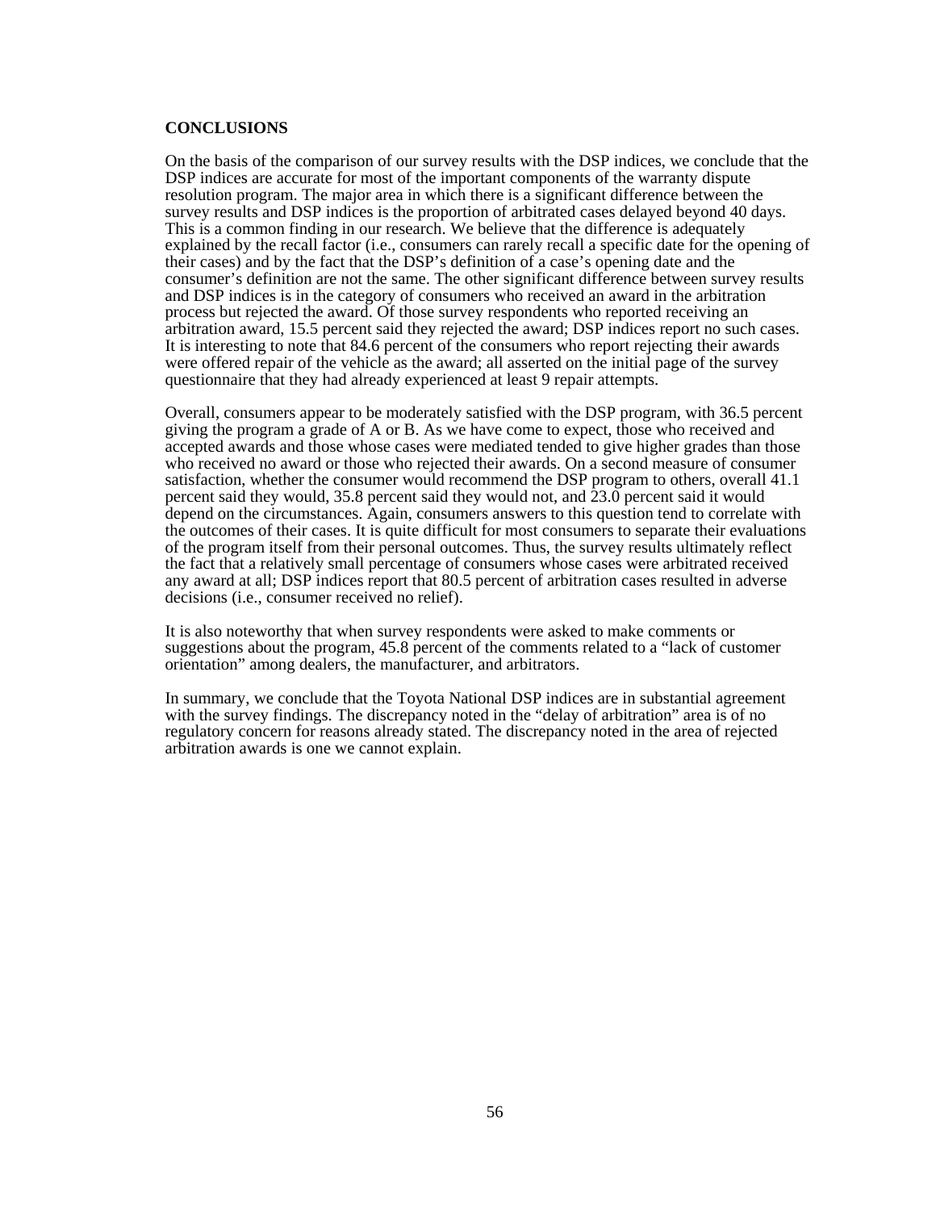**CONCLUSIONS**

On the basis of the comparison of our survey results with the DSP indices, we conclude that the DSP indices are accurate for most of the important components of the warranty dispute resolution program. The major area in which there is a significant difference between the survey results and DSP indices is the proportion of arbitrated cases delayed beyond 40 days. This is a common finding in our research. We believe that the difference is adequately explained by the recall factor (i.e., consumers can rarely recall a specific date for the opening of their cases) and by the fact that the DSP's definition of a case's opening date and the consumer's definition are not the same. The other significant difference between survey results and DSP indices is in the category of consumers who received an award in the arbitration process but rejected the award. Of those survey respondents who reported receiving an arbitration award, 15.5 percent said they rejected the award; DSP indices report no such cases. It is interesting to note that 84.6 percent of the consumers who report rejecting their awards were offered repair of the vehicle as the award; all asserted on the initial page of the survey questionnaire that they had already experienced at least 9 repair attempts.

Overall, consumers appear to be moderately satisfied with the DSP program, with 36.5 percent giving the program a grade of A or B. As we have come to expect, those who received and accepted awards and those whose cases were mediated tended to give higher grades than those who received no award or those who rejected their awards. On a second measure of consumer satisfaction, whether the consumer would recommend the DSP program to others, overall 41.1 percent said they would, 35.8 percent said they would not, and 23.0 percent said it would depend on the circumstances. Again, consumers answers to this question tend to correlate with the outcomes of their cases. It is quite difficult for most consumers to separate their evaluations of the program itself from their personal outcomes. Thus, the survey results ultimately reflect the fact that a relatively small percentage of consumers whose cases were arbitrated received any award at all; DSP indices report that 80.5 percent of arbitration cases resulted in adverse decisions (i.e., consumer received no relief).

It is also noteworthy that when survey respondents were asked to make comments or suggestions about the program, 45.8 percent of the comments related to a "lack of customer orientation" among dealers, the manufacturer, and arbitrators.

In summary, we conclude that the Toyota National DSP indices are in substantial agreement with the survey findings. The discrepancy noted in the "delay of arbitration" area is of no regulatory concern for reasons already stated. The discrepancy noted in the area of rejected arbitration awards is one we cannot explain.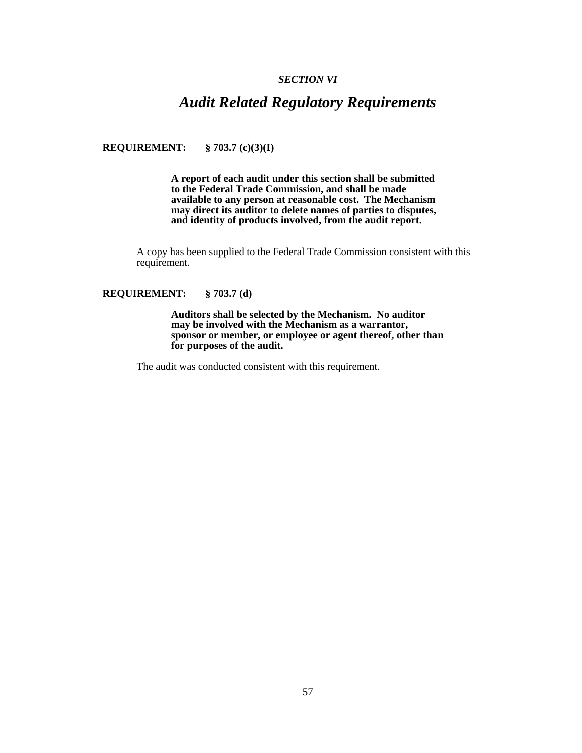*SECTION VI*

# *Audit Related Regulatory Requirements*

**REQUIREMENT: § 703.7 (c)(3)(I)**

> **A report of each audit under this section shall be submitted to the Federal Trade Commission, and shall be made available to any person at reasonable cost. The Mechanism may direct its auditor to delete names of parties to disputes, and identity of products involved, from the audit report.**

A copy has been supplied to the Federal Trade Commission consistent with this requirement.

**REQUIREMENT: § 703.7 (d)**

> **Auditors shall be selected by the Mechanism. No auditor may be involved with the Mechanism as a warrantor, sponsor or member, or employee or agent thereof, other than for purposes of the audit.**

The audit was conducted consistent with this requirement.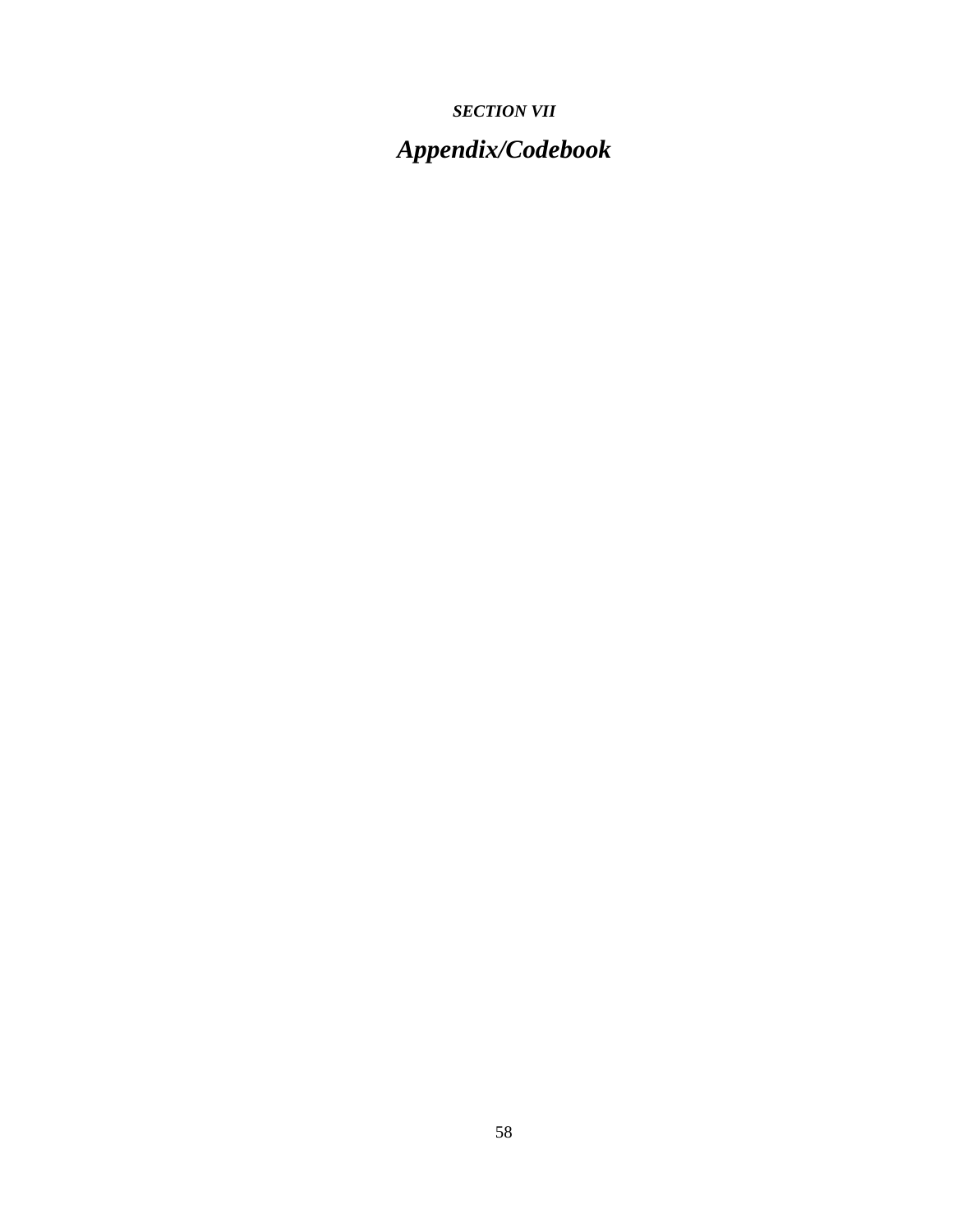*SECTION VII*

# *Appendix/Codebook*